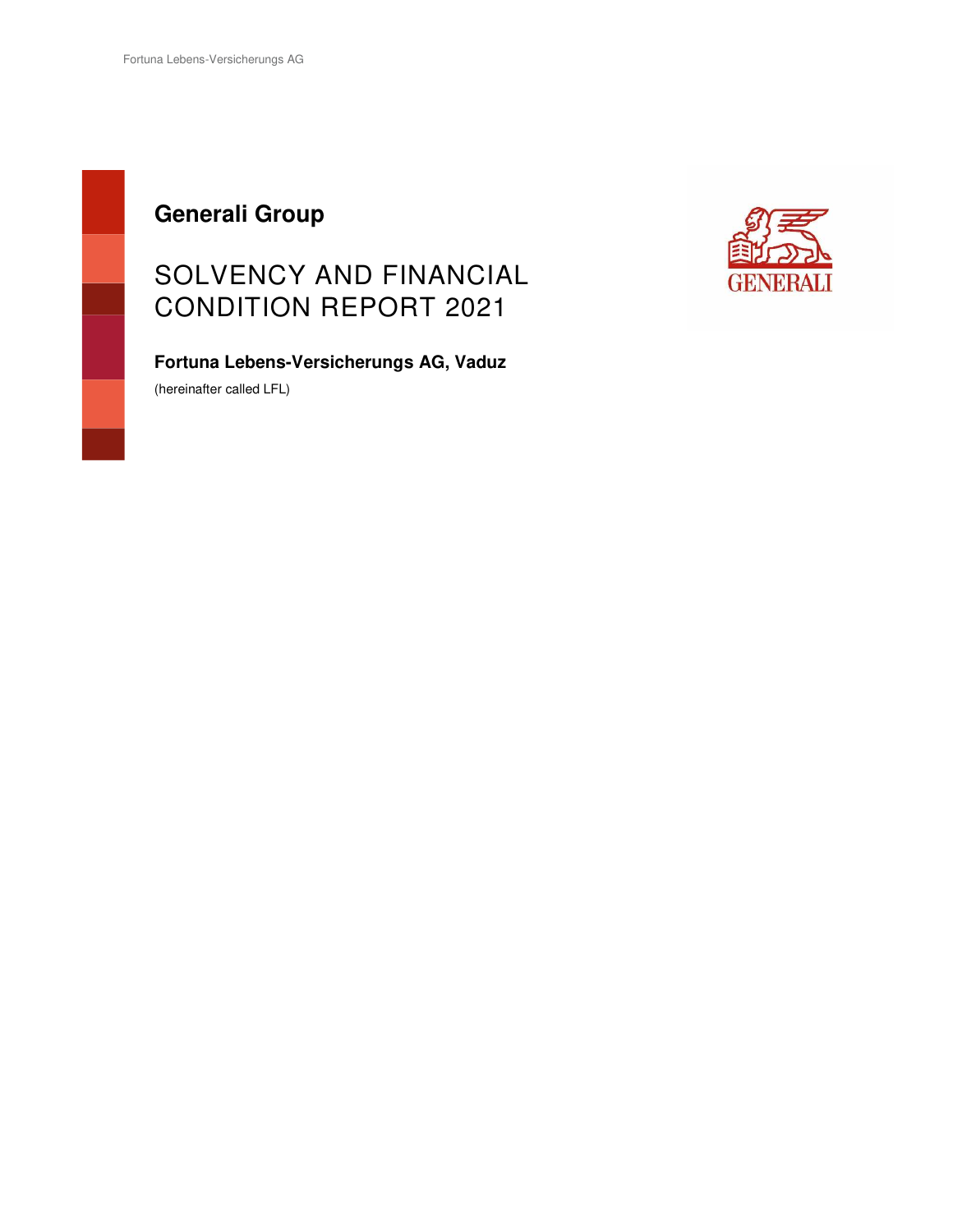**Generali Group**

# SOLVENCY AND FINANCIAL CONDITION REPORT 2021

**Fortuna Lebens-Versicherungs AG, Vaduz**

(hereinafter called LFL)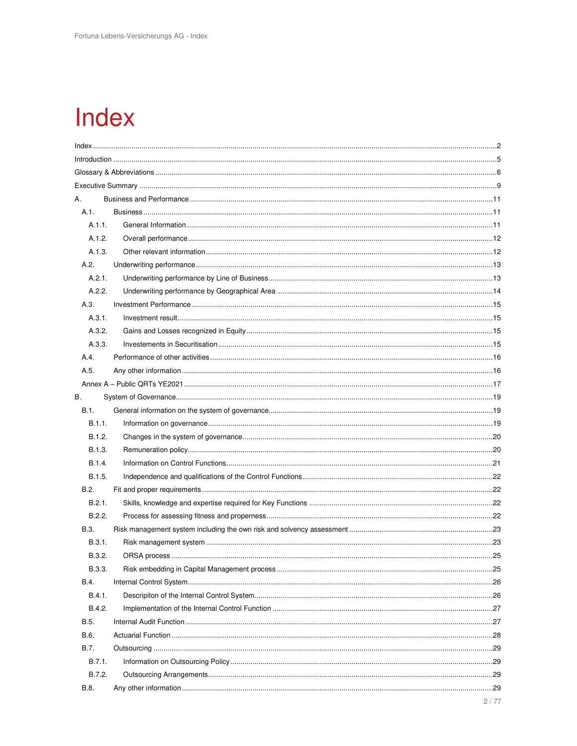# Index

Index ....................................................................................................................................................................2
Introduction ...........................................................................................................................................................5
Glossary & Abbreviations ......................................................................................................................................6
Executive Summary ...............................................................................................................................................9

- A. Business and Performance ........................................................................................................................11
  - A.1. Business ..............................................................................................................................................11
    - A.1.1. General Information.........................................................................................................................11
    - A.1.2. Overall performance........................................................................................................................12
    - A.1.3. Other relevant information ...............................................................................................................12
  - A.2. Underwriting performance ....................................................................................................................13
    - A.2.1. Underwriting performance by Line of Business ...............................................................................13
    - A.2.2. Underwriting performance by Geographical Area ............................................................................14
  - A.3. Investment Performance ......................................................................................................................15
    - A.3.1. Investment result............................................................................................................................15
    - A.3.2. Gains and Losses recognized in Equity ..........................................................................................15
    - A.3.3. Investements in Securitisation ........................................................................................................15
  - A.4. Performance of other activities .............................................................................................................16
  - A.5. Any other information ...........................................................................................................................16
  - Annex A – Public QRTs YE2021 .........................................................................................................17
- B. System of Governance...............................................................................................................................19
  - B.1. General information on the system of governance...............................................................................19
    - B.1.1. Information on governance..............................................................................................................19
    - B.1.2. Changes in the system of governance.............................................................................................20
    - B.1.3. Remuneration policy........................................................................................................................20
    - B.1.4. Information on Control Functions.....................................................................................................21
    - B.1.5. Independence and qualifications of the Control Functions ...............................................................22
  - B.2. Fit and proper requirements .................................................................................................................22
    - B.2.1. Skills, knowledge and expertise required for Key Functions ............................................................22
    - B.2.2. Process for assessing fitness and properness.................................................................................22
  - B.3. Risk management system including the own risk and solvency assessment ........................................23
    - B.3.1. Risk management system ...............................................................................................................23
    - B.3.2. ORSA process ...............................................................................................................................25
    - B.3.3. Risk embedding in Capital Management process ............................................................................25
  - B.4. Internal Control System........................................................................................................................26
    - B.4.1. Descripiton of the Internal Control System.......................................................................................26
    - B.4.2. Implementation of the Internal Control Function ..............................................................................27
  - B.5. Internal Audit Function .........................................................................................................................27
  - B.6. Actuarial Function ................................................................................................................................28
  - B.7. Outsourcing .........................................................................................................................................29
    - B.7.1. Information on Outsourcing Policy...................................................................................................29
    - B.7.2. Outsourcing Arrangements.............................................................................................................29
  - B.8. Any other information ...........................................................................................................................29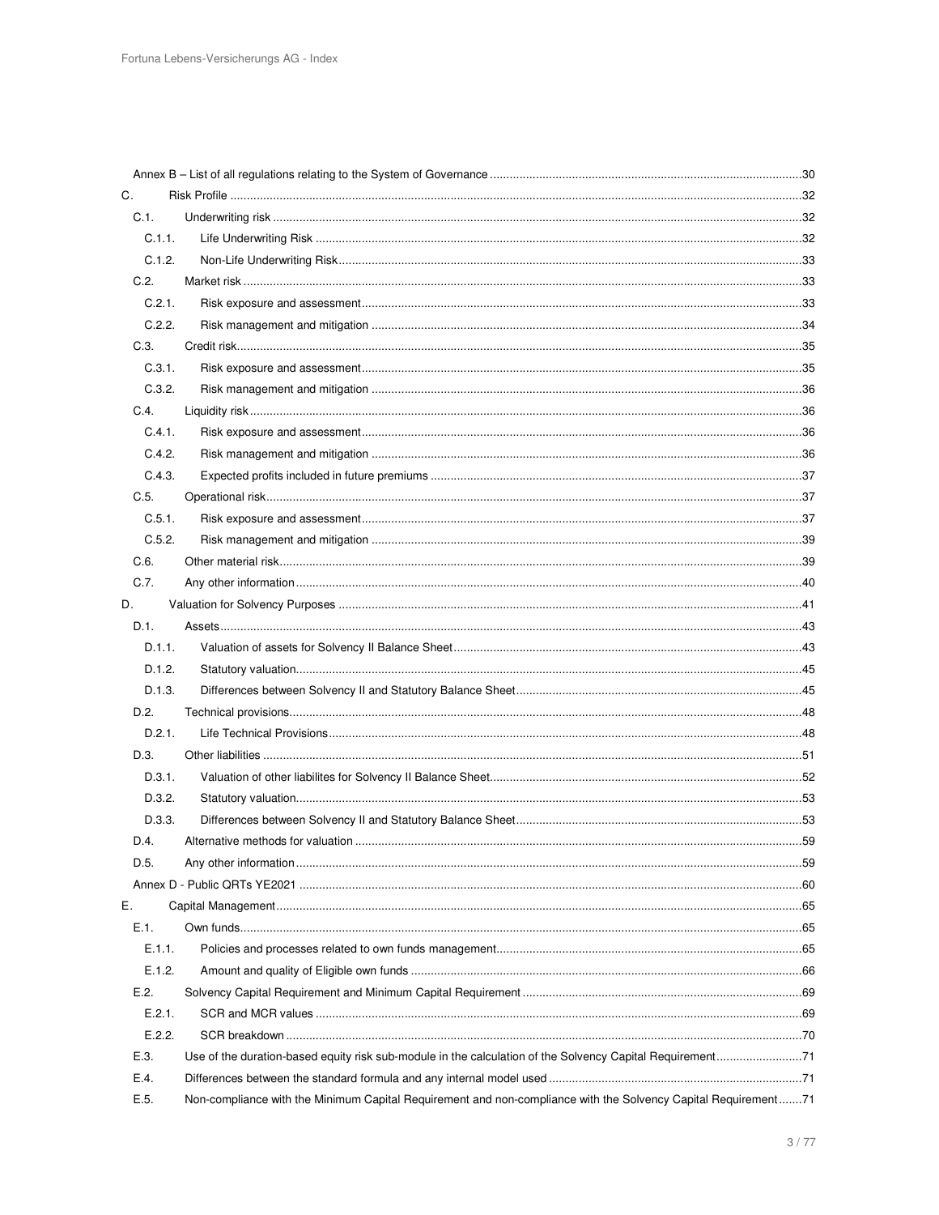Annex B – List of all regulations relating to the System of Governance ....... 30

C. Risk Profile ....... 32

C.1. Underwriting risk ....... 32

C.1.1. Life Underwriting Risk ....... 32

C.1.2. Non-Life Underwriting Risk ....... 33

C.2. Market risk ....... 33

C.2.1. Risk exposure and assessment ....... 33

C.2.2. Risk management and mitigation ....... 34

C.3. Credit risk ....... 35

C.3.1. Risk exposure and assessment ....... 35

C.3.2. Risk management and mitigation ....... 36

C.4. Liquidity risk ....... 36

C.4.1. Risk exposure and assessment ....... 36

C.4.2. Risk management and mitigation ....... 36

C.4.3. Expected profits included in future premiums ....... 37

C.5. Operational risk ....... 37

C.5.1. Risk exposure and assessment ....... 37

C.5.2. Risk management and mitigation ....... 39

C.6. Other material risk ....... 39

C.7. Any other information ....... 40

D. Valuation for Solvency Purposes ....... 41

D.1. Assets ....... 43

D.1.1. Valuation of assets for Solvency II Balance Sheet ....... 43

D.1.2. Statutory valuation ....... 45

D.1.3. Differences between Solvency II and Statutory Balance Sheet ....... 45

D.2. Technical provisions ....... 48

D.2.1. Life Technical Provisions ....... 48

D.3. Other liabilities ....... 51

D.3.1. Valuation of other liabilites for Solvency II Balance Sheet ....... 52

D.3.2. Statutory valuation ....... 53

D.3.3. Differences between Solvency II and Statutory Balance Sheet ....... 53

D.4. Alternative methods for valuation ....... 59

D.5. Any other information ....... 59

Annex D - Public QRTs YE2021 ....... 60

E. Capital Management ....... 65

E.1. Own funds ....... 65

E.1.1. Policies and processes related to own funds management ....... 65

E.1.2. Amount and quality of Eligible own funds ....... 66

E.2. Solvency Capital Requirement and Minimum Capital Requirement ....... 69

E.2.1. SCR and MCR values ....... 69

E.2.2. SCR breakdown ....... 70

E.3. Use of the duration-based equity risk sub-module in the calculation of the Solvency Capital Requirement ....... 71

E.4. Differences between the standard formula and any internal model used ....... 71

E.5. Non-compliance with the Minimum Capital Requirement and non-compliance with the Solvency Capital Requirement ....... 71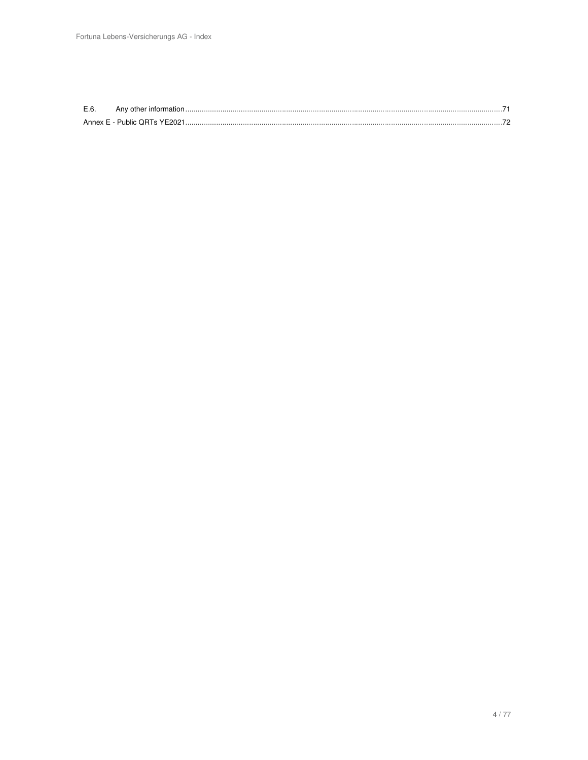| | | |
|---|---|---|
| E.6. | Any other information | 71 |
| Annex E - Public QRTs YE2021 | | 72 |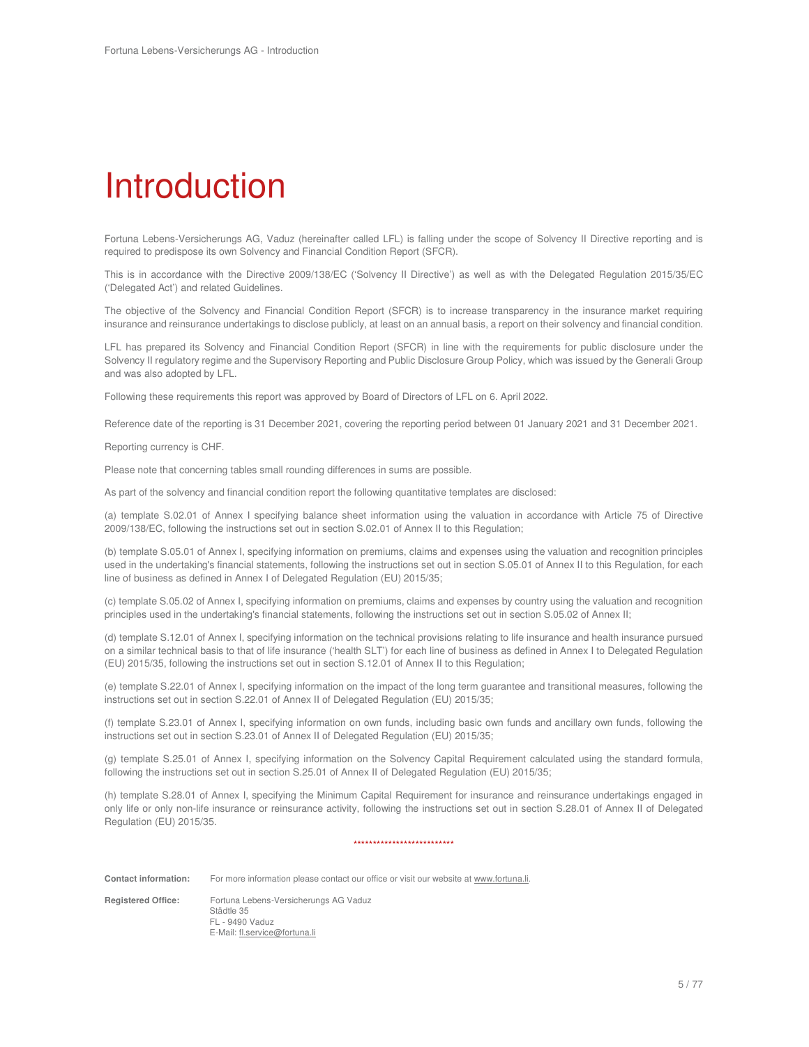# Introduction

Fortuna Lebens-Versicherungs AG, Vaduz (hereinafter called LFL) is falling under the scope of Solvency II Directive reporting and is required to predispose its own Solvency and Financial Condition Report (SFCR).

This is in accordance with the Directive 2009/138/EC ('Solvency II Directive') as well as with the Delegated Regulation 2015/35/EC ('Delegated Act') and related Guidelines.

The objective of the Solvency and Financial Condition Report (SFCR) is to increase transparency in the insurance market requiring insurance and reinsurance undertakings to disclose publicly, at least on an annual basis, a report on their solvency and financial condition.

LFL has prepared its Solvency and Financial Condition Report (SFCR) in line with the requirements for public disclosure under the Solvency II regulatory regime and the Supervisory Reporting and Public Disclosure Group Policy, which was issued by the Generali Group and was also adopted by LFL.

Following these requirements this report was approved by Board of Directors of LFL on 6. April 2022.

Reference date of the reporting is 31 December 2021, covering the reporting period between 01 January 2021 and 31 December 2021.

Reporting currency is CHF.

Please note that concerning tables small rounding differences in sums are possible.

As part of the solvency and financial condition report the following quantitative templates are disclosed:

(a) template S.02.01 of Annex I specifying balance sheet information using the valuation in accordance with Article 75 of Directive 2009/138/EC, following the instructions set out in section S.02.01 of Annex II to this Regulation;

(b) template S.05.01 of Annex I, specifying information on premiums, claims and expenses using the valuation and recognition principles used in the undertaking's financial statements, following the instructions set out in section S.05.01 of Annex II to this Regulation, for each line of business as defined in Annex I of Delegated Regulation (EU) 2015/35;

(c) template S.05.02 of Annex I, specifying information on premiums, claims and expenses by country using the valuation and recognition principles used in the undertaking's financial statements, following the instructions set out in section S.05.02 of Annex II;

(d) template S.12.01 of Annex I, specifying information on the technical provisions relating to life insurance and health insurance pursued on a similar technical basis to that of life insurance ('health SLT') for each line of business as defined in Annex I to Delegated Regulation (EU) 2015/35, following the instructions set out in section S.12.01 of Annex II to this Regulation;

(e) template S.22.01 of Annex I, specifying information on the impact of the long term guarantee and transitional measures, following the instructions set out in section S.22.01 of Annex II of Delegated Regulation (EU) 2015/35;

(f) template S.23.01 of Annex I, specifying information on own funds, including basic own funds and ancillary own funds, following the instructions set out in section S.23.01 of Annex II of Delegated Regulation (EU) 2015/35;

(g) template S.25.01 of Annex I, specifying information on the Solvency Capital Requirement calculated using the standard formula, following the instructions set out in section S.25.01 of Annex II of Delegated Regulation (EU) 2015/35;

(h) template S.28.01 of Annex I, specifying the Minimum Capital Requirement for insurance and reinsurance undertakings engaged in only life or only non-life insurance or reinsurance activity, following the instructions set out in section S.28.01 of Annex II of Delegated Regulation (EU) 2015/35.

**************************

**Contact information:** For more information please contact our office or visit our website at www.fortuna.li.

**Registered Office:** Fortuna Lebens-Versicherungs AG Vaduz
Städtle 35
FL - 9490 Vaduz
E-Mail: fl.service@fortuna.li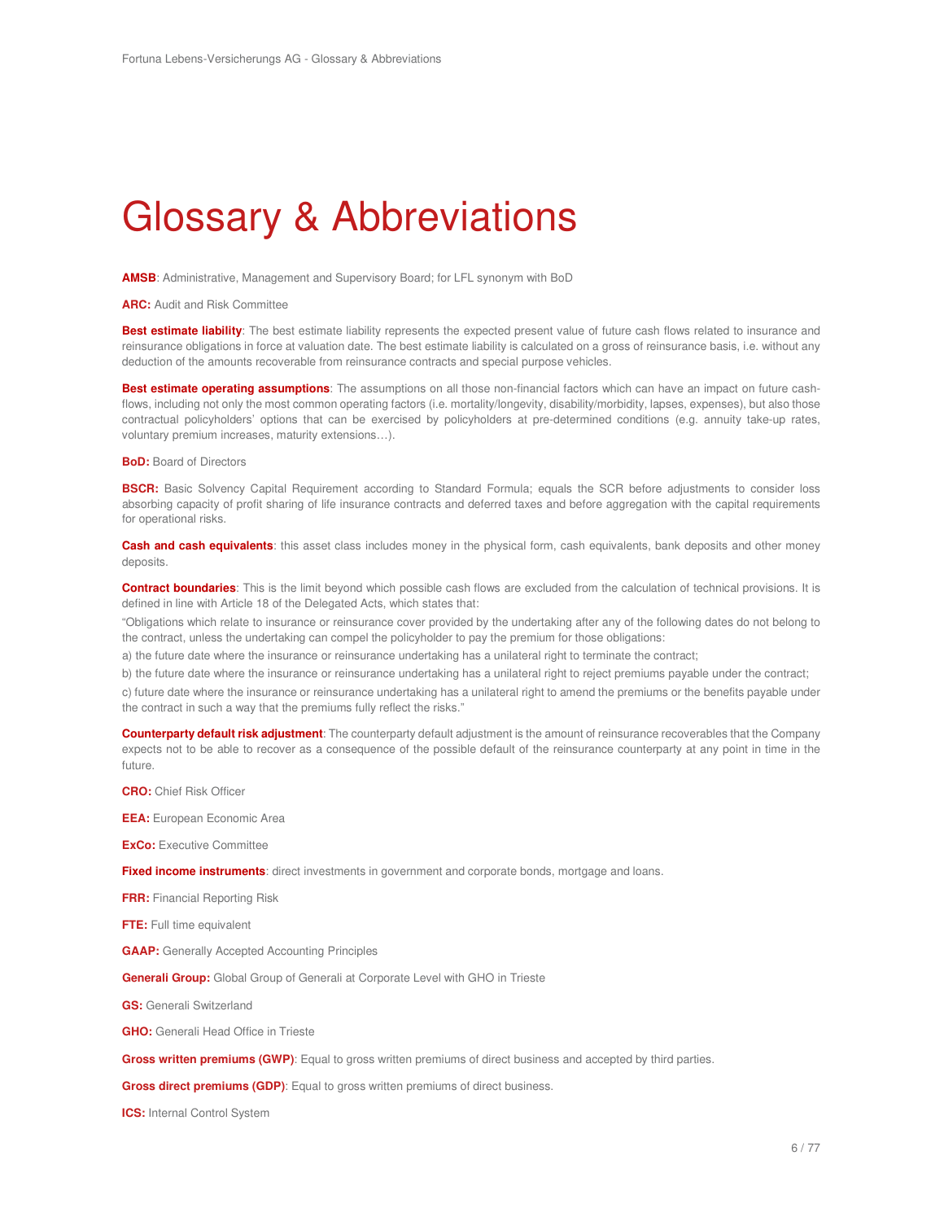# Glossary & Abbreviations

**AMSB**: Administrative, Management and Supervisory Board; for LFL synonym with BoD

**ARC:** Audit and Risk Committee

**Best estimate liability**: The best estimate liability represents the expected present value of future cash flows related to insurance and reinsurance obligations in force at valuation date. The best estimate liability is calculated on a gross of reinsurance basis, i.e. without any deduction of the amounts recoverable from reinsurance contracts and special purpose vehicles.

**Best estimate operating assumptions**: The assumptions on all those non-financial factors which can have an impact on future cash-flows, including not only the most common operating factors (i.e. mortality/longevity, disability/morbidity, lapses, expenses), but also those contractual policyholders' options that can be exercised by policyholders at pre-determined conditions (e.g. annuity take-up rates, voluntary premium increases, maturity extensions…).

**BoD:** Board of Directors

**BSCR:** Basic Solvency Capital Requirement according to Standard Formula; equals the SCR before adjustments to consider loss absorbing capacity of profit sharing of life insurance contracts and deferred taxes and before aggregation with the capital requirements for operational risks.

**Cash and cash equivalents**: this asset class includes money in the physical form, cash equivalents, bank deposits and other money deposits.

**Contract boundaries**: This is the limit beyond which possible cash flows are excluded from the calculation of technical provisions. It is defined in line with Article 18 of the Delegated Acts, which states that:

"Obligations which relate to insurance or reinsurance cover provided by the undertaking after any of the following dates do not belong to the contract, unless the undertaking can compel the policyholder to pay the premium for those obligations:

a) the future date where the insurance or reinsurance undertaking has a unilateral right to terminate the contract;

b) the future date where the insurance or reinsurance undertaking has a unilateral right to reject premiums payable under the contract;

c) future date where the insurance or reinsurance undertaking has a unilateral right to amend the premiums or the benefits payable under the contract in such a way that the premiums fully reflect the risks."

**Counterparty default risk adjustment**: The counterparty default adjustment is the amount of reinsurance recoverables that the Company expects not to be able to recover as a consequence of the possible default of the reinsurance counterparty at any point in time in the future.

**CRO:** Chief Risk Officer

**EEA:** European Economic Area

**ExCo:** Executive Committee

**Fixed income instruments**: direct investments in government and corporate bonds, mortgage and loans.

**FRR:** Financial Reporting Risk

**FTE:** Full time equivalent

**GAAP:** Generally Accepted Accounting Principles

**Generali Group:** Global Group of Generali at Corporate Level with GHO in Trieste

**GS:** Generali Switzerland

**GHO:** Generali Head Office in Trieste

**Gross written premiums (GWP)**: Equal to gross written premiums of direct business and accepted by third parties.

**Gross direct premiums (GDP)**: Equal to gross written premiums of direct business.

**ICS:** Internal Control System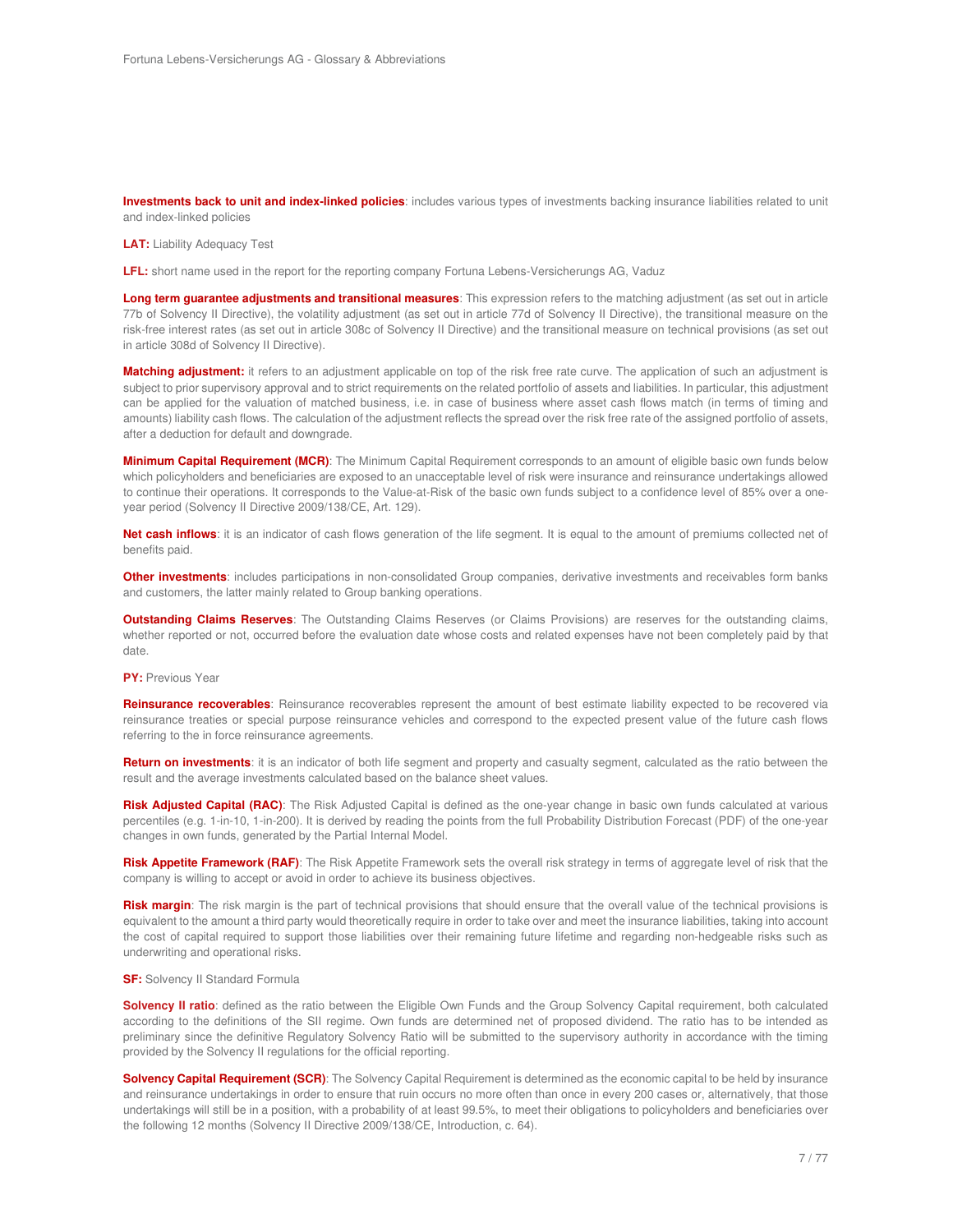**Investments back to unit and index-linked policies**: includes various types of investments backing insurance liabilities related to unit and index-linked policies

**LAT:** Liability Adequacy Test

**LFL:** short name used in the report for the reporting company Fortuna Lebens-Versicherungs AG, Vaduz

**Long term guarantee adjustments and transitional measures**: This expression refers to the matching adjustment (as set out in article 77b of Solvency II Directive), the volatility adjustment (as set out in article 77d of Solvency II Directive), the transitional measure on the risk-free interest rates (as set out in article 308c of Solvency II Directive) and the transitional measure on technical provisions (as set out in article 308d of Solvency II Directive).

**Matching adjustment:** it refers to an adjustment applicable on top of the risk free rate curve. The application of such an adjustment is subject to prior supervisory approval and to strict requirements on the related portfolio of assets and liabilities. In particular, this adjustment can be applied for the valuation of matched business, i.e. in case of business where asset cash flows match (in terms of timing and amounts) liability cash flows. The calculation of the adjustment reflects the spread over the risk free rate of the assigned portfolio of assets, after a deduction for default and downgrade.

**Minimum Capital Requirement (MCR)**: The Minimum Capital Requirement corresponds to an amount of eligible basic own funds below which policyholders and beneficiaries are exposed to an unacceptable level of risk were insurance and reinsurance undertakings allowed to continue their operations. It corresponds to the Value-at-Risk of the basic own funds subject to a confidence level of 85% over a one-year period (Solvency II Directive 2009/138/CE, Art. 129).

**Net cash inflows**: it is an indicator of cash flows generation of the life segment. It is equal to the amount of premiums collected net of benefits paid.

**Other investments**: includes participations in non-consolidated Group companies, derivative investments and receivables form banks and customers, the latter mainly related to Group banking operations.

**Outstanding Claims Reserves**: The Outstanding Claims Reserves (or Claims Provisions) are reserves for the outstanding claims, whether reported or not, occurred before the evaluation date whose costs and related expenses have not been completely paid by that date.

**PY:** Previous Year

**Reinsurance recoverables**: Reinsurance recoverables represent the amount of best estimate liability expected to be recovered via reinsurance treaties or special purpose reinsurance vehicles and correspond to the expected present value of the future cash flows referring to the in force reinsurance agreements.

**Return on investments**: it is an indicator of both life segment and property and casualty segment, calculated as the ratio between the result and the average investments calculated based on the balance sheet values.

**Risk Adjusted Capital (RAC)**: The Risk Adjusted Capital is defined as the one-year change in basic own funds calculated at various percentiles (e.g. 1-in-10, 1-in-200). It is derived by reading the points from the full Probability Distribution Forecast (PDF) of the one-year changes in own funds, generated by the Partial Internal Model.

**Risk Appetite Framework (RAF)**: The Risk Appetite Framework sets the overall risk strategy in terms of aggregate level of risk that the company is willing to accept or avoid in order to achieve its business objectives.

**Risk margin**: The risk margin is the part of technical provisions that should ensure that the overall value of the technical provisions is equivalent to the amount a third party would theoretically require in order to take over and meet the insurance liabilities, taking into account the cost of capital required to support those liabilities over their remaining future lifetime and regarding non-hedgeable risks such as underwriting and operational risks.

**SF:** Solvency II Standard Formula

**Solvency II ratio**: defined as the ratio between the Eligible Own Funds and the Group Solvency Capital requirement, both calculated according to the definitions of the SII regime. Own funds are determined net of proposed dividend. The ratio has to be intended as preliminary since the definitive Regulatory Solvency Ratio will be submitted to the supervisory authority in accordance with the timing provided by the Solvency II regulations for the official reporting.

**Solvency Capital Requirement (SCR)**: The Solvency Capital Requirement is determined as the economic capital to be held by insurance and reinsurance undertakings in order to ensure that ruin occurs no more often than once in every 200 cases or, alternatively, that those undertakings will still be in a position, with a probability of at least 99.5%, to meet their obligations to policyholders and beneficiaries over the following 12 months (Solvency II Directive 2009/138/CE, Introduction, c. 64).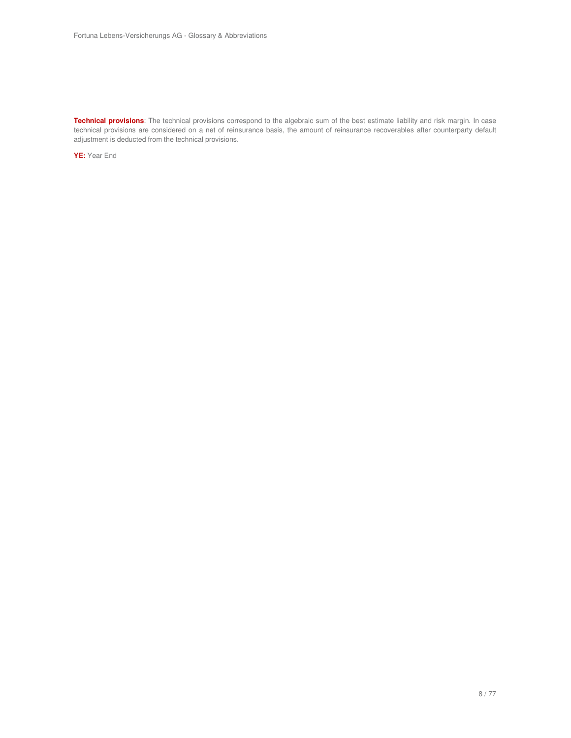**Technical provisions**: The technical provisions correspond to the algebraic sum of the best estimate liability and risk margin. In case technical provisions are considered on a net of reinsurance basis, the amount of reinsurance recoverables after counterparty default adjustment is deducted from the technical provisions.

**YE:** Year End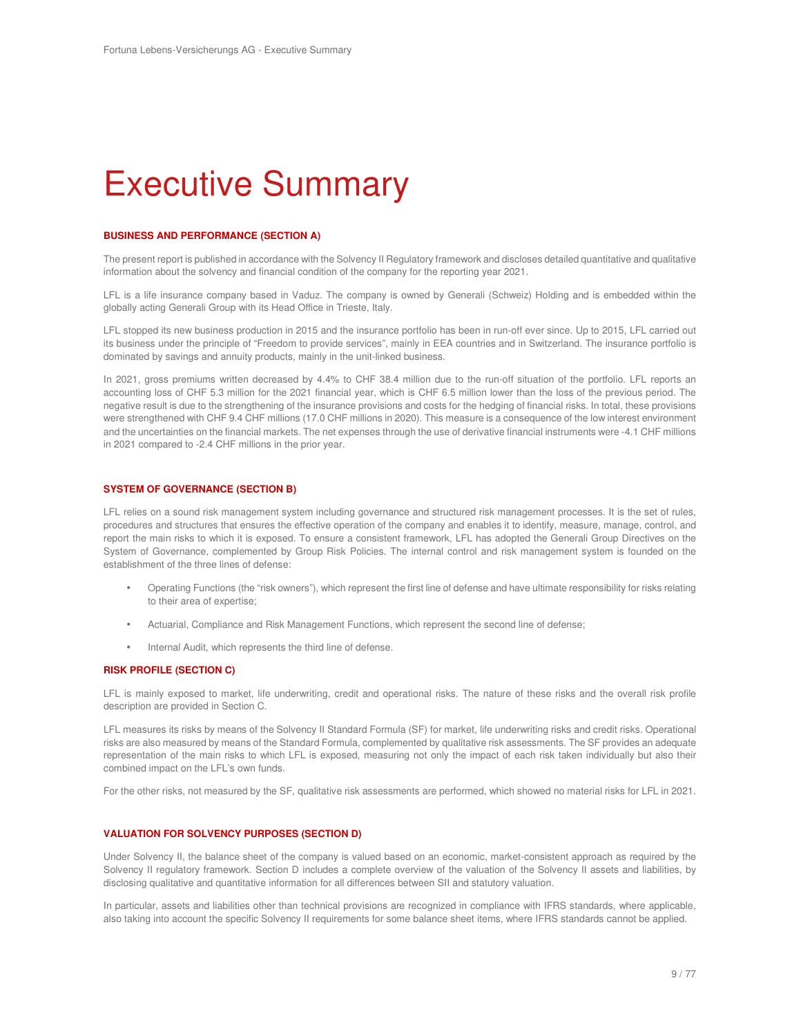# Executive Summary

**BUSINESS AND PERFORMANCE (SECTION A)**

The present report is published in accordance with the Solvency II Regulatory framework and discloses detailed quantitative and qualitative information about the solvency and financial condition of the company for the reporting year 2021.

LFL is a life insurance company based in Vaduz. The company is owned by Generali (Schweiz) Holding and is embedded within the globally acting Generali Group with its Head Office in Trieste, Italy.

LFL stopped its new business production in 2015 and the insurance portfolio has been in run-off ever since. Up to 2015, LFL carried out its business under the principle of "Freedom to provide services", mainly in EEA countries and in Switzerland. The insurance portfolio is dominated by savings and annuity products, mainly in the unit-linked business.

In 2021, gross premiums written decreased by 4.4% to CHF 38.4 million due to the run-off situation of the portfolio. LFL reports an accounting loss of CHF 5.3 million for the 2021 financial year, which is CHF 6.5 million lower than the loss of the previous period. The negative result is due to the strengthening of the insurance provisions and costs for the hedging of financial risks. In total, these provisions were strengthened with CHF 9.4 CHF millions (17.0 CHF millions in 2020). This measure is a consequence of the low interest environment and the uncertainties on the financial markets. The net expenses through the use of derivative financial instruments were -4.1 CHF millions in 2021 compared to -2.4 CHF millions in the prior year.

**SYSTEM OF GOVERNANCE (SECTION B)**

LFL relies on a sound risk management system including governance and structured risk management processes. It is the set of rules, procedures and structures that ensures the effective operation of the company and enables it to identify, measure, manage, control, and report the main risks to which it is exposed. To ensure a consistent framework, LFL has adopted the Generali Group Directives on the System of Governance, complemented by Group Risk Policies. The internal control and risk management system is founded on the establishment of the three lines of defense:

- Operating Functions (the "risk owners"), which represent the first line of defense and have ultimate responsibility for risks relating to their area of expertise;
- Actuarial, Compliance and Risk Management Functions, which represent the second line of defense;
- Internal Audit, which represents the third line of defense.

**RISK PROFILE (SECTION C)**

LFL is mainly exposed to market, life underwriting, credit and operational risks. The nature of these risks and the overall risk profile description are provided in Section C.

LFL measures its risks by means of the Solvency II Standard Formula (SF) for market, life underwriting risks and credit risks. Operational risks are also measured by means of the Standard Formula, complemented by qualitative risk assessments. The SF provides an adequate representation of the main risks to which LFL is exposed, measuring not only the impact of each risk taken individually but also their combined impact on the LFL's own funds.

For the other risks, not measured by the SF, qualitative risk assessments are performed, which showed no material risks for LFL in 2021.

**VALUATION FOR SOLVENCY PURPOSES (SECTION D)**

Under Solvency II, the balance sheet of the company is valued based on an economic, market-consistent approach as required by the Solvency II regulatory framework. Section D includes a complete overview of the valuation of the Solvency II assets and liabilities, by disclosing qualitative and quantitative information for all differences between SII and statutory valuation.

In particular, assets and liabilities other than technical provisions are recognized in compliance with IFRS standards, where applicable, also taking into account the specific Solvency II requirements for some balance sheet items, where IFRS standards cannot be applied.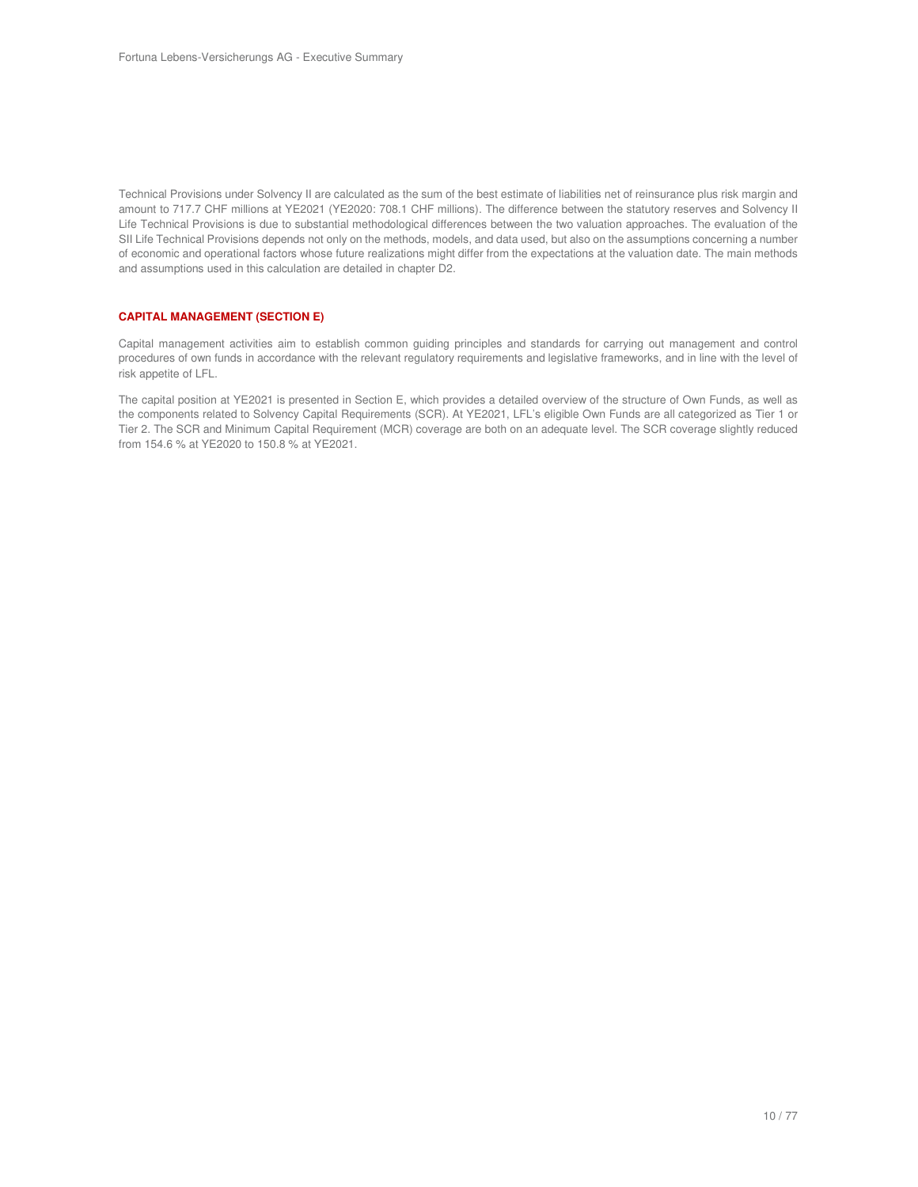Technical Provisions under Solvency II are calculated as the sum of the best estimate of liabilities net of reinsurance plus risk margin and amount to 717.7 CHF millions at YE2021 (YE2020: 708.1 CHF millions). The difference between the statutory reserves and Solvency II Life Technical Provisions is due to substantial methodological differences between the two valuation approaches. The evaluation of the SII Life Technical Provisions depends not only on the methods, models, and data used, but also on the assumptions concerning a number of economic and operational factors whose future realizations might differ from the expectations at the valuation date. The main methods and assumptions used in this calculation are detailed in chapter D2.

#### CAPITAL MANAGEMENT (SECTION E)

Capital management activities aim to establish common guiding principles and standards for carrying out management and control procedures of own funds in accordance with the relevant regulatory requirements and legislative frameworks, and in line with the level of risk appetite of LFL.

The capital position at YE2021 is presented in Section E, which provides a detailed overview of the structure of Own Funds, as well as the components related to Solvency Capital Requirements (SCR). At YE2021, LFL's eligible Own Funds are all categorized as Tier 1 or Tier 2. The SCR and Minimum Capital Requirement (MCR) coverage are both on an adequate level. The SCR coverage slightly reduced from 154.6 % at YE2020 to 150.8 % at YE2021.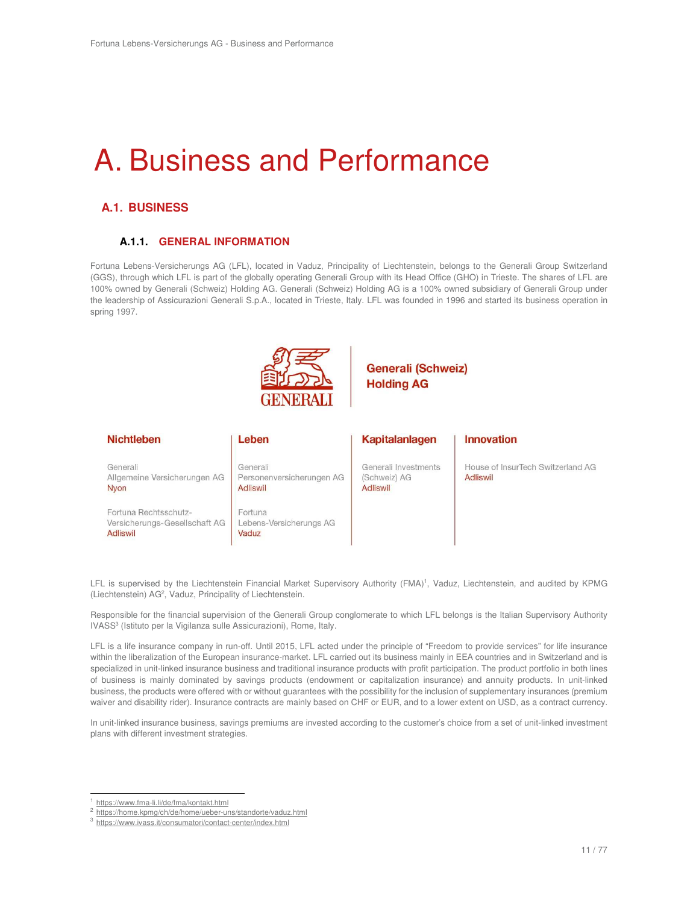# A. Business and Performance

## A.1. BUSINESS

### A.1.1. GENERAL INFORMATION

Fortuna Lebens-Versicherungs AG (LFL), located in Vaduz, Principality of Liechtenstein, belongs to the Generali Group Switzerland (GGS), through which LFL is part of the globally operating Generali Group with its Head Office (GHO) in Trieste. The shares of LFL are 100% owned by Generali (Schweiz) Holding AG. Generali (Schweiz) Holding AG is a 100% owned subsidiary of Generali Group under the leadership of Assicurazioni Generali S.p.A., located in Trieste, Italy. LFL was founded in 1996 and started its business operation in spring 1997.

GENERALI

Generali (Schweiz) Holding AG

| Nichtleben | Leben | Kapitalanlagen | Innovation |
|---|---|---|---|
| Generali Allgemeine Versicherungen AG Nyon | Generali Personenversicherungen AG Adliswil | Generali Investments (Schweiz) AG Adliswil | House of InsurTech Switzerland AG Adliswil |
| Fortuna Rechtsschutz-Versicherungs-Gesellschaft AG Adliswil | Fortuna Lebens-Versicherungs AG Vaduz | | |

LFL is supervised by the Liechtenstein Financial Market Supervisory Authority (FMA)[1], Vaduz, Liechtenstein, and audited by KPMG (Liechtenstein) AG[2], Vaduz, Principality of Liechtenstein.

Responsible for the financial supervision of the Generali Group conglomerate to which LFL belongs is the Italian Supervisory Authority IVASS[3] (Istituto per la Vigilanza sulle Assicurazioni), Rome, Italy.

LFL is a life insurance company in run-off. Until 2015, LFL acted under the principle of "Freedom to provide services" for life insurance within the liberalization of the European insurance-market. LFL carried out its business mainly in EEA countries and in Switzerland and is specialized in unit-linked insurance business and traditional insurance products with profit participation. The product portfolio in both lines of business is mainly dominated by savings products (endowment or capitalization insurance) and annuity products. In unit-linked business, the products were offered with or without guarantees with the possibility for the inclusion of supplementary insurances (premium waiver and disability rider). Insurance contracts are mainly based on CHF or EUR, and to a lower extent on USD, as a contract currency.

In unit-linked insurance business, savings premiums are invested according to the customer's choice from a set of unit-linked investment plans with different investment strategies.

---

[1] https://www.fma-li.li/de/fma/kontakt.html
[2] https://home.kpmg/ch/de/home/ueber-uns/standorte/vaduz.html
[3] https://www.ivass.it/consumatori/contact-center/index.html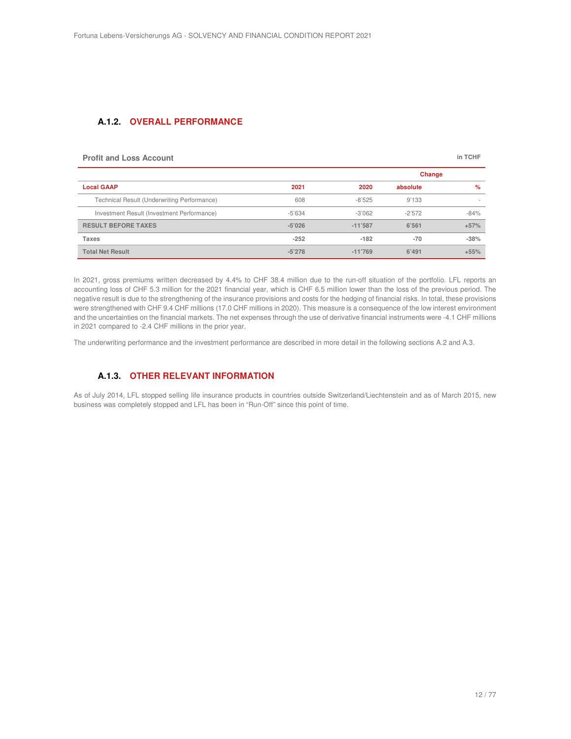### A.1.2. OVERALL PERFORMANCE

**Profit and Loss Account** in TCHF

| Local GAAP | 2021 | 2020 | Change absolute | Change % |
|---|---|---|---|---|
| Technical Result (Underwriting Performance) | 608 | -8'525 | 9'133 | - |
| Investment Result (Investment Performance) | -5'634 | -3'062 | -2'572 | -84% |
| **RESULT BEFORE TAXES** | **-5'026** | **-11'587** | **6'561** | **+57%** |
| **Taxes** | **-252** | **-182** | **-70** | **-38%** |
| **Total Net Result** | **-5'278** | **-11'769** | **6'491** | **+55%** |

In 2021, gross premiums written decreased by 4.4% to CHF 38.4 million due to the run-off situation of the portfolio. LFL reports an accounting loss of CHF 5.3 million for the 2021 financial year, which is CHF 6.5 million lower than the loss of the previous period. The negative result is due to the strengthening of the insurance provisions and costs for the hedging of financial risks. In total, these provisions were strengthened with CHF 9.4 CHF millions (17.0 CHF millions in 2020). This measure is a consequence of the low interest environment and the uncertainties on the financial markets. The net expenses through the use of derivative financial instruments were -4.1 CHF millions in 2021 compared to -2.4 CHF millions in the prior year.

The underwriting performance and the investment performance are described in more detail in the following sections A.2 and A.3.

### A.1.3. OTHER RELEVANT INFORMATION

As of July 2014, LFL stopped selling life insurance products in countries outside Switzerland/Liechtenstein and as of March 2015, new business was completely stopped and LFL has been in "Run-Off" since this point of time.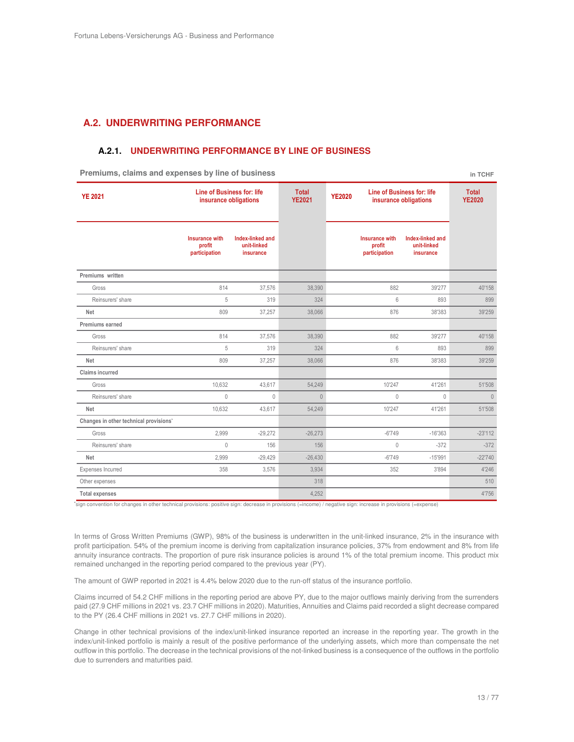## A.2. UNDERWRITING PERFORMANCE

### A.2.1. UNDERWRITING PERFORMANCE BY LINE OF BUSINESS

**Premiums, claims and expenses by line of business** in TCHF

| YE 2021 | Line of Business for: life insurance obligations | | Total YE2021 | YE2020 | Line of Business for: life insurance obligations | | Total YE2020 |
|---|---|---|---|---|---|---|---|
| | Insurance with profit participation | Index-linked and unit-linked insurance | | | Insurance with profit participation | Index-linked and unit-linked insurance | |
| **Premiums written** | | | | | | | |
| Gross | 814 | 37,576 | 38,390 | | 882 | 39'277 | 40'158 |
| Reinsurers' share | 5 | 319 | 324 | | 6 | 893 | 899 |
| **Net** | 809 | 37,257 | 38,066 | | 876 | 38'383 | 39'259 |
| **Premiums earned** | | | | | | | |
| Gross | 814 | 37,576 | 38,390 | | 882 | 39'277 | 40'158 |
| Reinsurers' share | 5 | 319 | 324 | | 6 | 893 | 899 |
| **Net** | 809 | 37,257 | 38,066 | | 876 | 38'383 | 39'259 |
| **Claims incurred** | | | | | | | |
| Gross | 10,632 | 43,617 | 54,249 | | 10'247 | 41'261 | 51'508 |
| Reinsurers' share | 0 | 0 | 0 | | 0 | 0 | 0 |
| **Net** | 10,632 | 43,617 | 54,249 | | 10'247 | 41'261 | 51'508 |
| **Changes in other technical provisions*** | | | | | | | |
| Gross | 2,999 | -29,272 | -26,273 | | -6'749 | -16'363 | -23'112 |
| Reinsurers' share | 0 | 156 | 156 | | 0 | -372 | -372 |
| **Net** | 2,999 | -29,429 | -26,430 | | -6'749 | -15'991 | -22'740 |
| Expenses Incurred | 358 | 3,576 | 3,934 | | 352 | 3'894 | 4'246 |
| Other expenses | | | 318 | | | | 510 |
| **Total expenses** | | | 4,252 | | | | 4'756 |

*sign convention for changes in other technical provisions: positive sign: decrease in provisions (=income) / negative sign: increase in provisions (=expense)

In terms of Gross Written Premiums (GWP), 98% of the business is underwritten in the unit-linked insurance, 2% in the insurance with profit participation. 54% of the premium income is deriving from capitalization insurance policies, 37% from endowment and 8% from life annuity insurance contracts. The proportion of pure risk insurance policies is around 1% of the total premium income. This product mix remained unchanged in the reporting period compared to the previous year (PY).

The amount of GWP reported in 2021 is 4.4% below 2020 due to the run-off status of the insurance portfolio.

Claims incurred of 54.2 CHF millions in the reporting period are above PY, due to the major outflows mainly deriving from the surrenders paid (27.9 CHF millions in 2021 vs. 23.7 CHF millions in 2020). Maturities, Annuities and Claims paid recorded a slight decrease compared to the PY (26.4 CHF millions in 2021 vs. 27.7 CHF millions in 2020).

Change in other technical provisions of the index/unit-linked insurance reported an increase in the reporting year. The growth in the index/unit-linked portfolio is mainly a result of the positive performance of the underlying assets, which more than compensate the net outflow in this portfolio. The decrease in the technical provisions of the not-linked business is a consequence of the outflows in the portfolio due to surrenders and maturities paid.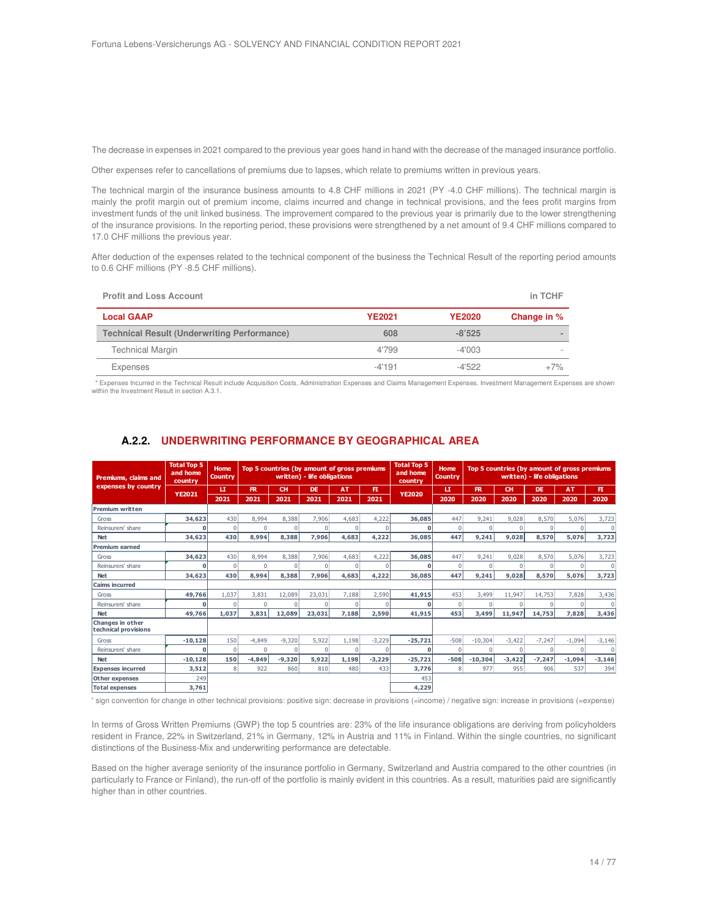The decrease in expenses in 2021 compared to the previous year goes hand in hand with the decrease of the managed insurance portfolio.

Other expenses refer to cancellations of premiums due to lapses, which relate to premiums written in previous years.

The technical margin of the insurance business amounts to 4.8 CHF millions in 2021 (PY -4.0 CHF millions). The technical margin is mainly the profit margin out of premium income, claims incurred and change in technical provisions, and the fees profit margins from investment funds of the unit linked business. The improvement compared to the previous year is primarily due to the lower strengthening of the insurance provisions. In the reporting period, these provisions were strengthened by a net amount of 9.4 CHF millions compared to 17.0 CHF millions the previous year.

After deduction of the expenses related to the technical component of the business the Technical Result of the reporting period amounts to 0.6 CHF millions (PY -8.5 CHF millions).

| Profit and Loss Account | | | in TCHF |
|---|---|---|---|
| **Local GAAP** | **YE2021** | **YE2020** | **Change in %** |
| **Technical Result (Underwriting Performance)** | 608 | -8'525 | - |
| Technical Margin | 4'799 | -4'003 | - |
| Expenses | -4'191 | -4'522 | +7% |

\* Expenses Incurred in the Technical Result include Acquisition Costs, Administration Expenses and Claims Management Expenses. Investment Management Expenses are shown within the Investment Result in section A.3.1.

### A.2.2. UNDERWRITING PERFORMANCE BY GEOGRAPHICAL AREA

| Premiums, claims and expenses by country | Total Top 5 and home country | Home Country | Top 5 countries (by amount of gross premiums written) - life obligations | | | | | Total Top 5 and home country | Home Country | Top 5 countries (by amount of gross premiums written) - life obligations | | | | |
|---|---|---|---|---|---|---|---|---|---|---|---|---|---|---|
| | YE2021 | LI | FR | CH | DE | AT | FI | YE2020 | LI | FR | CH | DE | AT | FI |
| | | 2021 | 2021 | 2021 | 2021 | 2021 | 2021 | | 2020 | 2020 | 2020 | 2020 | 2020 | 2020 |
| **Premium written** | | | | | | | | | | | | | | |
| Gross | 34,623 | 430 | 8,994 | 8,388 | 7,906 | 4,683 | 4,222 | 36,085 | 447 | 9,241 | 9,028 | 8,570 | 5,076 | 3,723 |
| Reinsurers' share | 0 | 0 | 0 | 0 | 0 | 0 | 0 | 0 | 0 | 0 | 0 | 0 | 0 | 0 |
| **Net** | **34,623** | **430** | **8,994** | **8,388** | **7,906** | **4,683** | **4,222** | **36,085** | **447** | **9,241** | **9,028** | **8,570** | **5,076** | **3,723** |
| **Premium earned** | | | | | | | | | | | | | | |
| Gross | 34,623 | 430 | 8,994 | 8,388 | 7,906 | 4,683 | 4,222 | 36,085 | 447 | 9,241 | 9,028 | 8,570 | 5,076 | 3,723 |
| Reinsurers' share | 0 | 0 | 0 | 0 | 0 | 0 | 0 | 0 | 0 | 0 | 0 | 0 | 0 | 0 |
| **Net** | **34,623** | **430** | **8,994** | **8,388** | **7,906** | **4,683** | **4,222** | **36,085** | **447** | **9,241** | **9,028** | **8,570** | **5,076** | **3,723** |
| **Caims incurred** | | | | | | | | | | | | | | |
| Gross | 49,766 | 1,037 | 3,831 | 12,089 | 23,031 | 7,188 | 2,590 | 41,915 | 453 | 3,499 | 11,947 | 14,753 | 7,828 | 3,436 |
| Reinsurers' share | 0 | 0 | 0 | 0 | 0 | 0 | 0 | 0 | 0 | 0 | 0 | 0 | 0 | 0 |
| **Net** | **49,766** | **1,037** | **3,831** | **12,089** | **23,031** | **7,188** | **2,590** | **41,915** | **453** | **3,499** | **11,947** | **14,753** | **7,828** | **3,436** |
| **Changes in other technical provisions** | | | | | | | | | | | | | | |
| Gross | -10,128 | 150 | -4,849 | -9,320 | 5,922 | 1,198 | -3,229 | -25,721 | -508 | -10,304 | -3,422 | -7,247 | -1,094 | -3,146 |
| Reinsurers' share | 0 | 0 | 0 | 0 | 0 | 0 | 0 | 0 | 0 | 0 | 0 | 0 | 0 | 0 |
| **Net** | **-10,128** | **150** | **-4,849** | **-9,320** | **5,922** | **1,198** | **-3,229** | **-25,721** | **-508** | **-10,304** | **-3,422** | **-7,247** | **-1,094** | **-3,146** |
| **Expenses incurred** | 3,512 | 8 | 922 | 860 | 810 | 480 | 433 | 3,776 | 8 | 977 | 955 | 906 | 537 | 394 |
| **Other expenses** | 249 | | | | | | | 453 | | | | | | |
| **Total expenses** | 3,761 | | | | | | | 4,229 | | | | | | |

\* sign convention for change in other technical provisions: positive sign: decrease in provisions (=income) / negative sign: increase in provisions (=expense)

In terms of Gross Written Premiums (GWP) the top 5 countries are: 23% of the life insurance obligations are deriving from policyholders resident in France, 22% in Switzerland, 21% in Germany, 12% in Austria and 11% in Finland. Within the single countries, no significant distinctions of the Business-Mix and underwriting performance are detectable.

Based on the higher average seniority of the insurance portfolio in Germany, Switzerland and Austria compared to the other countries (in particularly to France or Finland), the run-off of the portfolio is mainly evident in this countries. As a result, maturities paid are significantly higher than in other countries.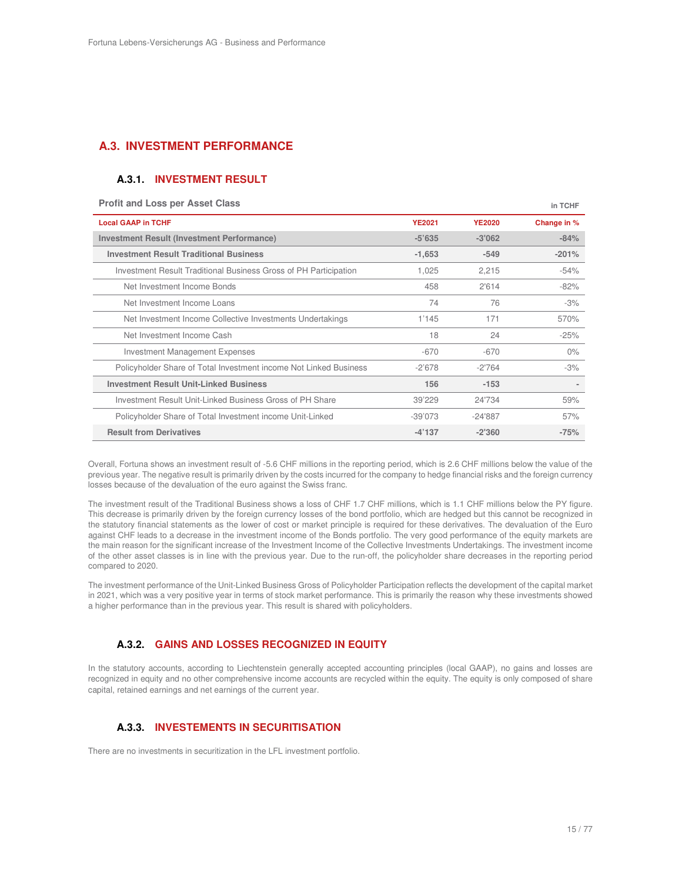## A.3. INVESTMENT PERFORMANCE

### A.3.1. INVESTMENT RESULT

**Profit and Loss per Asset Class** in TCHF

| Local GAAP in TCHF | YE2021 | YE2020 | Change in % |
|---|---|---|---|
| **Investment Result (Investment Performance)** | **-5'635** | **-3'062** | **-84%** |
| **Investment Result Traditional Business** | **-1,653** | **-549** | **-201%** |
| Investment Result Traditional Business Gross of PH Participation | 1,025 | 2,215 | -54% |
| Net Investment Income Bonds | 458 | 2'614 | -82% |
| Net Investment Income Loans | 74 | 76 | -3% |
| Net Investment Income Collective Investments Undertakings | 1'145 | 171 | 570% |
| Net Investment Income Cash | 18 | 24 | -25% |
| Investment Management Expenses | -670 | -670 | 0% |
| Policyholder Share of Total Investment income Not Linked Business | -2'678 | -2'764 | -3% |
| **Investment Result Unit-Linked Business** | **156** | **-153** | **-** |
| Investment Result Unit-Linked Business Gross of PH Share | 39'229 | 24'734 | 59% |
| Policyholder Share of Total Investment income Unit-Linked | -39'073 | -24'887 | 57% |
| **Result from Derivatives** | **-4'137** | **-2'360** | **-75%** |

Overall, Fortuna shows an investment result of -5.6 CHF millions in the reporting period, which is 2.6 CHF millions below the value of the previous year. The negative result is primarily driven by the costs incurred for the company to hedge financial risks and the foreign currency losses because of the devaluation of the euro against the Swiss franc.

The investment result of the Traditional Business shows a loss of CHF 1.7 CHF millions, which is 1.1 CHF millions below the PY figure. This decrease is primarily driven by the foreign currency losses of the bond portfolio, which are hedged but this cannot be recognized in the statutory financial statements as the lower of cost or market principle is required for these derivatives. The devaluation of the Euro against CHF leads to a decrease in the investment income of the Bonds portfolio. The very good performance of the equity markets are the main reason for the significant increase of the Investment Income of the Collective Investments Undertakings. The investment income of the other asset classes is in line with the previous year. Due to the run-off, the policyholder share decreases in the reporting period compared to 2020.

The investment performance of the Unit-Linked Business Gross of Policyholder Participation reflects the development of the capital market in 2021, which was a very positive year in terms of stock market performance. This is primarily the reason why these investments showed a higher performance than in the previous year. This result is shared with policyholders.

### A.3.2. GAINS AND LOSSES RECOGNIZED IN EQUITY

In the statutory accounts, according to Liechtenstein generally accepted accounting principles (local GAAP), no gains and losses are recognized in equity and no other comprehensive income accounts are recycled within the equity. The equity is only composed of share capital, retained earnings and net earnings of the current year.

### A.3.3. INVESTEMENTS IN SECURITISATION

There are no investments in securitization in the LFL investment portfolio.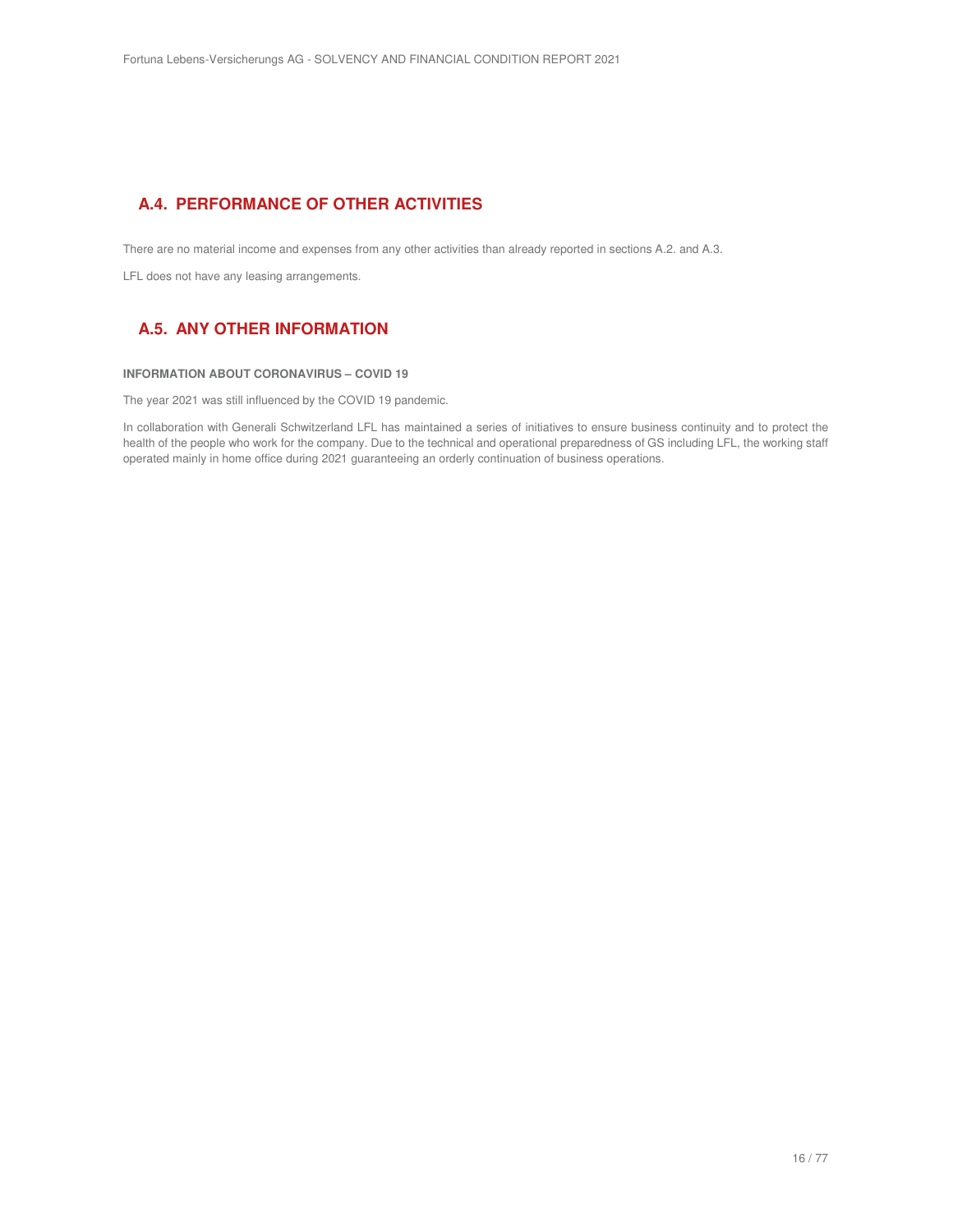## A.4. PERFORMANCE OF OTHER ACTIVITIES

There are no material income and expenses from any other activities than already reported in sections A.2. and A.3.

LFL does not have any leasing arrangements.

## A.5. ANY OTHER INFORMATION

**INFORMATION ABOUT CORONAVIRUS – COVID 19**

The year 2021 was still influenced by the COVID 19 pandemic.

In collaboration with Generali Schwitzerland LFL has maintained a series of initiatives to ensure business continuity and to protect the health of the people who work for the company. Due to the technical and operational preparedness of GS including LFL, the working staff operated mainly in home office during 2021 guaranteeing an orderly continuation of business operations.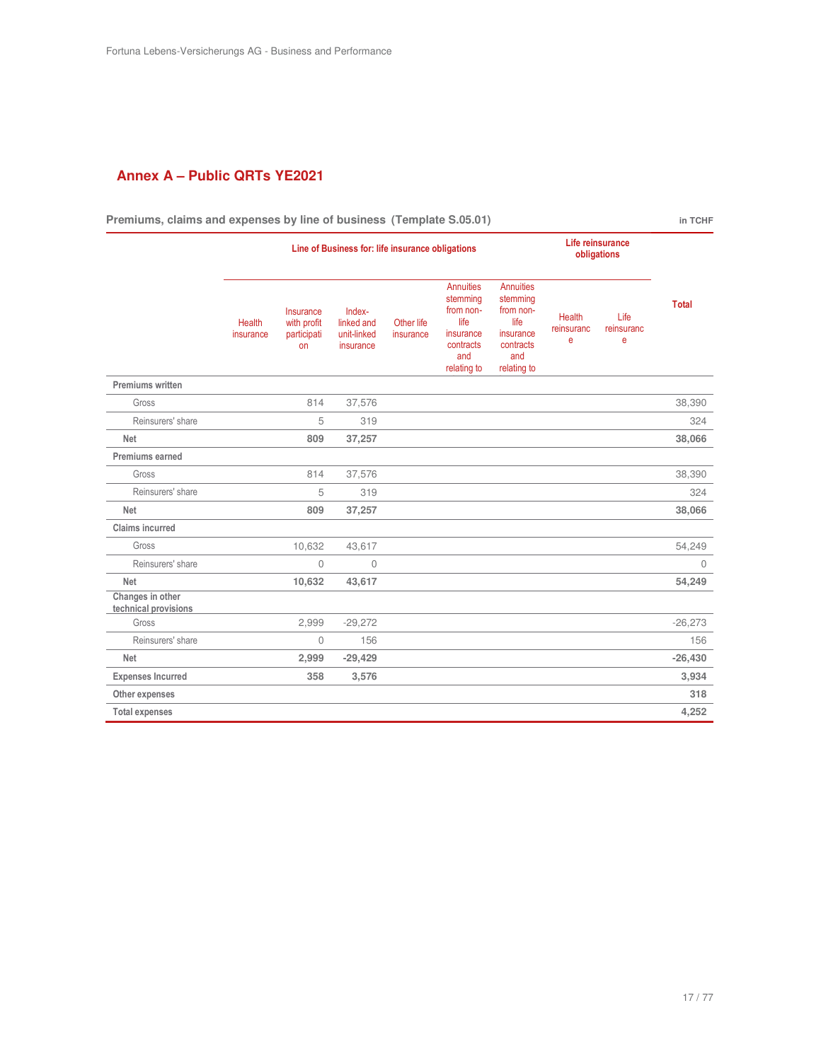## Annex A – Public QRTs YE2021

**Premiums, claims and expenses by line of business (Template S.05.01)** in TCHF

| | Line of Business for: life insurance obligations | | | | | | Life reinsurance obligations | | Total |
|---|---|---|---|---|---|---|---|---|---|
| | Health insurance | Insurance with profit participation | Index-linked and unit-linked insurance | Other life insurance | Annuities stemming from non-life insurance contracts and relating to | Annuities stemming from non-life insurance contracts and relating to | Health reinsurance | Life reinsurance | |
| **Premiums written** | | | | | | | | | |
| Gross | | 814 | 37,576 | | | | | | 38,390 |
| Reinsurers' share | | 5 | 319 | | | | | | 324 |
| **Net** | | **809** | **37,257** | | | | | | **38,066** |
| **Premiums earned** | | | | | | | | | |
| Gross | | 814 | 37,576 | | | | | | 38,390 |
| Reinsurers' share | | 5 | 319 | | | | | | 324 |
| **Net** | | **809** | **37,257** | | | | | | **38,066** |
| **Claims incurred** | | | | | | | | | |
| Gross | | 10,632 | 43,617 | | | | | | 54,249 |
| Reinsurers' share | | 0 | 0 | | | | | | 0 |
| **Net** | | **10,632** | **43,617** | | | | | | **54,249** |
| **Changes in other technical provisions** | | | | | | | | | |
| Gross | | 2,999 | -29,272 | | | | | | -26,273 |
| Reinsurers' share | | 0 | 156 | | | | | | 156 |
| **Net** | | **2,999** | **-29,429** | | | | | | **-26,430** |
| **Expenses Incurred** | | **358** | **3,576** | | | | | | **3,934** |
| **Other expenses** | | | | | | | | | **318** |
| **Total expenses** | | | | | | | | | **4,252** |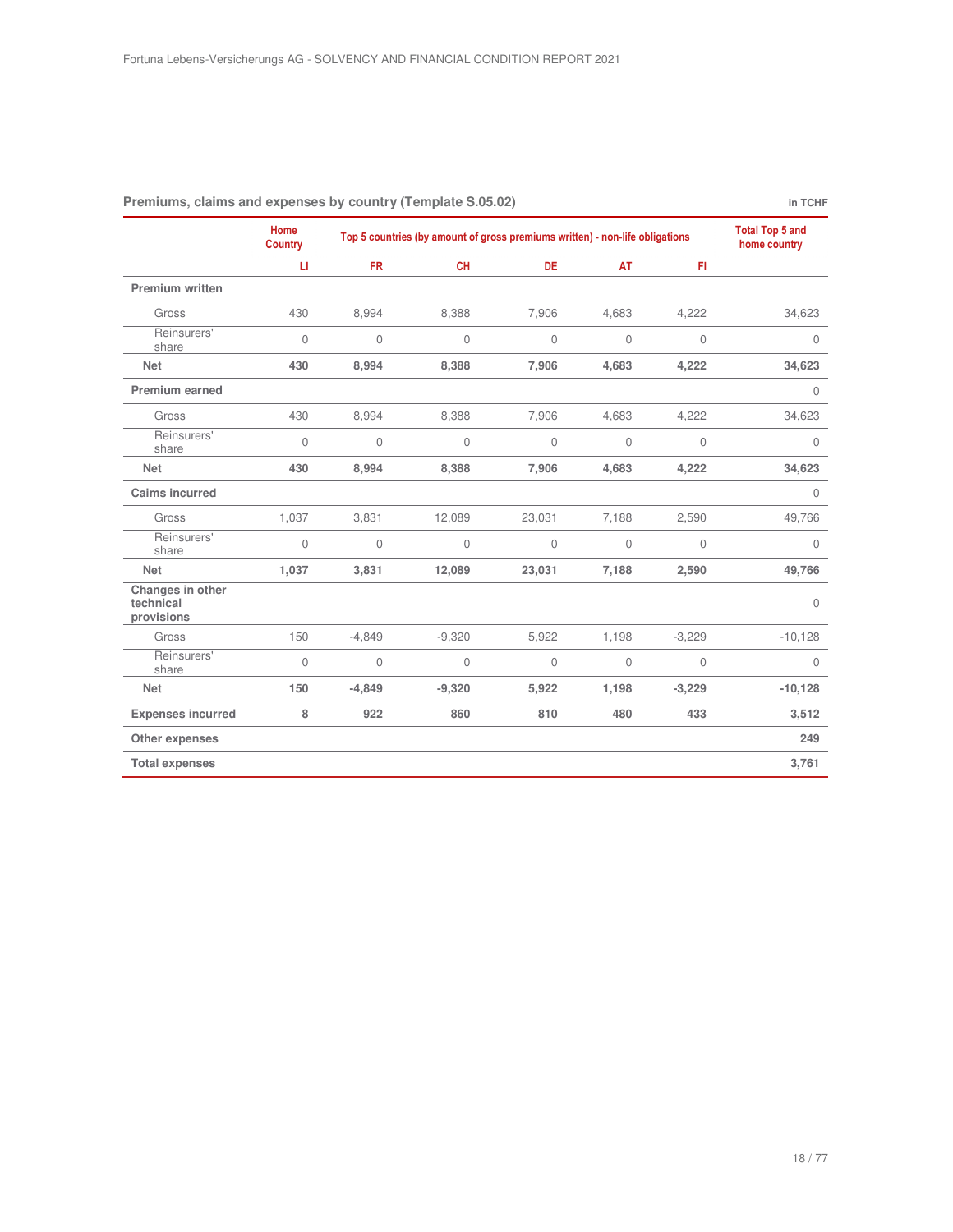## Premiums, claims and expenses by country (Template S.05.02)

in TCHF

| | Home Country | Top 5 countries (by amount of gross premiums written) - non-life obligations | | | | | Total Top 5 and home country |
|---|---|---|---|---|---|---|---|
| | LI | FR | CH | DE | AT | FI | |
| **Premium written** | | | | | | | |
| Gross | 430 | 8,994 | 8,388 | 7,906 | 4,683 | 4,222 | 34,623 |
| Reinsurers' share | 0 | 0 | 0 | 0 | 0 | 0 | 0 |
| **Net** | **430** | **8,994** | **8,388** | **7,906** | **4,683** | **4,222** | **34,623** |
| **Premium earned** | | | | | | | 0 |
| Gross | 430 | 8,994 | 8,388 | 7,906 | 4,683 | 4,222 | 34,623 |
| Reinsurers' share | 0 | 0 | 0 | 0 | 0 | 0 | 0 |
| **Net** | **430** | **8,994** | **8,388** | **7,906** | **4,683** | **4,222** | **34,623** |
| **Caims incurred** | | | | | | | 0 |
| Gross | 1,037 | 3,831 | 12,089 | 23,031 | 7,188 | 2,590 | 49,766 |
| Reinsurers' share | 0 | 0 | 0 | 0 | 0 | 0 | 0 |
| **Net** | **1,037** | **3,831** | **12,089** | **23,031** | **7,188** | **2,590** | **49,766** |
| **Changes in other technical provisions** | | | | | | | 0 |
| Gross | 150 | -4,849 | -9,320 | 5,922 | 1,198 | -3,229 | -10,128 |
| Reinsurers' share | 0 | 0 | 0 | 0 | 0 | 0 | 0 |
| **Net** | **150** | **-4,849** | **-9,320** | **5,922** | **1,198** | **-3,229** | **-10,128** |
| **Expenses incurred** | **8** | **922** | **860** | **810** | **480** | **433** | **3,512** |
| **Other expenses** | | | | | | | **249** |
| **Total expenses** | | | | | | | **3,761** |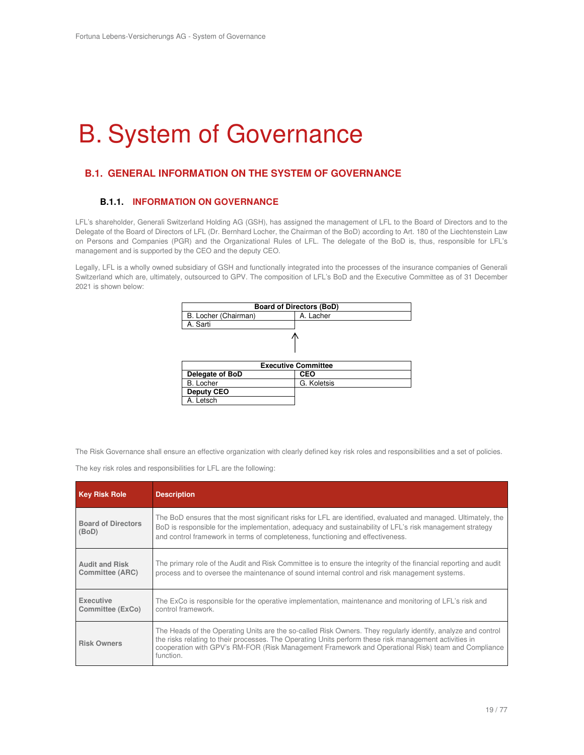# B. System of Governance

## B.1. GENERAL INFORMATION ON THE SYSTEM OF GOVERNANCE

### B.1.1. INFORMATION ON GOVERNANCE

LFL's shareholder, Generali Switzerland Holding AG (GSH), has assigned the management of LFL to the Board of Directors and to the Delegate of the Board of Directors of LFL (Dr. Bernhard Locher, the Chairman of the BoD) according to Art. 180 of the Liechtenstein Law on Persons and Companies (PGR) and the Organizational Rules of LFL. The delegate of the BoD is, thus, responsible for LFL's management and is supported by the CEO and the deputy CEO.

Legally, LFL is a wholly owned subsidiary of GSH and functionally integrated into the processes of the insurance companies of Generali Switzerland which are, ultimately, outsourced to GPV. The composition of LFL's BoD and the Executive Committee as of 31 December 2021 is shown below:

| Board of Directors (BoD) | |
|---|---|
| B. Locher (Chairman) | A. Lacher |
| A. Sarti | |

↑

| Executive Committee | |
|---|---|
| **Delegate of BoD** | **CEO** |
| B. Locher | G. Koletsis |
| **Deputy CEO** | |
| A. Letsch | |

The Risk Governance shall ensure an effective organization with clearly defined key risk roles and responsibilities and a set of policies.

The key risk roles and responsibilities for LFL are the following:

| Key Risk Role | Description |
|---|---|
| **Board of Directors (BoD)** | The BoD ensures that the most significant risks for LFL are identified, evaluated and managed. Ultimately, the BoD is responsible for the implementation, adequacy and sustainability of LFL's risk management strategy and control framework in terms of completeness, functioning and effectiveness. |
| **Audit and Risk Committee (ARC)** | The primary role of the Audit and Risk Committee is to ensure the integrity of the financial reporting and audit process and to oversee the maintenance of sound internal control and risk management systems. |
| **Executive Committee (ExCo)** | The ExCo is responsible for the operative implementation, maintenance and monitoring of LFL's risk and control framework. |
| **Risk Owners** | The Heads of the Operating Units are the so-called Risk Owners. They regularly identify, analyze and control the risks relating to their processes. The Operating Units perform these risk management activities in cooperation with GPV's RM-FOR (Risk Management Framework and Operational Risk) team and Compliance function. |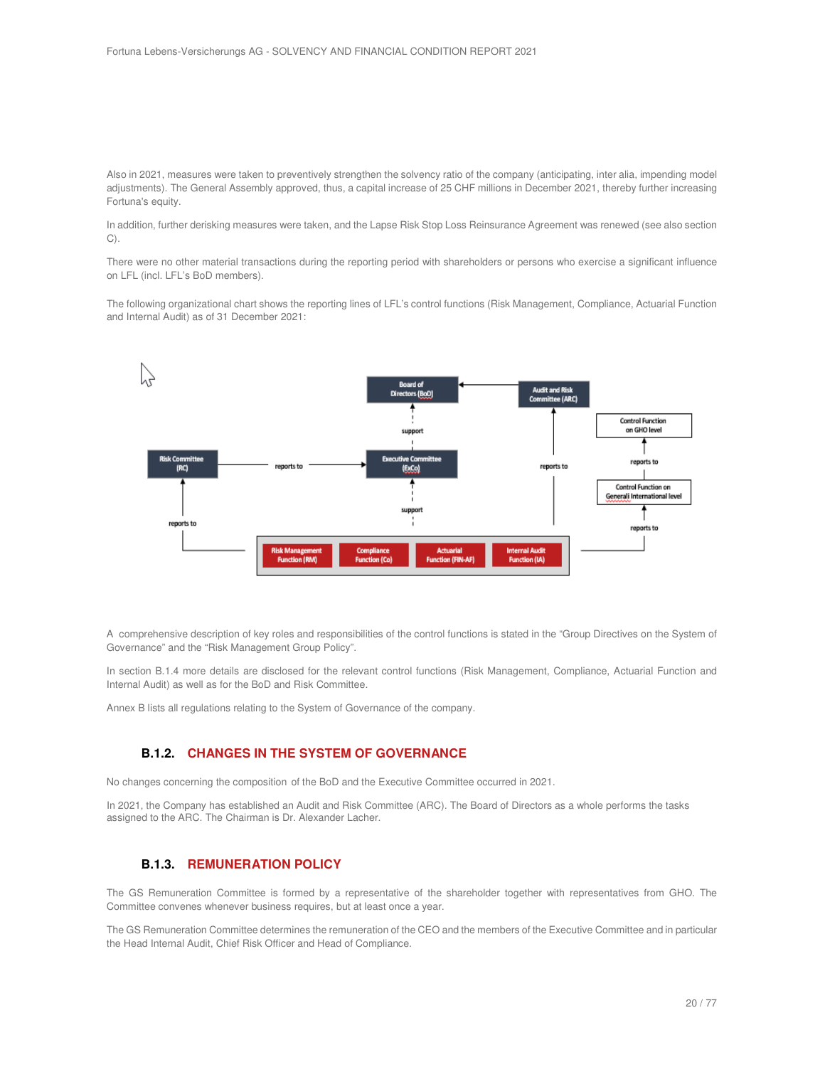Also in 2021, measures were taken to preventively strengthen the solvency ratio of the company (anticipating, inter alia, impending model adjustments). The General Assembly approved, thus, a capital increase of 25 CHF millions in December 2021, thereby further increasing Fortuna's equity.

In addition, further derisking measures were taken, and the Lapse Risk Stop Loss Reinsurance Agreement was renewed (see also section C).

There were no other material transactions during the reporting period with shareholders or persons who exercise a significant influence on LFL (incl. LFL's BoD members).

The following organizational chart shows the reporting lines of LFL's control functions (Risk Management, Compliance, Actuarial Function and Internal Audit) as of 31 December 2021:

A comprehensive description of key roles and responsibilities of the control functions is stated in the "Group Directives on the System of Governance" and the "Risk Management Group Policy".

In section B.1.4 more details are disclosed for the relevant control functions (Risk Management, Compliance, Actuarial Function and Internal Audit) as well as for the BoD and Risk Committee.

Annex B lists all regulations relating to the System of Governance of the company.

### B.1.2. CHANGES IN THE SYSTEM OF GOVERNANCE

No changes concerning the composition of the BoD and the Executive Committee occurred in 2021.

In 2021, the Company has established an Audit and Risk Committee (ARC). The Board of Directors as a whole performs the tasks assigned to the ARC. The Chairman is Dr. Alexander Lacher.

### B.1.3. REMUNERATION POLICY

The GS Remuneration Committee is formed by a representative of the shareholder together with representatives from GHO. The Committee convenes whenever business requires, but at least once a year.

The GS Remuneration Committee determines the remuneration of the CEO and the members of the Executive Committee and in particular the Head Internal Audit, Chief Risk Officer and Head of Compliance.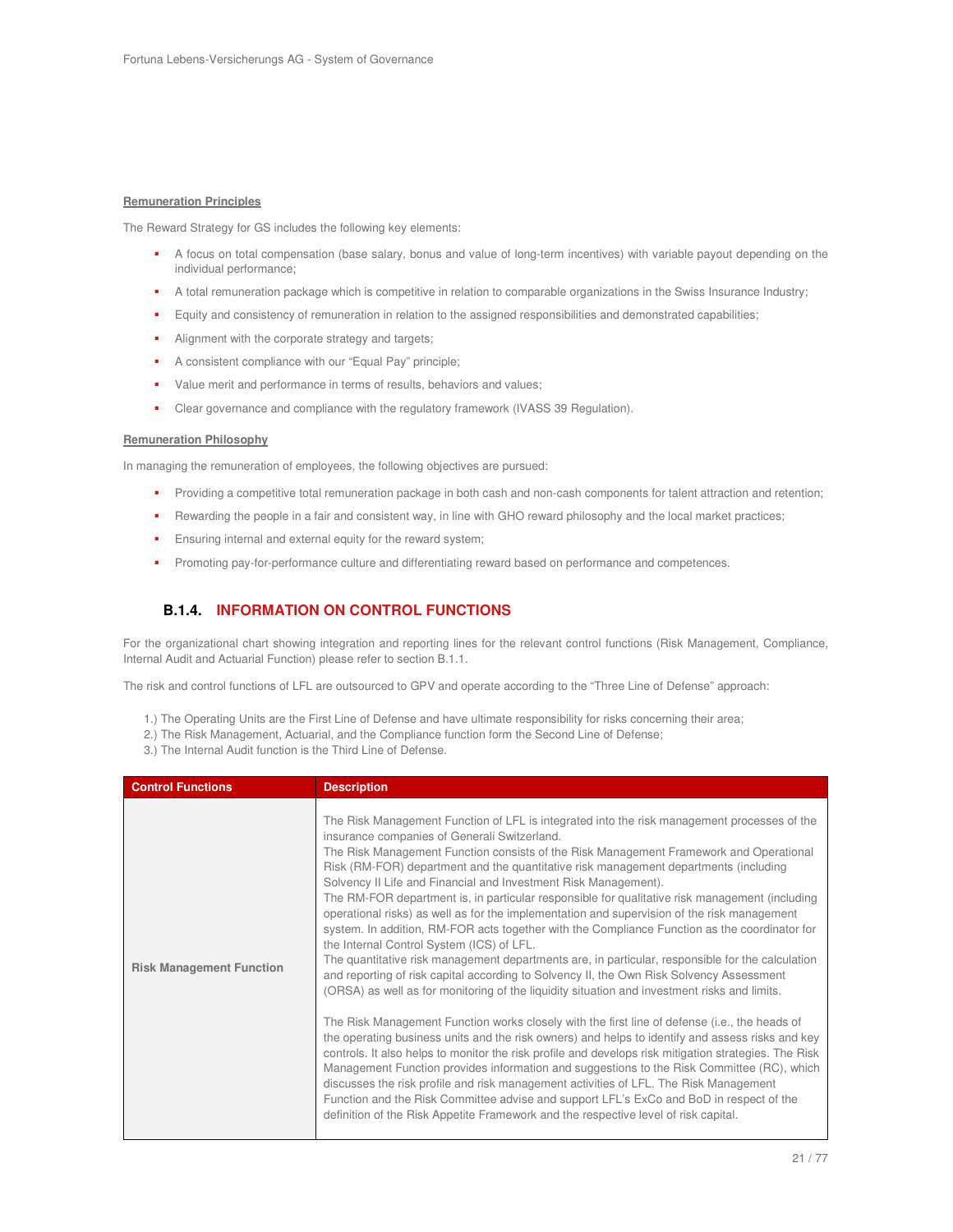**Remuneration Principles**

The Reward Strategy for GS includes the following key elements:

- A focus on total compensation (base salary, bonus and value of long-term incentives) with variable payout depending on the individual performance;
- A total remuneration package which is competitive in relation to comparable organizations in the Swiss Insurance Industry;
- Equity and consistency of remuneration in relation to the assigned responsibilities and demonstrated capabilities;
- Alignment with the corporate strategy and targets;
- A consistent compliance with our "Equal Pay" principle;
- Value merit and performance in terms of results, behaviors and values;
- Clear governance and compliance with the regulatory framework (IVASS 39 Regulation).

**Remuneration Philosophy**

In managing the remuneration of employees, the following objectives are pursued:

- Providing a competitive total remuneration package in both cash and non-cash components for talent attraction and retention;
- Rewarding the people in a fair and consistent way, in line with GHO reward philosophy and the local market practices;
- Ensuring internal and external equity for the reward system;
- Promoting pay-for-performance culture and differentiating reward based on performance and competences.

### B.1.4. INFORMATION ON CONTROL FUNCTIONS

For the organizational chart showing integration and reporting lines for the relevant control functions (Risk Management, Compliance, Internal Audit and Actuarial Function) please refer to section B.1.1.

The risk and control functions of LFL are outsourced to GPV and operate according to the "Three Line of Defense" approach:

1.) The Operating Units are the First Line of Defense and have ultimate responsibility for risks concerning their area;
2.) The Risk Management, Actuarial, and the Compliance function form the Second Line of Defense;
3.) The Internal Audit function is the Third Line of Defense.

| Control Functions | Description |
|---|---|
| **Risk Management Function** | The Risk Management Function of LFL is integrated into the risk management processes of the insurance companies of Generali Switzerland.<br>The Risk Management Function consists of the Risk Management Framework and Operational Risk (RM-FOR) department and the quantitative risk management departments (including Solvency II Life and Financial and Investment Risk Management).<br>The RM-FOR department is, in particular responsible for qualitative risk management (including operational risks) as well as for the implementation and supervision of the risk management system. In addition, RM-FOR acts together with the Compliance Function as the coordinator for the Internal Control System (ICS) of LFL.<br>The quantitative risk management departments are, in particular, responsible for the calculation and reporting of risk capital according to Solvency II, the Own Risk Solvency Assessment (ORSA) as well as for monitoring of the liquidity situation and investment risks and limits.<br><br>The Risk Management Function works closely with the first line of defense (i.e., the heads of the operating business units and the risk owners) and helps to identify and assess risks and key controls. It also helps to monitor the risk profile and develops risk mitigation strategies. The Risk Management Function provides information and suggestions to the Risk Committee (RC), which discusses the risk profile and risk management activities of LFL. The Risk Management Function and the Risk Committee advise and support LFL's ExCo and BoD in respect of the definition of the Risk Appetite Framework and the respective level of risk capital. |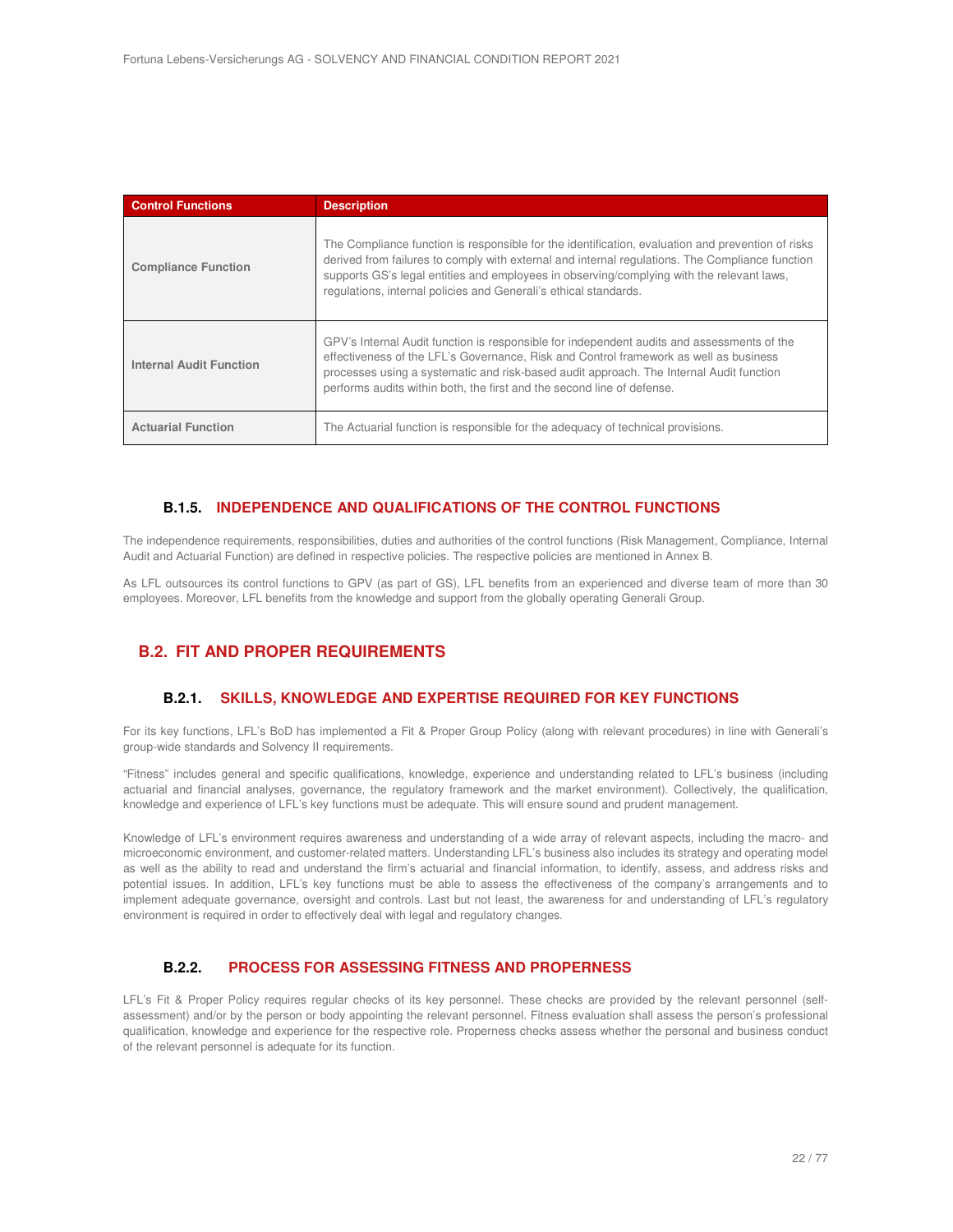| Control Functions | Description |
| --- | --- |
| **Compliance Function** | The Compliance function is responsible for the identification, evaluation and prevention of risks derived from failures to comply with external and internal regulations. The Compliance function supports GS's legal entities and employees in observing/complying with the relevant laws, regulations, internal policies and Generali's ethical standards. |
| **Internal Audit Function** | GPV's Internal Audit function is responsible for independent audits and assessments of the effectiveness of the LFL's Governance, Risk and Control framework as well as business processes using a systematic and risk-based audit approach. The Internal Audit function performs audits within both, the first and the second line of defense. |
| **Actuarial Function** | The Actuarial function is responsible for the adequacy of technical provisions. |

### B.1.5. INDEPENDENCE AND QUALIFICATIONS OF THE CONTROL FUNCTIONS

The independence requirements, responsibilities, duties and authorities of the control functions (Risk Management, Compliance, Internal Audit and Actuarial Function) are defined in respective policies. The respective policies are mentioned in Annex B.

As LFL outsources its control functions to GPV (as part of GS), LFL benefits from an experienced and diverse team of more than 30 employees. Moreover, LFL benefits from the knowledge and support from the globally operating Generali Group.

## B.2. FIT AND PROPER REQUIREMENTS

### B.2.1. SKILLS, KNOWLEDGE AND EXPERTISE REQUIRED FOR KEY FUNCTIONS

For its key functions, LFL's BoD has implemented a Fit & Proper Group Policy (along with relevant procedures) in line with Generali's group-wide standards and Solvency II requirements.

"Fitness" includes general and specific qualifications, knowledge, experience and understanding related to LFL's business (including actuarial and financial analyses, governance, the regulatory framework and the market environment). Collectively, the qualification, knowledge and experience of LFL's key functions must be adequate. This will ensure sound and prudent management.

Knowledge of LFL's environment requires awareness and understanding of a wide array of relevant aspects, including the macro- and microeconomic environment, and customer-related matters. Understanding LFL's business also includes its strategy and operating model as well as the ability to read and understand the firm's actuarial and financial information, to identify, assess, and address risks and potential issues. In addition, LFL's key functions must be able to assess the effectiveness of the company's arrangements and to implement adequate governance, oversight and controls. Last but not least, the awareness for and understanding of LFL's regulatory environment is required in order to effectively deal with legal and regulatory changes.

### B.2.2. PROCESS FOR ASSESSING FITNESS AND PROPERNESS

LFL's Fit & Proper Policy requires regular checks of its key personnel. These checks are provided by the relevant personnel (self-assessment) and/or by the person or body appointing the relevant personnel. Fitness evaluation shall assess the person's professional qualification, knowledge and experience for the respective role. Properness checks assess whether the personal and business conduct of the relevant personnel is adequate for its function.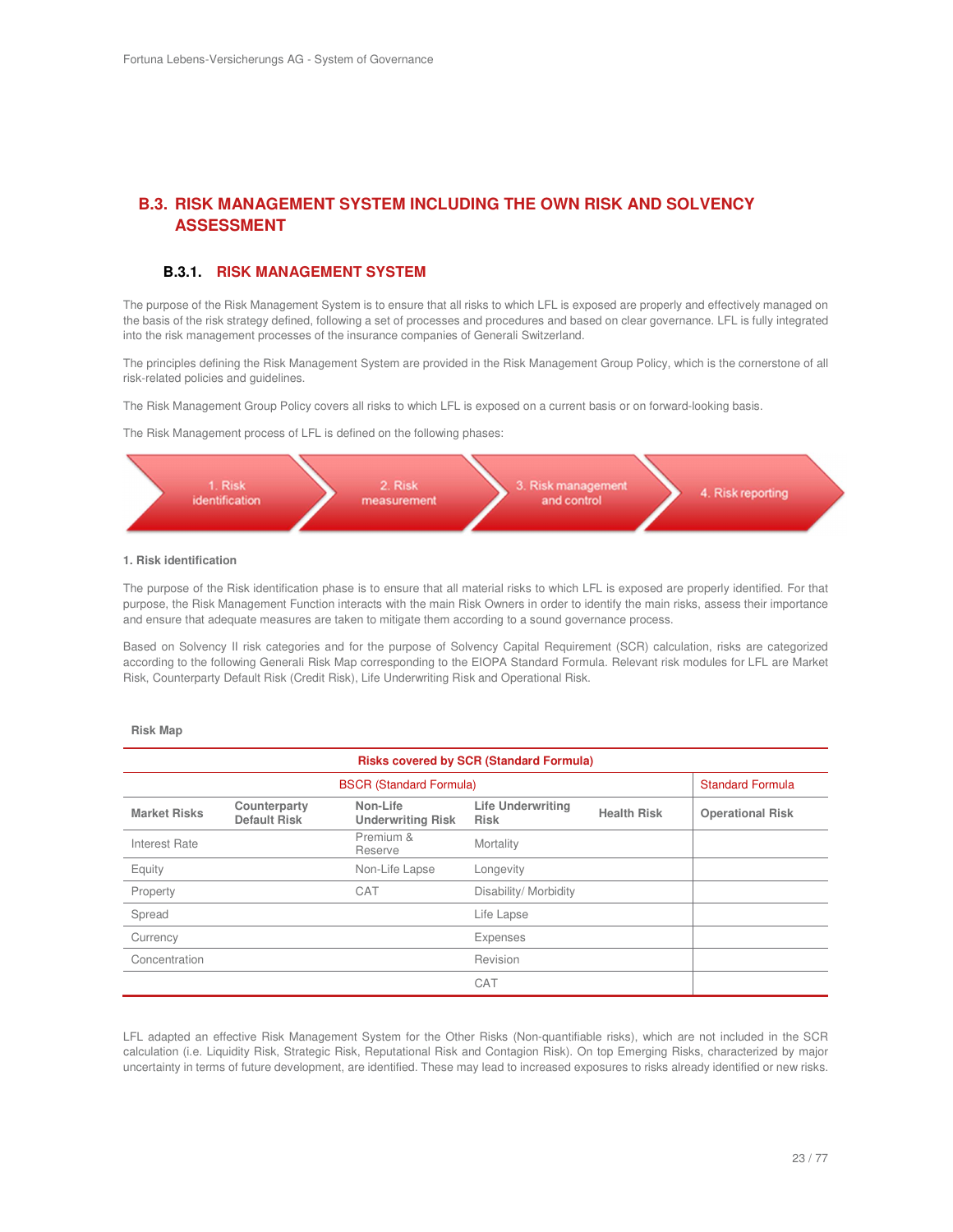## B.3. RISK MANAGEMENT SYSTEM INCLUDING THE OWN RISK AND SOLVENCY ASSESSMENT

### B.3.1. RISK MANAGEMENT SYSTEM

The purpose of the Risk Management System is to ensure that all risks to which LFL is exposed are properly and effectively managed on the basis of the risk strategy defined, following a set of processes and procedures and based on clear governance. LFL is fully integrated into the risk management processes of the insurance companies of Generali Switzerland.

The principles defining the Risk Management System are provided in the Risk Management Group Policy, which is the cornerstone of all risk-related policies and guidelines.

The Risk Management Group Policy covers all risks to which LFL is exposed on a current basis or on forward-looking basis.

The Risk Management process of LFL is defined on the following phases:

1. Risk identification → 2. Risk measurement → 3. Risk management and control → 4. Risk reporting

**1. Risk identification**

The purpose of the Risk identification phase is to ensure that all material risks to which LFL is exposed are properly identified. For that purpose, the Risk Management Function interacts with the main Risk Owners in order to identify the main risks, assess their importance and ensure that adequate measures are taken to mitigate them according to a sound governance process.

Based on Solvency II risk categories and for the purpose of Solvency Capital Requirement (SCR) calculation, risks are categorized according to the following Generali Risk Map corresponding to the EIOPA Standard Formula. Relevant risk modules for LFL are Market Risk, Counterparty Default Risk (Credit Risk), Life Underwriting Risk and Operational Risk.

**Risk Map**

| Risks covered by SCR (Standard Formula) | | | | | |
|---|---|---|---|---|---|
| BSCR (Standard Formula) | | | | | Standard Formula |
| **Market Risks** | **Counterparty Default Risk** | **Non-Life Underwriting Risk** | **Life Underwriting Risk** | **Health Risk** | **Operational Risk** |
| Interest Rate | | Premium & Reserve | Mortality | | |
| Equity | | Non-Life Lapse | Longevity | | |
| Property | | CAT | Disability/ Morbidity | | |
| Spread | | | Life Lapse | | |
| Currency | | | Expenses | | |
| Concentration | | | Revision | | |
| | | | CAT | | |

LFL adapted an effective Risk Management System for the Other Risks (Non-quantifiable risks), which are not included in the SCR calculation (i.e. Liquidity Risk, Strategic Risk, Reputational Risk and Contagion Risk). On top Emerging Risks, characterized by major uncertainty in terms of future development, are identified. These may lead to increased exposures to risks already identified or new risks.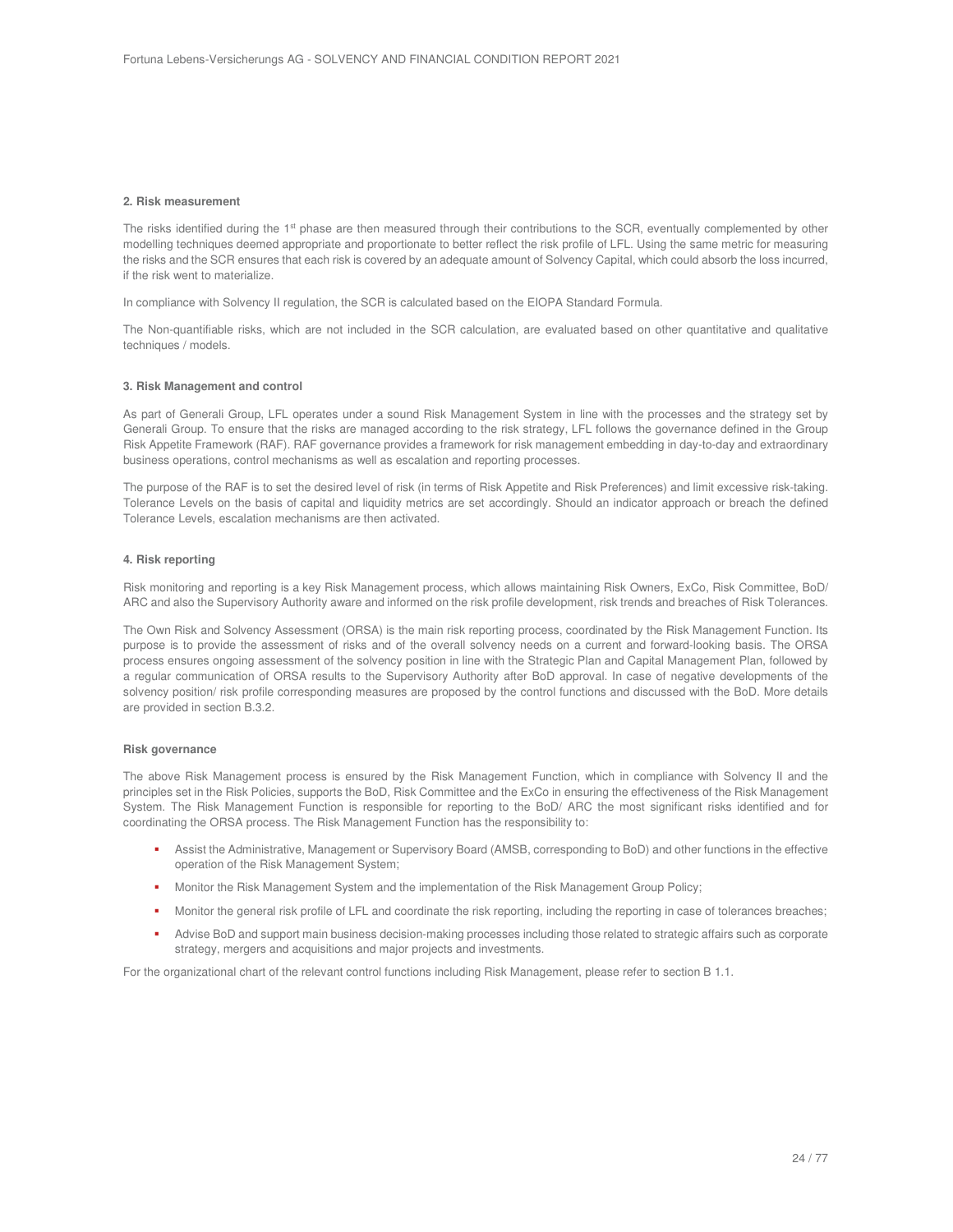**2. Risk measurement**

The risks identified during the 1st phase are then measured through their contributions to the SCR, eventually complemented by other modelling techniques deemed appropriate and proportionate to better reflect the risk profile of LFL. Using the same metric for measuring the risks and the SCR ensures that each risk is covered by an adequate amount of Solvency Capital, which could absorb the loss incurred, if the risk went to materialize.

In compliance with Solvency II regulation, the SCR is calculated based on the EIOPA Standard Formula.

The Non-quantifiable risks, which are not included in the SCR calculation, are evaluated based on other quantitative and qualitative techniques / models.

**3. Risk Management and control**

As part of Generali Group, LFL operates under a sound Risk Management System in line with the processes and the strategy set by Generali Group. To ensure that the risks are managed according to the risk strategy, LFL follows the governance defined in the Group Risk Appetite Framework (RAF). RAF governance provides a framework for risk management embedding in day-to-day and extraordinary business operations, control mechanisms as well as escalation and reporting processes.

The purpose of the RAF is to set the desired level of risk (in terms of Risk Appetite and Risk Preferences) and limit excessive risk-taking. Tolerance Levels on the basis of capital and liquidity metrics are set accordingly. Should an indicator approach or breach the defined Tolerance Levels, escalation mechanisms are then activated.

**4. Risk reporting**

Risk monitoring and reporting is a key Risk Management process, which allows maintaining Risk Owners, ExCo, Risk Committee, BoD/ ARC and also the Supervisory Authority aware and informed on the risk profile development, risk trends and breaches of Risk Tolerances.

The Own Risk and Solvency Assessment (ORSA) is the main risk reporting process, coordinated by the Risk Management Function. Its purpose is to provide the assessment of risks and of the overall solvency needs on a current and forward-looking basis. The ORSA process ensures ongoing assessment of the solvency position in line with the Strategic Plan and Capital Management Plan, followed by a regular communication of ORSA results to the Supervisory Authority after BoD approval. In case of negative developments of the solvency position/ risk profile corresponding measures are proposed by the control functions and discussed with the BoD. More details are provided in section B.3.2.

**Risk governance**

The above Risk Management process is ensured by the Risk Management Function, which in compliance with Solvency II and the principles set in the Risk Policies, supports the BoD, Risk Committee and the ExCo in ensuring the effectiveness of the Risk Management System. The Risk Management Function is responsible for reporting to the BoD/ ARC the most significant risks identified and for coordinating the ORSA process. The Risk Management Function has the responsibility to:

- Assist the Administrative, Management or Supervisory Board (AMSB, corresponding to BoD) and other functions in the effective operation of the Risk Management System;
- Monitor the Risk Management System and the implementation of the Risk Management Group Policy;
- Monitor the general risk profile of LFL and coordinate the risk reporting, including the reporting in case of tolerances breaches;
- Advise BoD and support main business decision-making processes including those related to strategic affairs such as corporate strategy, mergers and acquisitions and major projects and investments.

For the organizational chart of the relevant control functions including Risk Management, please refer to section B 1.1.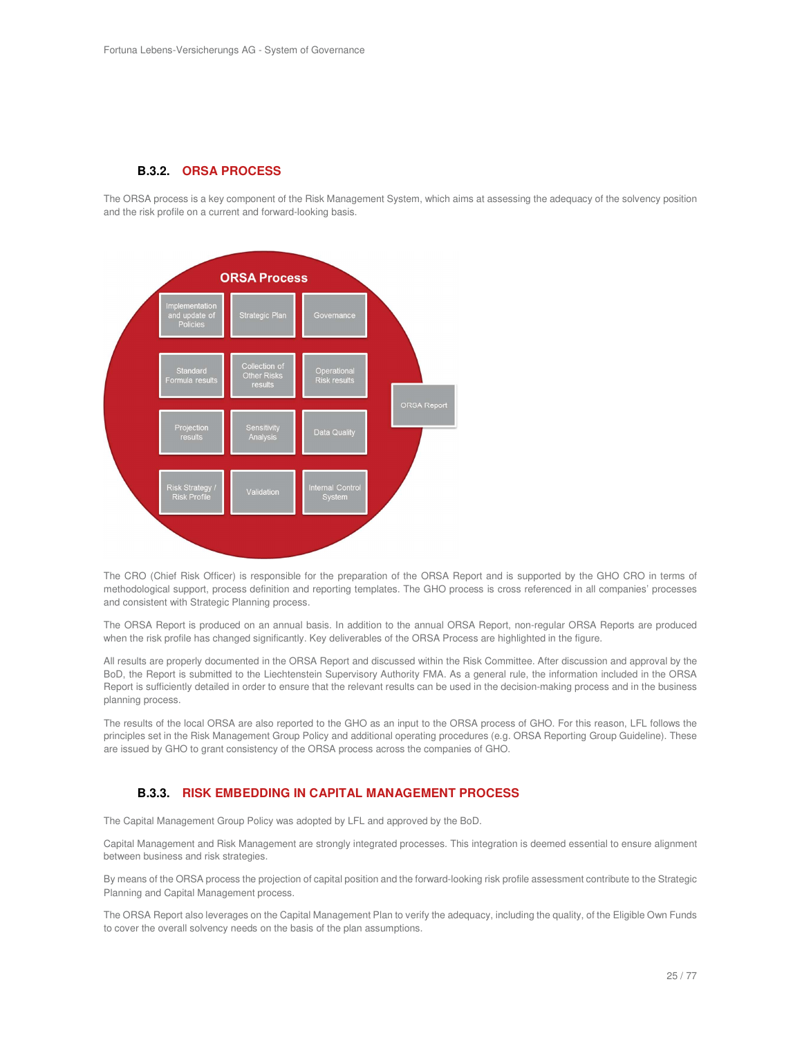### B.3.2. ORSA PROCESS

The ORSA process is a key component of the Risk Management System, which aims at assessing the adequacy of the solvency position and the risk profile on a current and forward-looking basis.

ORSA Process

| Implementation and update of Policies | Strategic Plan | Governance |
| --- | --- | --- |
| Standard Formula results | Collection of Other Risks results | Operational Risk results |
| Projection results | Sensitivity Analysis | Data Quality |
| Risk Strategy / Risk Profile | Validation | Internal Control System |

ORSA Report

The CRO (Chief Risk Officer) is responsible for the preparation of the ORSA Report and is supported by the GHO CRO in terms of methodological support, process definition and reporting templates. The GHO process is cross referenced in all companies' processes and consistent with Strategic Planning process.

The ORSA Report is produced on an annual basis. In addition to the annual ORSA Report, non-regular ORSA Reports are produced when the risk profile has changed significantly. Key deliverables of the ORSA Process are highlighted in the figure.

All results are properly documented in the ORSA Report and discussed within the Risk Committee. After discussion and approval by the BoD, the Report is submitted to the Liechtenstein Supervisory Authority FMA. As a general rule, the information included in the ORSA Report is sufficiently detailed in order to ensure that the relevant results can be used in the decision-making process and in the business planning process.

The results of the local ORSA are also reported to the GHO as an input to the ORSA process of GHO. For this reason, LFL follows the principles set in the Risk Management Group Policy and additional operating procedures (e.g. ORSA Reporting Group Guideline). These are issued by GHO to grant consistency of the ORSA process across the companies of GHO.

### B.3.3. RISK EMBEDDING IN CAPITAL MANAGEMENT PROCESS

The Capital Management Group Policy was adopted by LFL and approved by the BoD.

Capital Management and Risk Management are strongly integrated processes. This integration is deemed essential to ensure alignment between business and risk strategies.

By means of the ORSA process the projection of capital position and the forward-looking risk profile assessment contribute to the Strategic Planning and Capital Management process.

The ORSA Report also leverages on the Capital Management Plan to verify the adequacy, including the quality, of the Eligible Own Funds to cover the overall solvency needs on the basis of the plan assumptions.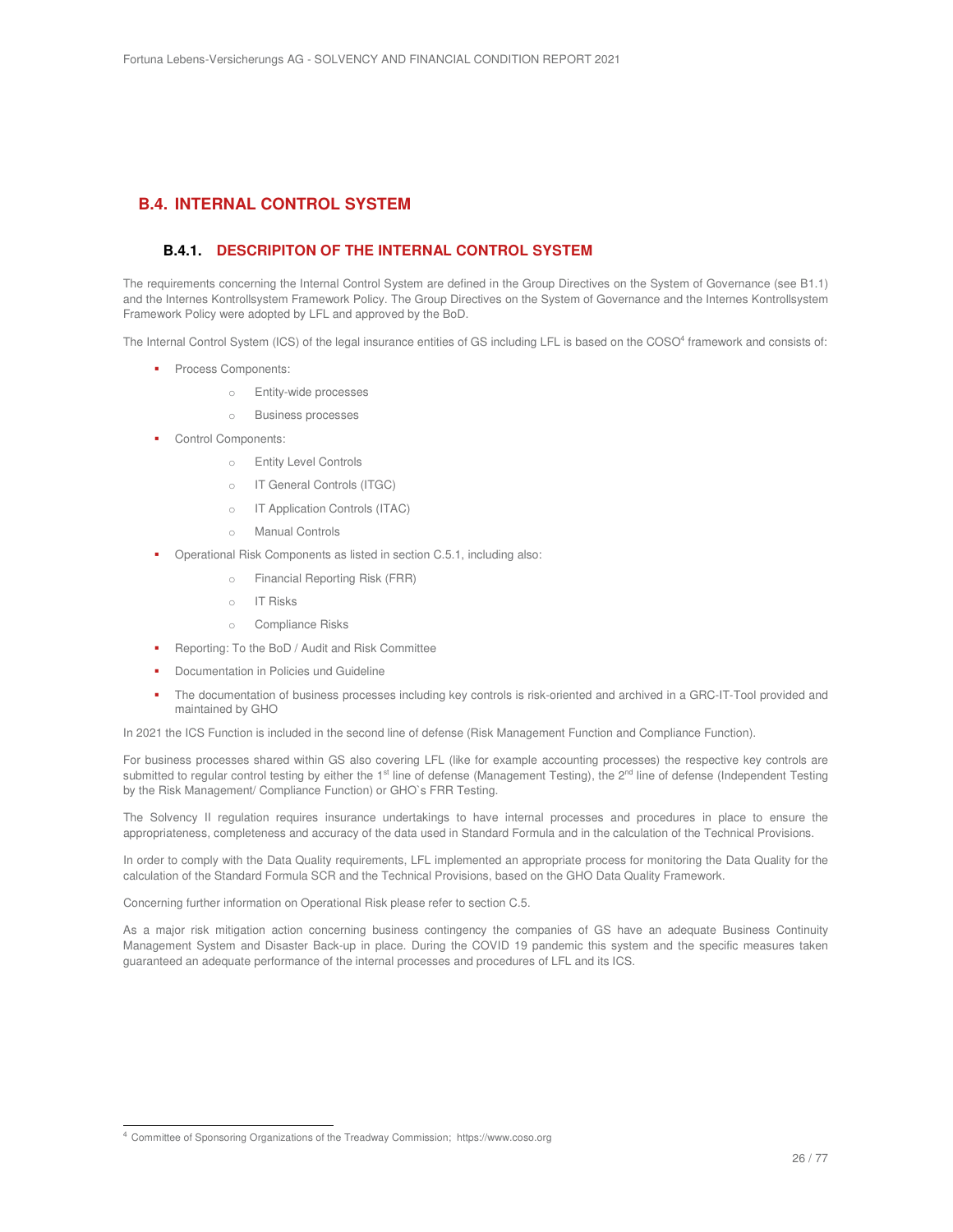## B.4. INTERNAL CONTROL SYSTEM

### B.4.1. DESCRIPITON OF THE INTERNAL CONTROL SYSTEM

The requirements concerning the Internal Control System are defined in the Group Directives on the System of Governance (see B1.1) and the Internes Kontrollsystem Framework Policy. The Group Directives on the System of Governance and the Internes Kontrollsystem Framework Policy were adopted by LFL and approved by the BoD.

The Internal Control System (ICS) of the legal insurance entities of GS including LFL is based on the COSO[4] framework and consists of:

- Process Components:
  - Entity-wide processes
  - Business processes
- Control Components:
  - Entity Level Controls
  - IT General Controls (ITGC)
  - IT Application Controls (ITAC)
  - Manual Controls
- Operational Risk Components as listed in section C.5.1, including also:
  - Financial Reporting Risk (FRR)
  - IT Risks
  - Compliance Risks
- Reporting: To the BoD / Audit and Risk Committee
- Documentation in Policies und Guideline
- The documentation of business processes including key controls is risk-oriented and archived in a GRC-IT-Tool provided and maintained by GHO

In 2021 the ICS Function is included in the second line of defense (Risk Management Function and Compliance Function).

For business processes shared within GS also covering LFL (like for example accounting processes) the respective key controls are submitted to regular control testing by either the 1st line of defense (Management Testing), the 2nd line of defense (Independent Testing by the Risk Management/ Compliance Function) or GHO`s FRR Testing.

The Solvency II regulation requires insurance undertakings to have internal processes and procedures in place to ensure the appropriateness, completeness and accuracy of the data used in Standard Formula and in the calculation of the Technical Provisions.

In order to comply with the Data Quality requirements, LFL implemented an appropriate process for monitoring the Data Quality for the calculation of the Standard Formula SCR and the Technical Provisions, based on the GHO Data Quality Framework.

Concerning further information on Operational Risk please refer to section C.5.

As a major risk mitigation action concerning business contingency the companies of GS have an adequate Business Continuity Management System and Disaster Back-up in place. During the COVID 19 pandemic this system and the specific measures taken guaranteed an adequate performance of the internal processes and procedures of LFL and its ICS.

---

[4] Committee of Sponsoring Organizations of the Treadway Commission; https://www.coso.org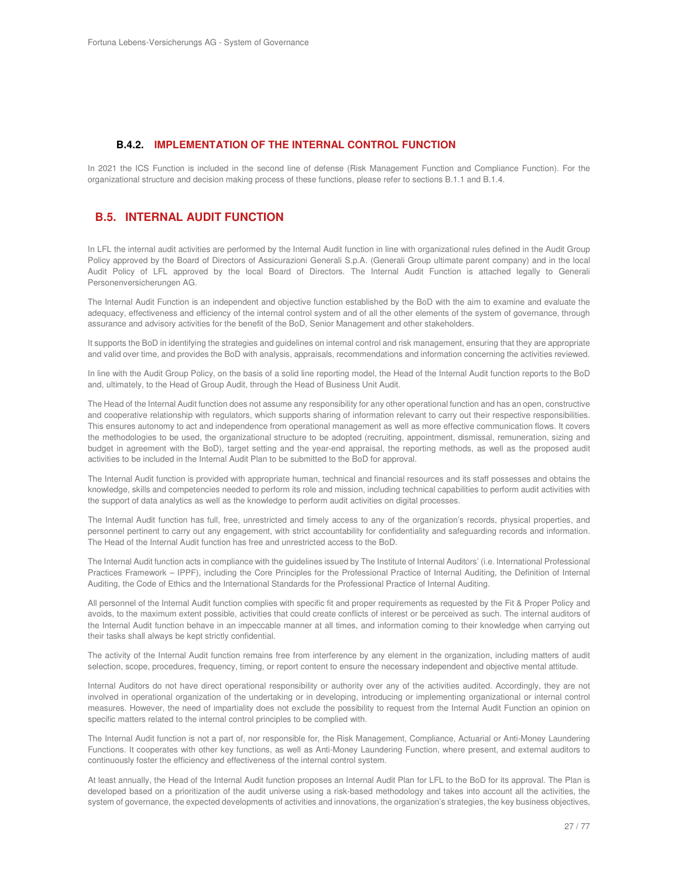### B.4.2. IMPLEMENTATION OF THE INTERNAL CONTROL FUNCTION

In 2021 the ICS Function is included in the second line of defense (Risk Management Function and Compliance Function). For the organizational structure and decision making process of these functions, please refer to sections B.1.1 and B.1.4.

## B.5. INTERNAL AUDIT FUNCTION

In LFL the internal audit activities are performed by the Internal Audit function in line with organizational rules defined in the Audit Group Policy approved by the Board of Directors of Assicurazioni Generali S.p.A. (Generali Group ultimate parent company) and in the local Audit Policy of LFL approved by the local Board of Directors. The Internal Audit Function is attached legally to Generali Personenversicherungen AG.

The Internal Audit Function is an independent and objective function established by the BoD with the aim to examine and evaluate the adequacy, effectiveness and efficiency of the internal control system and of all the other elements of the system of governance, through assurance and advisory activities for the benefit of the BoD, Senior Management and other stakeholders.

It supports the BoD in identifying the strategies and guidelines on internal control and risk management, ensuring that they are appropriate and valid over time, and provides the BoD with analysis, appraisals, recommendations and information concerning the activities reviewed.

In line with the Audit Group Policy, on the basis of a solid line reporting model, the Head of the Internal Audit function reports to the BoD and, ultimately, to the Head of Group Audit, through the Head of Business Unit Audit.

The Head of the Internal Audit function does not assume any responsibility for any other operational function and has an open, constructive and cooperative relationship with regulators, which supports sharing of information relevant to carry out their respective responsibilities. This ensures autonomy to act and independence from operational management as well as more effective communication flows. It covers the methodologies to be used, the organizational structure to be adopted (recruiting, appointment, dismissal, remuneration, sizing and budget in agreement with the BoD), target setting and the year-end appraisal, the reporting methods, as well as the proposed audit activities to be included in the Internal Audit Plan to be submitted to the BoD for approval.

The Internal Audit function is provided with appropriate human, technical and financial resources and its staff possesses and obtains the knowledge, skills and competencies needed to perform its role and mission, including technical capabilities to perform audit activities with the support of data analytics as well as the knowledge to perform audit activities on digital processes.

The Internal Audit function has full, free, unrestricted and timely access to any of the organization's records, physical properties, and personnel pertinent to carry out any engagement, with strict accountability for confidentiality and safeguarding records and information. The Head of the Internal Audit function has free and unrestricted access to the BoD.

The Internal Audit function acts in compliance with the guidelines issued by The Institute of Internal Auditors' (i.e. International Professional Practices Framework – IPPF), including the Core Principles for the Professional Practice of Internal Auditing, the Definition of Internal Auditing, the Code of Ethics and the International Standards for the Professional Practice of Internal Auditing.

All personnel of the Internal Audit function complies with specific fit and proper requirements as requested by the Fit & Proper Policy and avoids, to the maximum extent possible, activities that could create conflicts of interest or be perceived as such. The internal auditors of the Internal Audit function behave in an impeccable manner at all times, and information coming to their knowledge when carrying out their tasks shall always be kept strictly confidential.

The activity of the Internal Audit function remains free from interference by any element in the organization, including matters of audit selection, scope, procedures, frequency, timing, or report content to ensure the necessary independent and objective mental attitude.

Internal Auditors do not have direct operational responsibility or authority over any of the activities audited. Accordingly, they are not involved in operational organization of the undertaking or in developing, introducing or implementing organizational or internal control measures. However, the need of impartiality does not exclude the possibility to request from the Internal Audit Function an opinion on specific matters related to the internal control principles to be complied with.

The Internal Audit function is not a part of, nor responsible for, the Risk Management, Compliance, Actuarial or Anti-Money Laundering Functions. It cooperates with other key functions, as well as Anti-Money Laundering Function, where present, and external auditors to continuously foster the efficiency and effectiveness of the internal control system.

At least annually, the Head of the Internal Audit function proposes an Internal Audit Plan for LFL to the BoD for its approval. The Plan is developed based on a prioritization of the audit universe using a risk-based methodology and takes into account all the activities, the system of governance, the expected developments of activities and innovations, the organization's strategies, the key business objectives,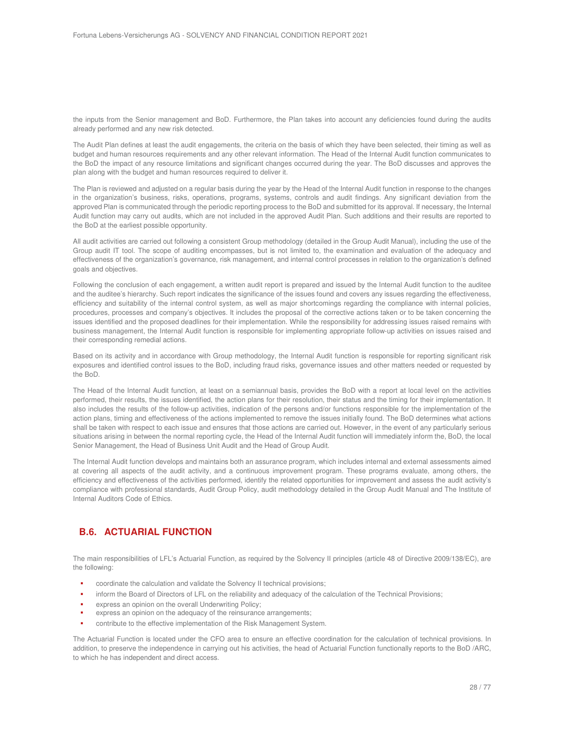the inputs from the Senior management and BoD. Furthermore, the Plan takes into account any deficiencies found during the audits already performed and any new risk detected.

The Audit Plan defines at least the audit engagements, the criteria on the basis of which they have been selected, their timing as well as budget and human resources requirements and any other relevant information. The Head of the Internal Audit function communicates to the BoD the impact of any resource limitations and significant changes occurred during the year. The BoD discusses and approves the plan along with the budget and human resources required to deliver it.

The Plan is reviewed and adjusted on a regular basis during the year by the Head of the Internal Audit function in response to the changes in the organization's business, risks, operations, programs, systems, controls and audit findings. Any significant deviation from the approved Plan is communicated through the periodic reporting process to the BoD and submitted for its approval. If necessary, the Internal Audit function may carry out audits, which are not included in the approved Audit Plan. Such additions and their results are reported to the BoD at the earliest possible opportunity.

All audit activities are carried out following a consistent Group methodology (detailed in the Group Audit Manual), including the use of the Group audit IT tool. The scope of auditing encompasses, but is not limited to, the examination and evaluation of the adequacy and effectiveness of the organization's governance, risk management, and internal control processes in relation to the organization's defined goals and objectives.

Following the conclusion of each engagement, a written audit report is prepared and issued by the Internal Audit function to the auditee and the auditee's hierarchy. Such report indicates the significance of the issues found and covers any issues regarding the effectiveness, efficiency and suitability of the internal control system, as well as major shortcomings regarding the compliance with internal policies, procedures, processes and company's objectives. It includes the proposal of the corrective actions taken or to be taken concerning the issues identified and the proposed deadlines for their implementation. While the responsibility for addressing issues raised remains with business management, the Internal Audit function is responsible for implementing appropriate follow-up activities on issues raised and their corresponding remedial actions.

Based on its activity and in accordance with Group methodology, the Internal Audit function is responsible for reporting significant risk exposures and identified control issues to the BoD, including fraud risks, governance issues and other matters needed or requested by the BoD.

The Head of the Internal Audit function, at least on a semiannual basis, provides the BoD with a report at local level on the activities performed, their results, the issues identified, the action plans for their resolution, their status and the timing for their implementation. It also includes the results of the follow-up activities, indication of the persons and/or functions responsible for the implementation of the action plans, timing and effectiveness of the actions implemented to remove the issues initially found. The BoD determines what actions shall be taken with respect to each issue and ensures that those actions are carried out. However, in the event of any particularly serious situations arising in between the normal reporting cycle, the Head of the Internal Audit function will immediately inform the, BoD, the local Senior Management, the Head of Business Unit Audit and the Head of Group Audit.

The Internal Audit function develops and maintains both an assurance program, which includes internal and external assessments aimed at covering all aspects of the audit activity, and a continuous improvement program. These programs evaluate, among others, the efficiency and effectiveness of the activities performed, identify the related opportunities for improvement and assess the audit activity's compliance with professional standards, Audit Group Policy, audit methodology detailed in the Group Audit Manual and The Institute of Internal Auditors Code of Ethics.

## B.6. ACTUARIAL FUNCTION

The main responsibilities of LFL's Actuarial Function, as required by the Solvency II principles (article 48 of Directive 2009/138/EC), are the following:

- coordinate the calculation and validate the Solvency II technical provisions;
- inform the Board of Directors of LFL on the reliability and adequacy of the calculation of the Technical Provisions;
- express an opinion on the overall Underwriting Policy;
- express an opinion on the adequacy of the reinsurance arrangements;
- contribute to the effective implementation of the Risk Management System.

The Actuarial Function is located under the CFO area to ensure an effective coordination for the calculation of technical provisions. In addition, to preserve the independence in carrying out his activities, the head of Actuarial Function functionally reports to the BoD /ARC, to which he has independent and direct access.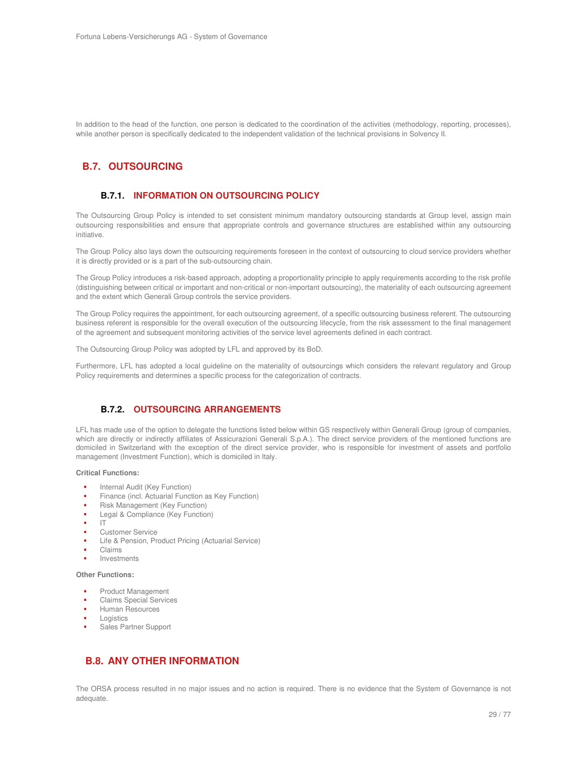In addition to the head of the function, one person is dedicated to the coordination of the activities (methodology, reporting, processes), while another person is specifically dedicated to the independent validation of the technical provisions in Solvency II.

## B.7. OUTSOURCING

### B.7.1. INFORMATION ON OUTSOURCING POLICY

The Outsourcing Group Policy is intended to set consistent minimum mandatory outsourcing standards at Group level, assign main outsourcing responsibilities and ensure that appropriate controls and governance structures are established within any outsourcing initiative.

The Group Policy also lays down the outsourcing requirements foreseen in the context of outsourcing to cloud service providers whether it is directly provided or is a part of the sub-outsourcing chain.

The Group Policy introduces a risk-based approach, adopting a proportionality principle to apply requirements according to the risk profile (distinguishing between critical or important and non-critical or non-important outsourcing), the materiality of each outsourcing agreement and the extent which Generali Group controls the service providers.

The Group Policy requires the appointment, for each outsourcing agreement, of a specific outsourcing business referent. The outsourcing business referent is responsible for the overall execution of the outsourcing lifecycle, from the risk assessment to the final management of the agreement and subsequent monitoring activities of the service level agreements defined in each contract.

The Outsourcing Group Policy was adopted by LFL and approved by its BoD.

Furthermore, LFL has adopted a local guideline on the materiality of outsourcings which considers the relevant regulatory and Group Policy requirements and determines a specific process for the categorization of contracts.

### B.7.2. OUTSOURCING ARRANGEMENTS

LFL has made use of the option to delegate the functions listed below within GS respectively within Generali Group (group of companies, which are directly or indirectly affiliates of Assicurazioni Generali S.p.A.). The direct service providers of the mentioned functions are domiciled in Switzerland with the exception of the direct service provider, who is responsible for investment of assets and portfolio management (Investment Function), which is domiciled in Italy.

**Critical Functions:**

- Internal Audit (Key Function)
- Finance (incl. Actuarial Function as Key Function)
- Risk Management (Key Function)
- Legal & Compliance (Key Function)
- IT
- Customer Service
- Life & Pension, Product Pricing (Actuarial Service)
- Claims
- Investments

**Other Functions:**

- Product Management
- Claims Special Services
- Human Resources
- Logistics
- Sales Partner Support

## B.8. ANY OTHER INFORMATION

The ORSA process resulted in no major issues and no action is required. There is no evidence that the System of Governance is not adequate.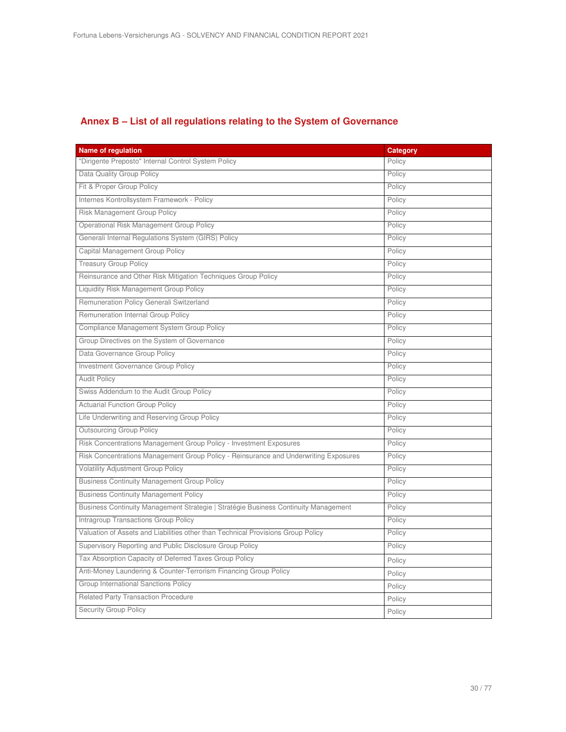## Annex B – List of all regulations relating to the System of Governance

| Name of regulation | Category |
| --- | --- |
| "Dirigente Preposto" Internal Control System Policy | Policy |
| Data Quality Group Policy | Policy |
| Fit & Proper Group Policy | Policy |
| Internes Kontrollsystem Framework - Policy | Policy |
| Risk Management Group Policy | Policy |
| Operational Risk Management Group Policy | Policy |
| Generali Internal Regulations System (GIRS) Policy | Policy |
| Capital Management Group Policy | Policy |
| Treasury Group Policy | Policy |
| Reinsurance and Other Risk Mitigation Techniques Group Policy | Policy |
| Liquidity Risk Management Group Policy | Policy |
| Remuneration Policy Generali Switzerland | Policy |
| Remuneration Internal Group Policy | Policy |
| Compliance Management System Group Policy | Policy |
| Group Directives on the System of Governance | Policy |
| Data Governance Group Policy | Policy |
| Investment Governance Group Policy | Policy |
| Audit Policy | Policy |
| Swiss Addendum to the Audit Group Policy | Policy |
| Actuarial Function Group Policy | Policy |
| Life Underwriting and Reserving Group Policy | Policy |
| Outsourcing Group Policy | Policy |
| Risk Concentrations Management Group Policy - Investment Exposures | Policy |
| Risk Concentrations Management Group Policy - Reinsurance and Underwriting Exposures | Policy |
| Volatility Adjustment Group Policy | Policy |
| Business Continuity Management Group Policy | Policy |
| Business Continuity Management Policy | Policy |
| Business Continuity Management Strategie \| Stratégie Business Continuity Management | Policy |
| Intragroup Transactions Group Policy | Policy |
| Valuation of Assets and Liabilities other than Technical Provisions Group Policy | Policy |
| Supervisory Reporting and Public Disclosure Group Policy | Policy |
| Tax Absorption Capacity of Deferred Taxes Group Policy | Policy |
| Anti-Money Laundering & Counter-Terrorism Financing Group Policy | Policy |
| Group International Sanctions Policy | Policy |
| Related Party Transaction Procedure | Policy |
| Security Group Policy | Policy |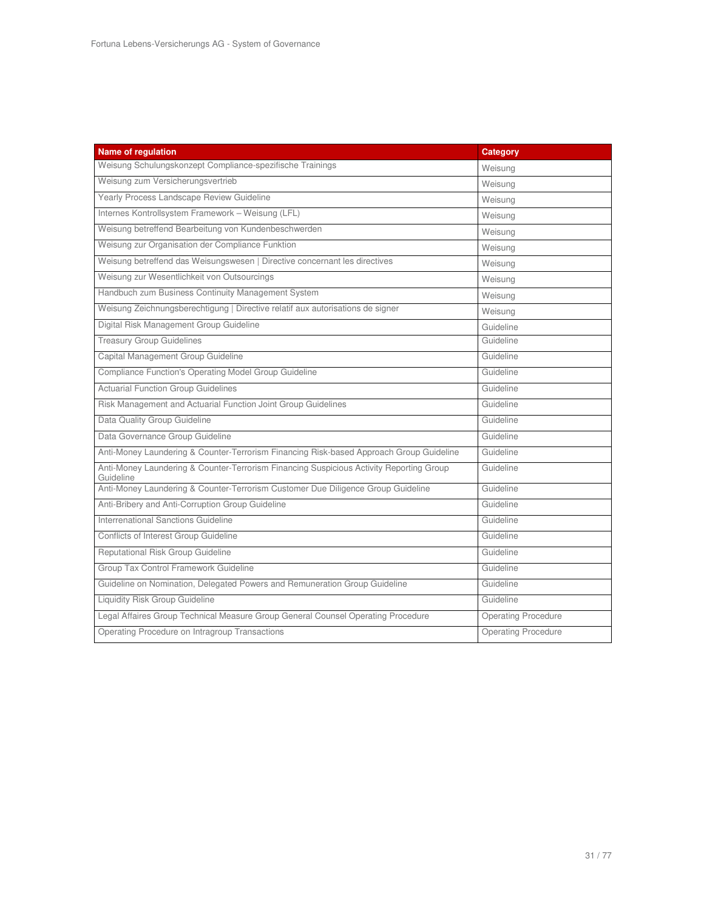| Name of regulation | Category |
| --- | --- |
| Weisung Schulungskonzept Compliance-spezifische Trainings | Weisung |
| Weisung zum Versicherungsvertrieb | Weisung |
| Yearly Process Landscape Review Guideline | Weisung |
| Internes Kontrollsystem Framework – Weisung (LFL) | Weisung |
| Weisung betreffend Bearbeitung von Kundenbeschwerden | Weisung |
| Weisung zur Organisation der Compliance Funktion | Weisung |
| Weisung betreffend das Weisungswesen \| Directive concernant les directives | Weisung |
| Weisung zur Wesentlichkeit von Outsourcings | Weisung |
| Handbuch zum Business Continuity Management System | Weisung |
| Weisung Zeichnungsberechtigung \| Directive relatif aux autorisations de signer | Weisung |
| Digital Risk Management Group Guideline | Guideline |
| Treasury Group Guidelines | Guideline |
| Capital Management Group Guideline | Guideline |
| Compliance Function's Operating Model Group Guideline | Guideline |
| Actuarial Function Group Guidelines | Guideline |
| Risk Management and Actuarial Function Joint Group Guidelines | Guideline |
| Data Quality Group Guideline | Guideline |
| Data Governance Group Guideline | Guideline |
| Anti-Money Laundering & Counter-Terrorism Financing Risk-based Approach Group Guideline | Guideline |
| Anti-Money Laundering & Counter-Terrorism Financing Suspicious Activity Reporting Group Guideline | Guideline |
| Anti-Money Laundering & Counter-Terrorism Customer Due Diligence Group Guideline | Guideline |
| Anti-Bribery and Anti-Corruption Group Guideline | Guideline |
| Interrenational Sanctions Guideline | Guideline |
| Conflicts of Interest Group Guideline | Guideline |
| Reputational Risk Group Guideline | Guideline |
| Group Tax Control Framework Guideline | Guideline |
| Guideline on Nomination, Delegated Powers and Remuneration Group Guideline | Guideline |
| Liquidity Risk Group Guideline | Guideline |
| Legal Affaires Group Technical Measure Group General Counsel Operating Procedure | Operating Procedure |
| Operating Procedure on Intragroup Transactions | Operating Procedure |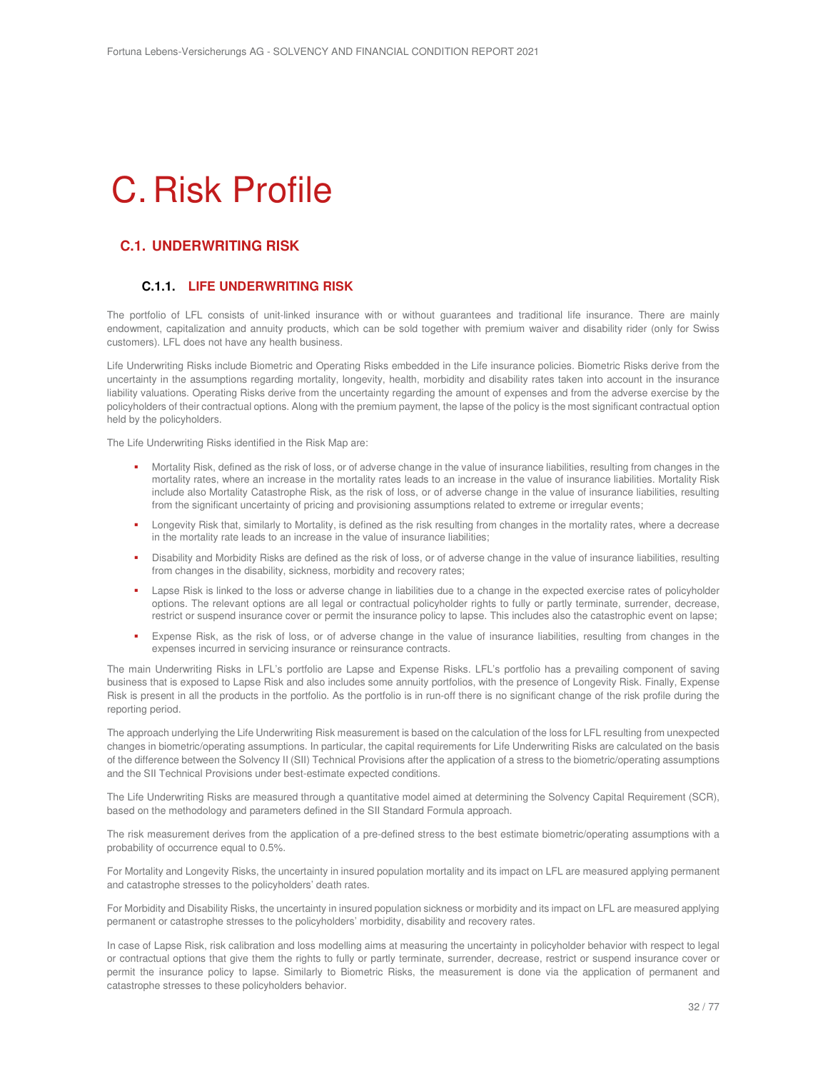# C. Risk Profile

## C.1. UNDERWRITING RISK

### C.1.1. LIFE UNDERWRITING RISK

The portfolio of LFL consists of unit-linked insurance with or without guarantees and traditional life insurance. There are mainly endowment, capitalization and annuity products, which can be sold together with premium waiver and disability rider (only for Swiss customers). LFL does not have any health business.

Life Underwriting Risks include Biometric and Operating Risks embedded in the Life insurance policies. Biometric Risks derive from the uncertainty in the assumptions regarding mortality, longevity, health, morbidity and disability rates taken into account in the insurance liability valuations. Operating Risks derive from the uncertainty regarding the amount of expenses and from the adverse exercise by the policyholders of their contractual options. Along with the premium payment, the lapse of the policy is the most significant contractual option held by the policyholders.

The Life Underwriting Risks identified in the Risk Map are:

- Mortality Risk, defined as the risk of loss, or of adverse change in the value of insurance liabilities, resulting from changes in the mortality rates, where an increase in the mortality rates leads to an increase in the value of insurance liabilities. Mortality Risk include also Mortality Catastrophe Risk, as the risk of loss, or of adverse change in the value of insurance liabilities, resulting from the significant uncertainty of pricing and provisioning assumptions related to extreme or irregular events;
- Longevity Risk that, similarly to Mortality, is defined as the risk resulting from changes in the mortality rates, where a decrease in the mortality rate leads to an increase in the value of insurance liabilities;
- Disability and Morbidity Risks are defined as the risk of loss, or of adverse change in the value of insurance liabilities, resulting from changes in the disability, sickness, morbidity and recovery rates;
- Lapse Risk is linked to the loss or adverse change in liabilities due to a change in the expected exercise rates of policyholder options. The relevant options are all legal or contractual policyholder rights to fully or partly terminate, surrender, decrease, restrict or suspend insurance cover or permit the insurance policy to lapse. This includes also the catastrophic event on lapse;
- Expense Risk, as the risk of loss, or of adverse change in the value of insurance liabilities, resulting from changes in the expenses incurred in servicing insurance or reinsurance contracts.

The main Underwriting Risks in LFL's portfolio are Lapse and Expense Risks. LFL's portfolio has a prevailing component of saving business that is exposed to Lapse Risk and also includes some annuity portfolios, with the presence of Longevity Risk. Finally, Expense Risk is present in all the products in the portfolio. As the portfolio is in run-off there is no significant change of the risk profile during the reporting period.

The approach underlying the Life Underwriting Risk measurement is based on the calculation of the loss for LFL resulting from unexpected changes in biometric/operating assumptions. In particular, the capital requirements for Life Underwriting Risks are calculated on the basis of the difference between the Solvency II (SII) Technical Provisions after the application of a stress to the biometric/operating assumptions and the SII Technical Provisions under best-estimate expected conditions.

The Life Underwriting Risks are measured through a quantitative model aimed at determining the Solvency Capital Requirement (SCR), based on the methodology and parameters defined in the SII Standard Formula approach.

The risk measurement derives from the application of a pre-defined stress to the best estimate biometric/operating assumptions with a probability of occurrence equal to 0.5%.

For Mortality and Longevity Risks, the uncertainty in insured population mortality and its impact on LFL are measured applying permanent and catastrophe stresses to the policyholders' death rates.

For Morbidity and Disability Risks, the uncertainty in insured population sickness or morbidity and its impact on LFL are measured applying permanent or catastrophe stresses to the policyholders' morbidity, disability and recovery rates.

In case of Lapse Risk, risk calibration and loss modelling aims at measuring the uncertainty in policyholder behavior with respect to legal or contractual options that give them the rights to fully or partly terminate, surrender, decrease, restrict or suspend insurance cover or permit the insurance policy to lapse. Similarly to Biometric Risks, the measurement is done via the application of permanent and catastrophe stresses to these policyholders behavior.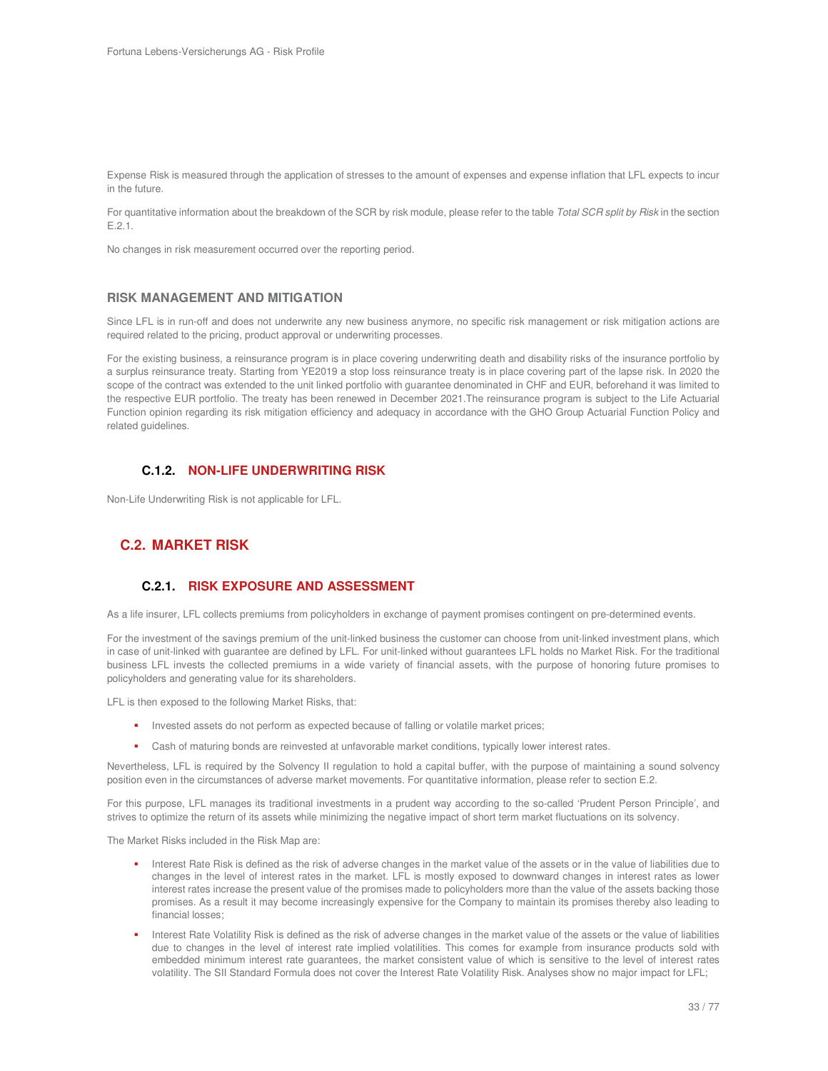Expense Risk is measured through the application of stresses to the amount of expenses and expense inflation that LFL expects to incur in the future.

For quantitative information about the breakdown of the SCR by risk module, please refer to the table *Total SCR split by Risk* in the section E.2.1.

No changes in risk measurement occurred over the reporting period.

### RISK MANAGEMENT AND MITIGATION

Since LFL is in run-off and does not underwrite any new business anymore, no specific risk management or risk mitigation actions are required related to the pricing, product approval or underwriting processes.

For the existing business, a reinsurance program is in place covering underwriting death and disability risks of the insurance portfolio by a surplus reinsurance treaty. Starting from YE2019 a stop loss reinsurance treaty is in place covering part of the lapse risk. In 2020 the scope of the contract was extended to the unit linked portfolio with guarantee denominated in CHF and EUR, beforehand it was limited to the respective EUR portfolio. The treaty has been renewed in December 2021.The reinsurance program is subject to the Life Actuarial Function opinion regarding its risk mitigation efficiency and adequacy in accordance with the GHO Group Actuarial Function Policy and related guidelines.

### C.1.2. NON-LIFE UNDERWRITING RISK

Non-Life Underwriting Risk is not applicable for LFL.

## C.2. MARKET RISK

### C.2.1. RISK EXPOSURE AND ASSESSMENT

As a life insurer, LFL collects premiums from policyholders in exchange of payment promises contingent on pre-determined events.

For the investment of the savings premium of the unit-linked business the customer can choose from unit-linked investment plans, which in case of unit-linked with guarantee are defined by LFL. For unit-linked without guarantees LFL holds no Market Risk. For the traditional business LFL invests the collected premiums in a wide variety of financial assets, with the purpose of honoring future promises to policyholders and generating value for its shareholders.

LFL is then exposed to the following Market Risks, that:

- Invested assets do not perform as expected because of falling or volatile market prices;
- Cash of maturing bonds are reinvested at unfavorable market conditions, typically lower interest rates.

Nevertheless, LFL is required by the Solvency II regulation to hold a capital buffer, with the purpose of maintaining a sound solvency position even in the circumstances of adverse market movements. For quantitative information, please refer to section E.2.

For this purpose, LFL manages its traditional investments in a prudent way according to the so-called 'Prudent Person Principle', and strives to optimize the return of its assets while minimizing the negative impact of short term market fluctuations on its solvency.

The Market Risks included in the Risk Map are:

- Interest Rate Risk is defined as the risk of adverse changes in the market value of the assets or in the value of liabilities due to changes in the level of interest rates in the market. LFL is mostly exposed to downward changes in interest rates as lower interest rates increase the present value of the promises made to policyholders more than the value of the assets backing those promises. As a result it may become increasingly expensive for the Company to maintain its promises thereby also leading to financial losses;
- Interest Rate Volatility Risk is defined as the risk of adverse changes in the market value of the assets or the value of liabilities due to changes in the level of interest rate implied volatilities. This comes for example from insurance products sold with embedded minimum interest rate guarantees, the market consistent value of which is sensitive to the level of interest rates volatility. The SII Standard Formula does not cover the Interest Rate Volatility Risk. Analyses show no major impact for LFL;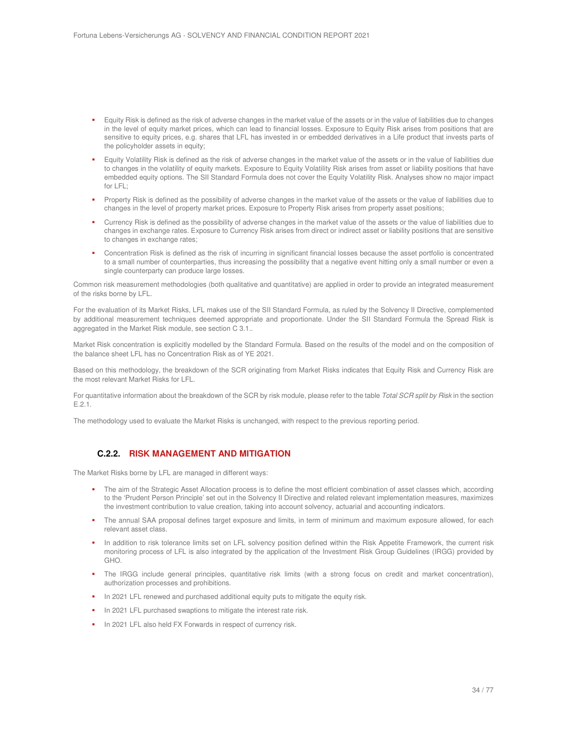- Equity Risk is defined as the risk of adverse changes in the market value of the assets or in the value of liabilities due to changes in the level of equity market prices, which can lead to financial losses. Exposure to Equity Risk arises from positions that are sensitive to equity prices, e.g. shares that LFL has invested in or embedded derivatives in a Life product that invests parts of the policyholder assets in equity;
- Equity Volatility Risk is defined as the risk of adverse changes in the market value of the assets or in the value of liabilities due to changes in the volatility of equity markets. Exposure to Equity Volatility Risk arises from asset or liability positions that have embedded equity options. The SII Standard Formula does not cover the Equity Volatility Risk. Analyses show no major impact for LFL;
- Property Risk is defined as the possibility of adverse changes in the market value of the assets or the value of liabilities due to changes in the level of property market prices. Exposure to Property Risk arises from property asset positions;
- Currency Risk is defined as the possibility of adverse changes in the market value of the assets or the value of liabilities due to changes in exchange rates. Exposure to Currency Risk arises from direct or indirect asset or liability positions that are sensitive to changes in exchange rates;
- Concentration Risk is defined as the risk of incurring in significant financial losses because the asset portfolio is concentrated to a small number of counterparties, thus increasing the possibility that a negative event hitting only a small number or even a single counterparty can produce large losses.

Common risk measurement methodologies (both qualitative and quantitative) are applied in order to provide an integrated measurement of the risks borne by LFL.

For the evaluation of its Market Risks, LFL makes use of the SII Standard Formula, as ruled by the Solvency II Directive, complemented by additional measurement techniques deemed appropriate and proportionate. Under the SII Standard Formula the Spread Risk is aggregated in the Market Risk module, see section C 3.1..

Market Risk concentration is explicitly modelled by the Standard Formula. Based on the results of the model and on the composition of the balance sheet LFL has no Concentration Risk as of YE 2021.

Based on this methodology, the breakdown of the SCR originating from Market Risks indicates that Equity Risk and Currency Risk are the most relevant Market Risks for LFL.

For quantitative information about the breakdown of the SCR by risk module, please refer to the table *Total SCR split by Risk* in the section E.2.1.

The methodology used to evaluate the Market Risks is unchanged, with respect to the previous reporting period.

### C.2.2. RISK MANAGEMENT AND MITIGATION

The Market Risks borne by LFL are managed in different ways:

- The aim of the Strategic Asset Allocation process is to define the most efficient combination of asset classes which, according to the 'Prudent Person Principle' set out in the Solvency II Directive and related relevant implementation measures, maximizes the investment contribution to value creation, taking into account solvency, actuarial and accounting indicators.
- The annual SAA proposal defines target exposure and limits, in term of minimum and maximum exposure allowed, for each relevant asset class.
- In addition to risk tolerance limits set on LFL solvency position defined within the Risk Appetite Framework, the current risk monitoring process of LFL is also integrated by the application of the Investment Risk Group Guidelines (IRGG) provided by GHO.
- The IRGG include general principles, quantitative risk limits (with a strong focus on credit and market concentration), authorization processes and prohibitions.
- In 2021 LFL renewed and purchased additional equity puts to mitigate the equity risk.
- In 2021 LFL purchased swaptions to mitigate the interest rate risk.
- In 2021 LFL also held FX Forwards in respect of currency risk.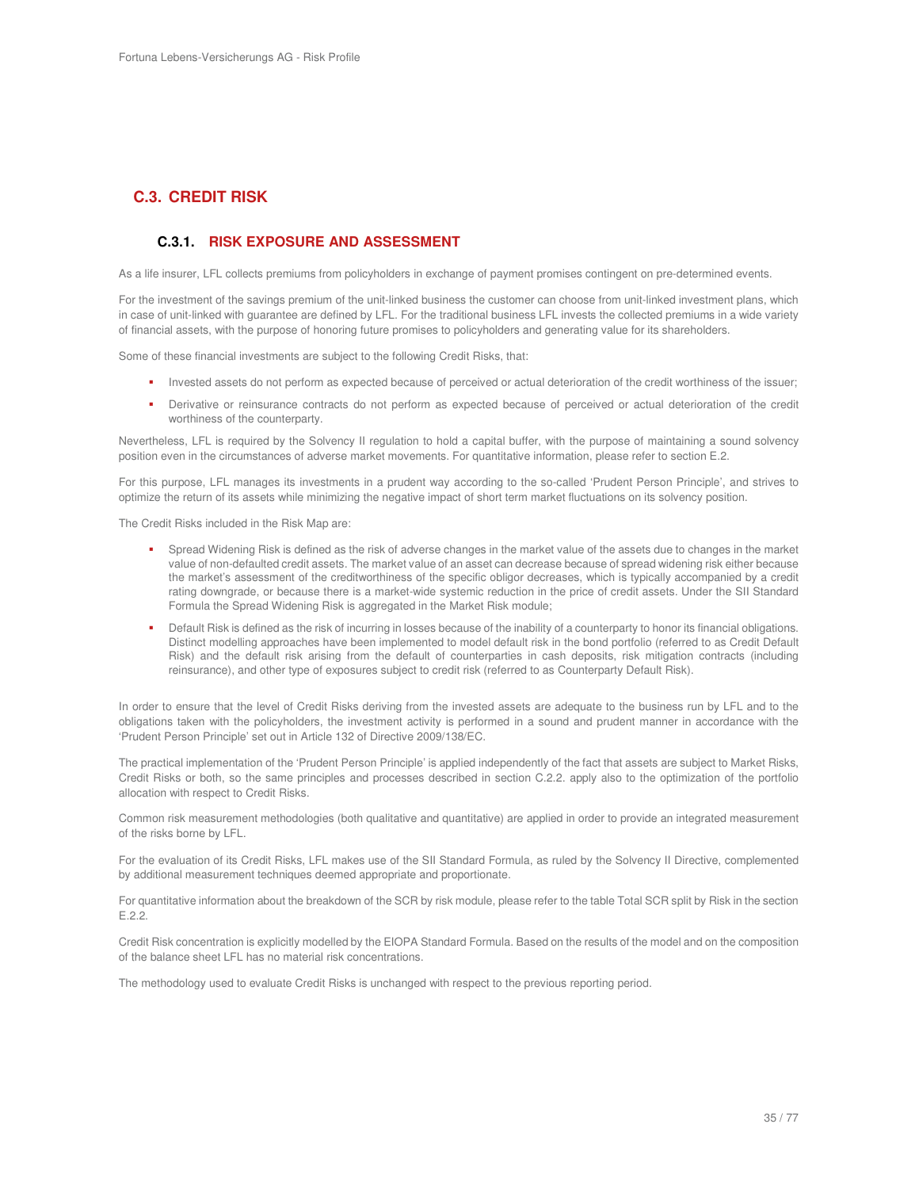## C.3. CREDIT RISK

### C.3.1. RISK EXPOSURE AND ASSESSMENT

As a life insurer, LFL collects premiums from policyholders in exchange of payment promises contingent on pre-determined events.

For the investment of the savings premium of the unit-linked business the customer can choose from unit-linked investment plans, which in case of unit-linked with guarantee are defined by LFL. For the traditional business LFL invests the collected premiums in a wide variety of financial assets, with the purpose of honoring future promises to policyholders and generating value for its shareholders.

Some of these financial investments are subject to the following Credit Risks, that:

- Invested assets do not perform as expected because of perceived or actual deterioration of the credit worthiness of the issuer;
- Derivative or reinsurance contracts do not perform as expected because of perceived or actual deterioration of the credit worthiness of the counterparty.

Nevertheless, LFL is required by the Solvency II regulation to hold a capital buffer, with the purpose of maintaining a sound solvency position even in the circumstances of adverse market movements. For quantitative information, please refer to section E.2.

For this purpose, LFL manages its investments in a prudent way according to the so-called 'Prudent Person Principle', and strives to optimize the return of its assets while minimizing the negative impact of short term market fluctuations on its solvency position.

The Credit Risks included in the Risk Map are:

- Spread Widening Risk is defined as the risk of adverse changes in the market value of the assets due to changes in the market value of non-defaulted credit assets. The market value of an asset can decrease because of spread widening risk either because the market's assessment of the creditworthiness of the specific obligor decreases, which is typically accompanied by a credit rating downgrade, or because there is a market-wide systemic reduction in the price of credit assets. Under the SII Standard Formula the Spread Widening Risk is aggregated in the Market Risk module;
- Default Risk is defined as the risk of incurring in losses because of the inability of a counterparty to honor its financial obligations. Distinct modelling approaches have been implemented to model default risk in the bond portfolio (referred to as Credit Default Risk) and the default risk arising from the default of counterparties in cash deposits, risk mitigation contracts (including reinsurance), and other type of exposures subject to credit risk (referred to as Counterparty Default Risk).

In order to ensure that the level of Credit Risks deriving from the invested assets are adequate to the business run by LFL and to the obligations taken with the policyholders, the investment activity is performed in a sound and prudent manner in accordance with the 'Prudent Person Principle' set out in Article 132 of Directive 2009/138/EC.

The practical implementation of the 'Prudent Person Principle' is applied independently of the fact that assets are subject to Market Risks, Credit Risks or both, so the same principles and processes described in section C.2.2. apply also to the optimization of the portfolio allocation with respect to Credit Risks.

Common risk measurement methodologies (both qualitative and quantitative) are applied in order to provide an integrated measurement of the risks borne by LFL.

For the evaluation of its Credit Risks, LFL makes use of the SII Standard Formula, as ruled by the Solvency II Directive, complemented by additional measurement techniques deemed appropriate and proportionate.

For quantitative information about the breakdown of the SCR by risk module, please refer to the table Total SCR split by Risk in the section E.2.2.

Credit Risk concentration is explicitly modelled by the EIOPA Standard Formula. Based on the results of the model and on the composition of the balance sheet LFL has no material risk concentrations.

The methodology used to evaluate Credit Risks is unchanged with respect to the previous reporting period.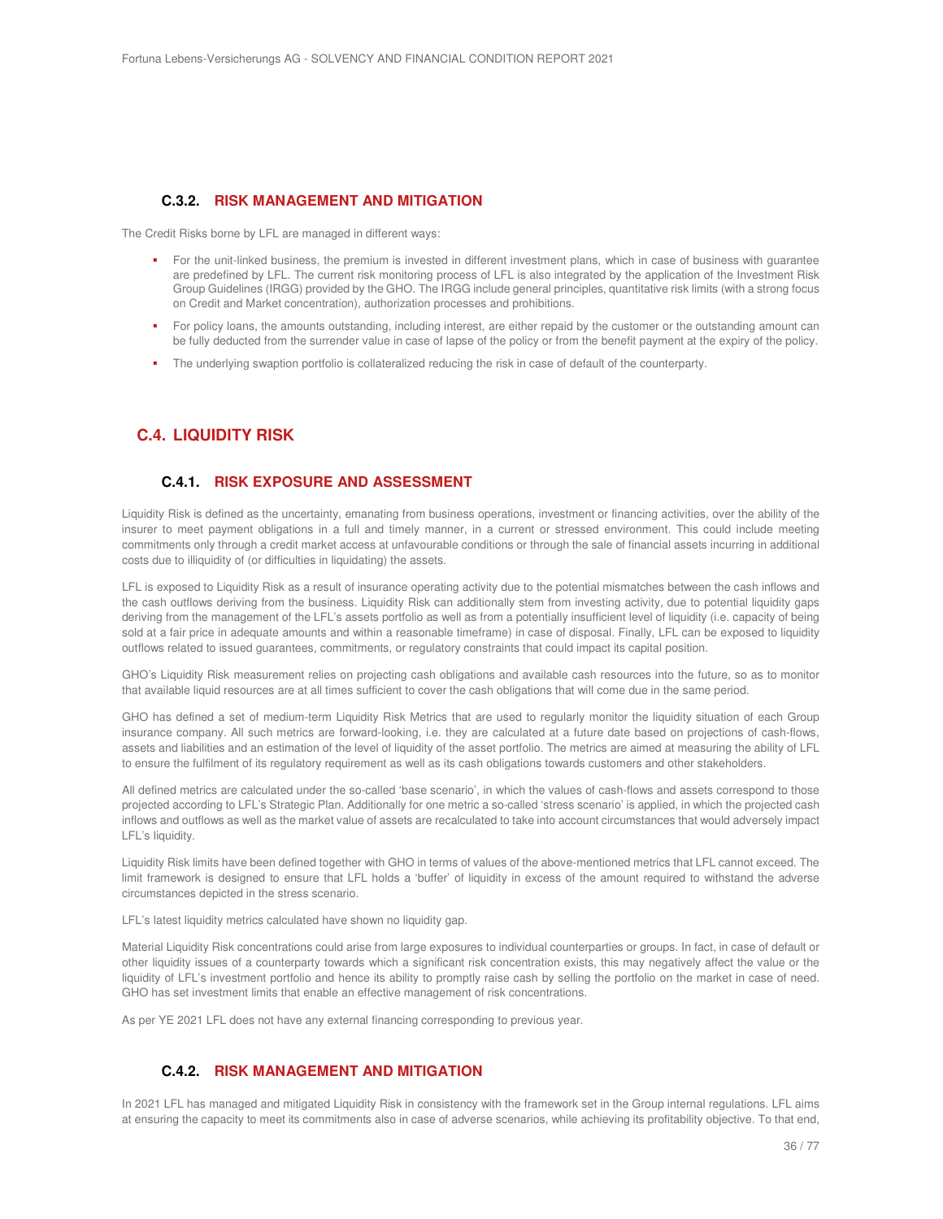### C.3.2. RISK MANAGEMENT AND MITIGATION

The Credit Risks borne by LFL are managed in different ways:

- For the unit-linked business, the premium is invested in different investment plans, which in case of business with guarantee are predefined by LFL. The current risk monitoring process of LFL is also integrated by the application of the Investment Risk Group Guidelines (IRGG) provided by the GHO. The IRGG include general principles, quantitative risk limits (with a strong focus on Credit and Market concentration), authorization processes and prohibitions.
- For policy loans, the amounts outstanding, including interest, are either repaid by the customer or the outstanding amount can be fully deducted from the surrender value in case of lapse of the policy or from the benefit payment at the expiry of the policy.
- The underlying swaption portfolio is collateralized reducing the risk in case of default of the counterparty.

## C.4. LIQUIDITY RISK

### C.4.1. RISK EXPOSURE AND ASSESSMENT

Liquidity Risk is defined as the uncertainty, emanating from business operations, investment or financing activities, over the ability of the insurer to meet payment obligations in a full and timely manner, in a current or stressed environment. This could include meeting commitments only through a credit market access at unfavourable conditions or through the sale of financial assets incurring in additional costs due to illiquidity of (or difficulties in liquidating) the assets.

LFL is exposed to Liquidity Risk as a result of insurance operating activity due to the potential mismatches between the cash inflows and the cash outflows deriving from the business. Liquidity Risk can additionally stem from investing activity, due to potential liquidity gaps deriving from the management of the LFL's assets portfolio as well as from a potentially insufficient level of liquidity (i.e. capacity of being sold at a fair price in adequate amounts and within a reasonable timeframe) in case of disposal. Finally, LFL can be exposed to liquidity outflows related to issued guarantees, commitments, or regulatory constraints that could impact its capital position.

GHO's Liquidity Risk measurement relies on projecting cash obligations and available cash resources into the future, so as to monitor that available liquid resources are at all times sufficient to cover the cash obligations that will come due in the same period.

GHO has defined a set of medium-term Liquidity Risk Metrics that are used to regularly monitor the liquidity situation of each Group insurance company. All such metrics are forward-looking, i.e. they are calculated at a future date based on projections of cash-flows, assets and liabilities and an estimation of the level of liquidity of the asset portfolio. The metrics are aimed at measuring the ability of LFL to ensure the fulfilment of its regulatory requirement as well as its cash obligations towards customers and other stakeholders.

All defined metrics are calculated under the so-called 'base scenario', in which the values of cash-flows and assets correspond to those projected according to LFL's Strategic Plan. Additionally for one metric a so-called 'stress scenario' is applied, in which the projected cash inflows and outflows as well as the market value of assets are recalculated to take into account circumstances that would adversely impact LFL's liquidity.

Liquidity Risk limits have been defined together with GHO in terms of values of the above-mentioned metrics that LFL cannot exceed. The limit framework is designed to ensure that LFL holds a 'buffer' of liquidity in excess of the amount required to withstand the adverse circumstances depicted in the stress scenario.

LFL's latest liquidity metrics calculated have shown no liquidity gap.

Material Liquidity Risk concentrations could arise from large exposures to individual counterparties or groups. In fact, in case of default or other liquidity issues of a counterparty towards which a significant risk concentration exists, this may negatively affect the value or the liquidity of LFL's investment portfolio and hence its ability to promptly raise cash by selling the portfolio on the market in case of need. GHO has set investment limits that enable an effective management of risk concentrations.

As per YE 2021 LFL does not have any external financing corresponding to previous year.

### C.4.2. RISK MANAGEMENT AND MITIGATION

In 2021 LFL has managed and mitigated Liquidity Risk in consistency with the framework set in the Group internal regulations. LFL aims at ensuring the capacity to meet its commitments also in case of adverse scenarios, while achieving its profitability objective. To that end,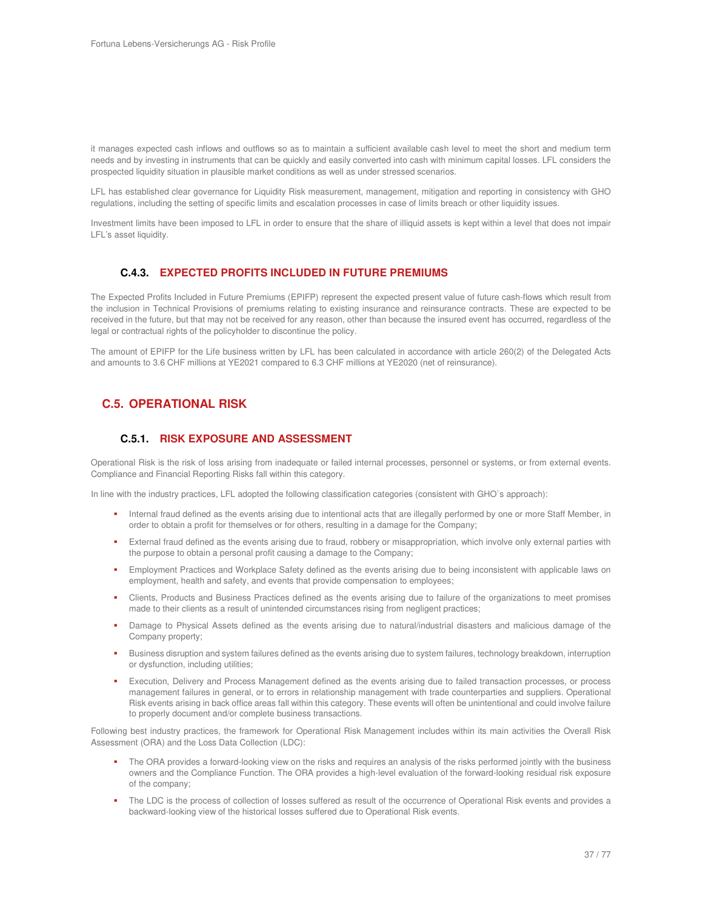it manages expected cash inflows and outflows so as to maintain a sufficient available cash level to meet the short and medium term needs and by investing in instruments that can be quickly and easily converted into cash with minimum capital losses. LFL considers the prospected liquidity situation in plausible market conditions as well as under stressed scenarios.

LFL has established clear governance for Liquidity Risk measurement, management, mitigation and reporting in consistency with GHO regulations, including the setting of specific limits and escalation processes in case of limits breach or other liquidity issues.

Investment limits have been imposed to LFL in order to ensure that the share of illiquid assets is kept within a level that does not impair LFL's asset liquidity.

### C.4.3. EXPECTED PROFITS INCLUDED IN FUTURE PREMIUMS

The Expected Profits Included in Future Premiums (EPIFP) represent the expected present value of future cash-flows which result from the inclusion in Technical Provisions of premiums relating to existing insurance and reinsurance contracts. These are expected to be received in the future, but that may not be received for any reason, other than because the insured event has occurred, regardless of the legal or contractual rights of the policyholder to discontinue the policy.

The amount of EPIFP for the Life business written by LFL has been calculated in accordance with article 260(2) of the Delegated Acts and amounts to 3.6 CHF millions at YE2021 compared to 6.3 CHF millions at YE2020 (net of reinsurance).

## C.5. OPERATIONAL RISK

### C.5.1. RISK EXPOSURE AND ASSESSMENT

Operational Risk is the risk of loss arising from inadequate or failed internal processes, personnel or systems, or from external events. Compliance and Financial Reporting Risks fall within this category.

In line with the industry practices, LFL adopted the following classification categories (consistent with GHO`s approach):

- Internal fraud defined as the events arising due to intentional acts that are illegally performed by one or more Staff Member, in order to obtain a profit for themselves or for others, resulting in a damage for the Company;
- External fraud defined as the events arising due to fraud, robbery or misappropriation, which involve only external parties with the purpose to obtain a personal profit causing a damage to the Company;
- Employment Practices and Workplace Safety defined as the events arising due to being inconsistent with applicable laws on employment, health and safety, and events that provide compensation to employees;
- Clients, Products and Business Practices defined as the events arising due to failure of the organizations to meet promises made to their clients as a result of unintended circumstances rising from negligent practices;
- Damage to Physical Assets defined as the events arising due to natural/industrial disasters and malicious damage of the Company property;
- Business disruption and system failures defined as the events arising due to system failures, technology breakdown, interruption or dysfunction, including utilities;
- Execution, Delivery and Process Management defined as the events arising due to failed transaction processes, or process management failures in general, or to errors in relationship management with trade counterparties and suppliers. Operational Risk events arising in back office areas fall within this category. These events will often be unintentional and could involve failure to properly document and/or complete business transactions.

Following best industry practices, the framework for Operational Risk Management includes within its main activities the Overall Risk Assessment (ORA) and the Loss Data Collection (LDC):

- The ORA provides a forward-looking view on the risks and requires an analysis of the risks performed jointly with the business owners and the Compliance Function. The ORA provides a high-level evaluation of the forward-looking residual risk exposure of the company;
- The LDC is the process of collection of losses suffered as result of the occurrence of Operational Risk events and provides a backward-looking view of the historical losses suffered due to Operational Risk events.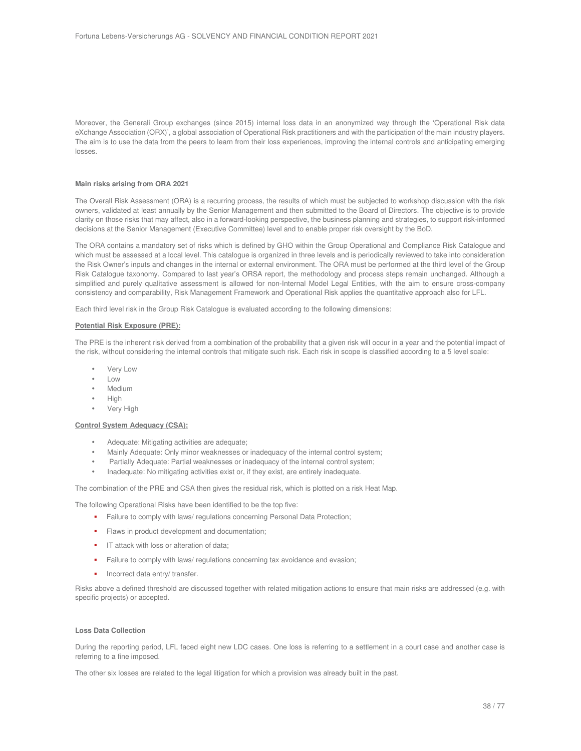Moreover, the Generali Group exchanges (since 2015) internal loss data in an anonymized way through the 'Operational Risk data eXchange Association (ORX)', a global association of Operational Risk practitioners and with the participation of the main industry players. The aim is to use the data from the peers to learn from their loss experiences, improving the internal controls and anticipating emerging losses.

**Main risks arising from ORA 2021**

The Overall Risk Assessment (ORA) is a recurring process, the results of which must be subjected to workshop discussion with the risk owners, validated at least annually by the Senior Management and then submitted to the Board of Directors. The objective is to provide clarity on those risks that may affect, also in a forward-looking perspective, the business planning and strategies, to support risk-informed decisions at the Senior Management (Executive Committee) level and to enable proper risk oversight by the BoD.

The ORA contains a mandatory set of risks which is defined by GHO within the Group Operational and Compliance Risk Catalogue and which must be assessed at a local level. This catalogue is organized in three levels and is periodically reviewed to take into consideration the Risk Owner's inputs and changes in the internal or external environment. The ORA must be performed at the third level of the Group Risk Catalogue taxonomy. Compared to last year's ORSA report, the methodology and process steps remain unchanged. Although a simplified and purely qualitative assessment is allowed for non-Internal Model Legal Entities, with the aim to ensure cross-company consistency and comparability, Risk Management Framework and Operational Risk applies the quantitative approach also for LFL.

Each third level risk in the Group Risk Catalogue is evaluated according to the following dimensions:

**Potential Risk Exposure (PRE):**

The PRE is the inherent risk derived from a combination of the probability that a given risk will occur in a year and the potential impact of the risk, without considering the internal controls that mitigate such risk. Each risk in scope is classified according to a 5 level scale:

- Very Low
- Low
- Medium
- High
- Very High

**Control System Adequacy (CSA):**

- Adequate: Mitigating activities are adequate;
- Mainly Adequate: Only minor weaknesses or inadequacy of the internal control system;
- Partially Adequate: Partial weaknesses or inadequacy of the internal control system;
- Inadequate: No mitigating activities exist or, if they exist, are entirely inadequate.

The combination of the PRE and CSA then gives the residual risk, which is plotted on a risk Heat Map.

The following Operational Risks have been identified to be the top five:

- Failure to comply with laws/ regulations concerning Personal Data Protection;
- Flaws in product development and documentation;
- IT attack with loss or alteration of data;
- Failure to comply with laws/ regulations concerning tax avoidance and evasion;
- Incorrect data entry/ transfer.

Risks above a defined threshold are discussed together with related mitigation actions to ensure that main risks are addressed (e.g. with specific projects) or accepted.

**Loss Data Collection**

During the reporting period, LFL faced eight new LDC cases. One loss is referring to a settlement in a court case and another case is referring to a fine imposed.

The other six losses are related to the legal litigation for which a provision was already built in the past.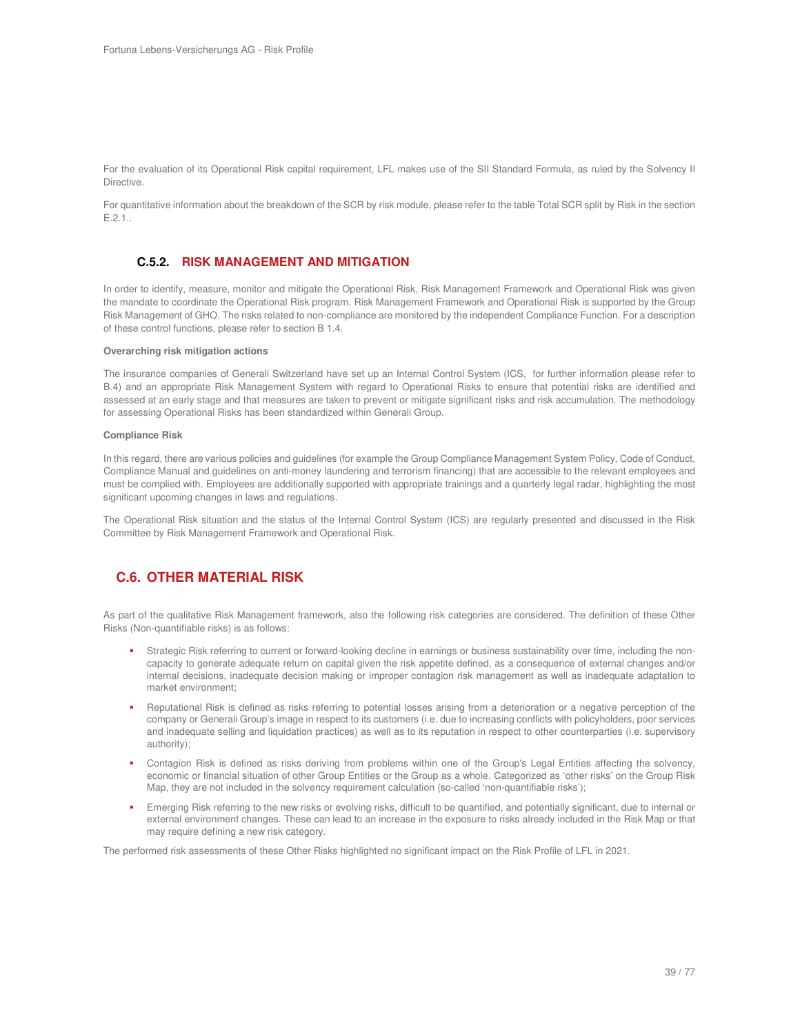For the evaluation of its Operational Risk capital requirement, LFL makes use of the SII Standard Formula, as ruled by the Solvency II Directive.

For quantitative information about the breakdown of the SCR by risk module, please refer to the table Total SCR split by Risk in the section E.2.1..

### C.5.2. RISK MANAGEMENT AND MITIGATION

In order to identify, measure, monitor and mitigate the Operational Risk, Risk Management Framework and Operational Risk was given the mandate to coordinate the Operational Risk program. Risk Management Framework and Operational Risk is supported by the Group Risk Management of GHO. The risks related to non-compliance are monitored by the independent Compliance Function. For a description of these control functions, please refer to section B 1.4.

**Overarching risk mitigation actions**

The insurance companies of Generali Switzerland have set up an Internal Control System (ICS, for further information please refer to B.4) and an appropriate Risk Management System with regard to Operational Risks to ensure that potential risks are identified and assessed at an early stage and that measures are taken to prevent or mitigate significant risks and risk accumulation. The methodology for assessing Operational Risks has been standardized within Generali Group.

**Compliance Risk**

In this regard, there are various policies and guidelines (for example the Group Compliance Management System Policy, Code of Conduct, Compliance Manual and guidelines on anti-money laundering and terrorism financing) that are accessible to the relevant employees and must be complied with. Employees are additionally supported with appropriate trainings and a quarterly legal radar, highlighting the most significant upcoming changes in laws and regulations.

The Operational Risk situation and the status of the Internal Control System (ICS) are regularly presented and discussed in the Risk Committee by Risk Management Framework and Operational Risk.

## C.6. OTHER MATERIAL RISK

As part of the qualitative Risk Management framework, also the following risk categories are considered. The definition of these Other Risks (Non-quantifiable risks) is as follows:

- Strategic Risk referring to current or forward-looking decline in earnings or business sustainability over time, including the non-capacity to generate adequate return on capital given the risk appetite defined, as a consequence of external changes and/or internal decisions, inadequate decision making or improper contagion risk management as well as inadequate adaptation to market environment;
- Reputational Risk is defined as risks referring to potential losses arising from a deterioration or a negative perception of the company or Generali Group's image in respect to its customers (i.e. due to increasing conflicts with policyholders, poor services and inadequate selling and liquidation practices) as well as to its reputation in respect to other counterparties (i.e. supervisory authority);
- Contagion Risk is defined as risks deriving from problems within one of the Group's Legal Entities affecting the solvency, economic or financial situation of other Group Entities or the Group as a whole. Categorized as 'other risks' on the Group Risk Map, they are not included in the solvency requirement calculation (so-called 'non-quantifiable risks');
- Emerging Risk referring to the new risks or evolving risks, difficult to be quantified, and potentially significant, due to internal or external environment changes. These can lead to an increase in the exposure to risks already included in the Risk Map or that may require defining a new risk category.

The performed risk assessments of these Other Risks highlighted no significant impact on the Risk Profile of LFL in 2021.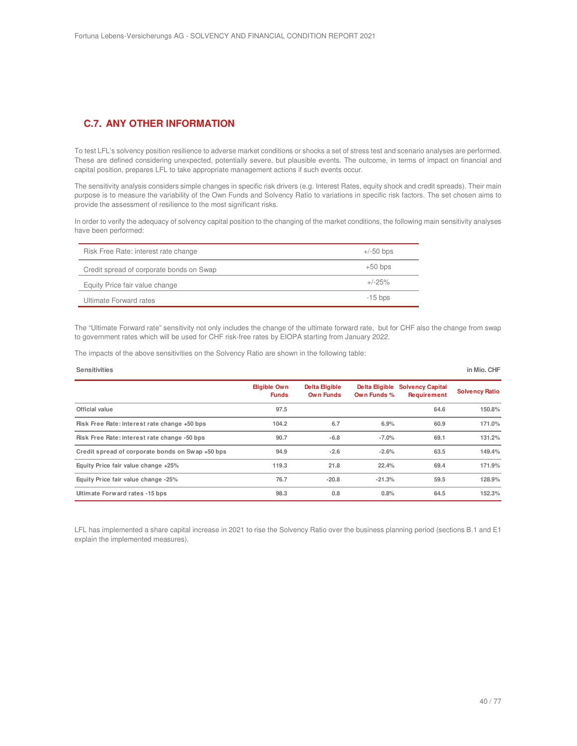## C.7. ANY OTHER INFORMATION

To test LFL's solvency position resilience to adverse market conditions or shocks a set of stress test and scenario analyses are performed. These are defined considering unexpected, potentially severe, but plausible events. The outcome, in terms of impact on financial and capital position, prepares LFL to take appropriate management actions if such events occur.

The sensitivity analysis considers simple changes in specific risk drivers (e.g. Interest Rates, equity shock and credit spreads). Their main purpose is to measure the variability of the Own Funds and Solvency Ratio to variations in specific risk factors. The set chosen aims to provide the assessment of resilience to the most significant risks.

In order to verify the adequacy of solvency capital position to the changing of the market conditions, the following main sensitivity analyses have been performed:

| | |
|---|---|
| Risk Free Rate: interest rate change | +/-50 bps |
| Credit spread of corporate bonds on Swap | +50 bps |
| Equity Price fair value change | +/-25% |
| Ultimate Forward rates | -15 bps |

The "Ultimate Forward rate" sensitivity not only includes the change of the ultimate forward rate, but for CHF also the change from swap to government rates which will be used for CHF risk-free rates by EIOPA starting from January 2022.

The impacts of the above sensitivities on the Solvency Ratio are shown in the following table:

**Sensitivities** — in Mio. CHF

| | Eligible Own Funds | Delta Eligible Own Funds | Delta Eligible Own Funds % | Solvency Capital Requirement | Solvency Ratio |
|---|---|---|---|---|---|
| **Official value** | 97.5 | | | 64.6 | 150.8% |
| **Risk Free Rate: interest rate change +50 bps** | 104.2 | 6.7 | 6.9% | 60.9 | 171.0% |
| **Risk Free Rate: interest rate change -50 bps** | 90.7 | -6.8 | -7.0% | 69.1 | 131.2% |
| **Credit spread of corporate bonds on Swap +50 bps** | 94.9 | -2.6 | -2.6% | 63.5 | 149.4% |
| **Equity Price fair value change +25%** | 119.3 | 21.8 | 22.4% | 69.4 | 171.9% |
| **Equity Price fair value change -25%** | 76.7 | -20.8 | -21.3% | 59.5 | 128.9% |
| **Ultimate Forward rates -15 bps** | 98.3 | 0.8 | 0.8% | 64.5 | 152.3% |

LFL has implemented a share capital increase in 2021 to rise the Solvency Ratio over the business planning period (sections B.1 and E1 explain the implemented measures).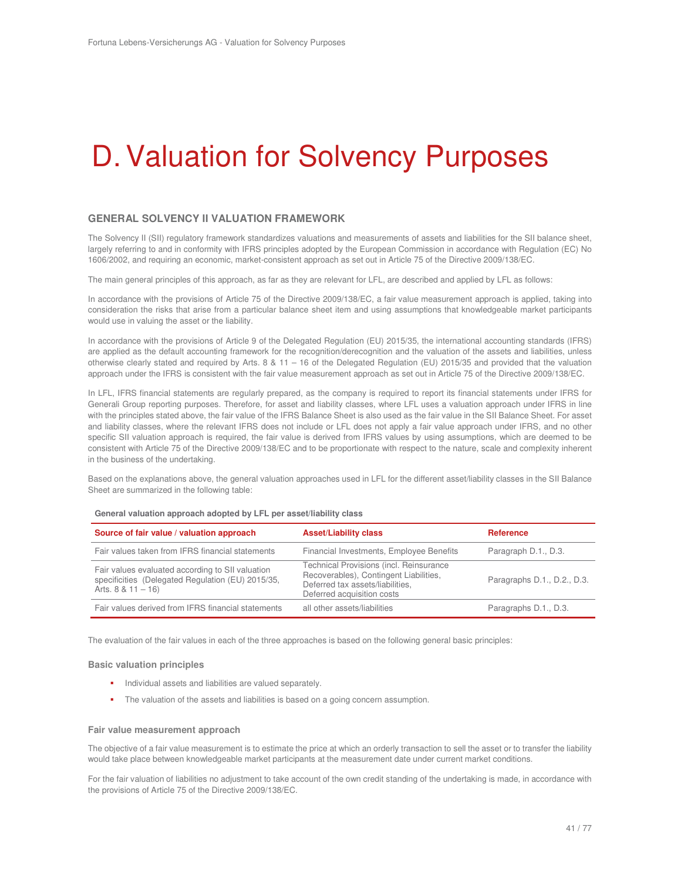# D. Valuation for Solvency Purposes

## GENERAL SOLVENCY II VALUATION FRAMEWORK

The Solvency II (SII) regulatory framework standardizes valuations and measurements of assets and liabilities for the SII balance sheet, largely referring to and in conformity with IFRS principles adopted by the European Commission in accordance with Regulation (EC) No 1606/2002, and requiring an economic, market-consistent approach as set out in Article 75 of the Directive 2009/138/EC.

The main general principles of this approach, as far as they are relevant for LFL, are described and applied by LFL as follows:

In accordance with the provisions of Article 75 of the Directive 2009/138/EC, a fair value measurement approach is applied, taking into consideration the risks that arise from a particular balance sheet item and using assumptions that knowledgeable market participants would use in valuing the asset or the liability.

In accordance with the provisions of Article 9 of the Delegated Regulation (EU) 2015/35, the international accounting standards (IFRS) are applied as the default accounting framework for the recognition/derecognition and the valuation of the assets and liabilities, unless otherwise clearly stated and required by Arts. 8 & 11 – 16 of the Delegated Regulation (EU) 2015/35 and provided that the valuation approach under the IFRS is consistent with the fair value measurement approach as set out in Article 75 of the Directive 2009/138/EC.

In LFL, IFRS financial statements are regularly prepared, as the company is required to report its financial statements under IFRS for Generali Group reporting purposes. Therefore, for asset and liability classes, where LFL uses a valuation approach under IFRS in line with the principles stated above, the fair value of the IFRS Balance Sheet is also used as the fair value in the SII Balance Sheet. For asset and liability classes, where the relevant IFRS does not include or LFL does not apply a fair value approach under IFRS, and no other specific SII valuation approach is required, the fair value is derived from IFRS values by using assumptions, which are deemed to be consistent with Article 75 of the Directive 2009/138/EC and to be proportionate with respect to the nature, scale and complexity inherent in the business of the undertaking.

Based on the explanations above, the general valuation approaches used in LFL for the different asset/liability classes in the SII Balance Sheet are summarized in the following table:

**General valuation approach adopted by LFL per asset/liability class**

| Source of fair value / valuation approach | Asset/Liability class | Reference |
|---|---|---|
| Fair values taken from IFRS financial statements | Financial Investments, Employee Benefits | Paragraph D.1., D.3. |
| Fair values evaluated according to SII valuation specificities (Delegated Regulation (EU) 2015/35, Arts. 8 & 11 – 16) | Technical Provisions (incl. Reinsurance Recoverables), Contingent Liabilities, Deferred tax assets/liabilities, Deferred acquisition costs | Paragraphs D.1., D.2., D.3. |
| Fair values derived from IFRS financial statements | all other assets/liabilities | Paragraphs D.1., D.3. |

The evaluation of the fair values in each of the three approaches is based on the following general basic principles:

### Basic valuation principles

- Individual assets and liabilities are valued separately.
- The valuation of the assets and liabilities is based on a going concern assumption.

### Fair value measurement approach

The objective of a fair value measurement is to estimate the price at which an orderly transaction to sell the asset or to transfer the liability would take place between knowledgeable market participants at the measurement date under current market conditions.

For the fair valuation of liabilities no adjustment to take account of the own credit standing of the undertaking is made, in accordance with the provisions of Article 75 of the Directive 2009/138/EC.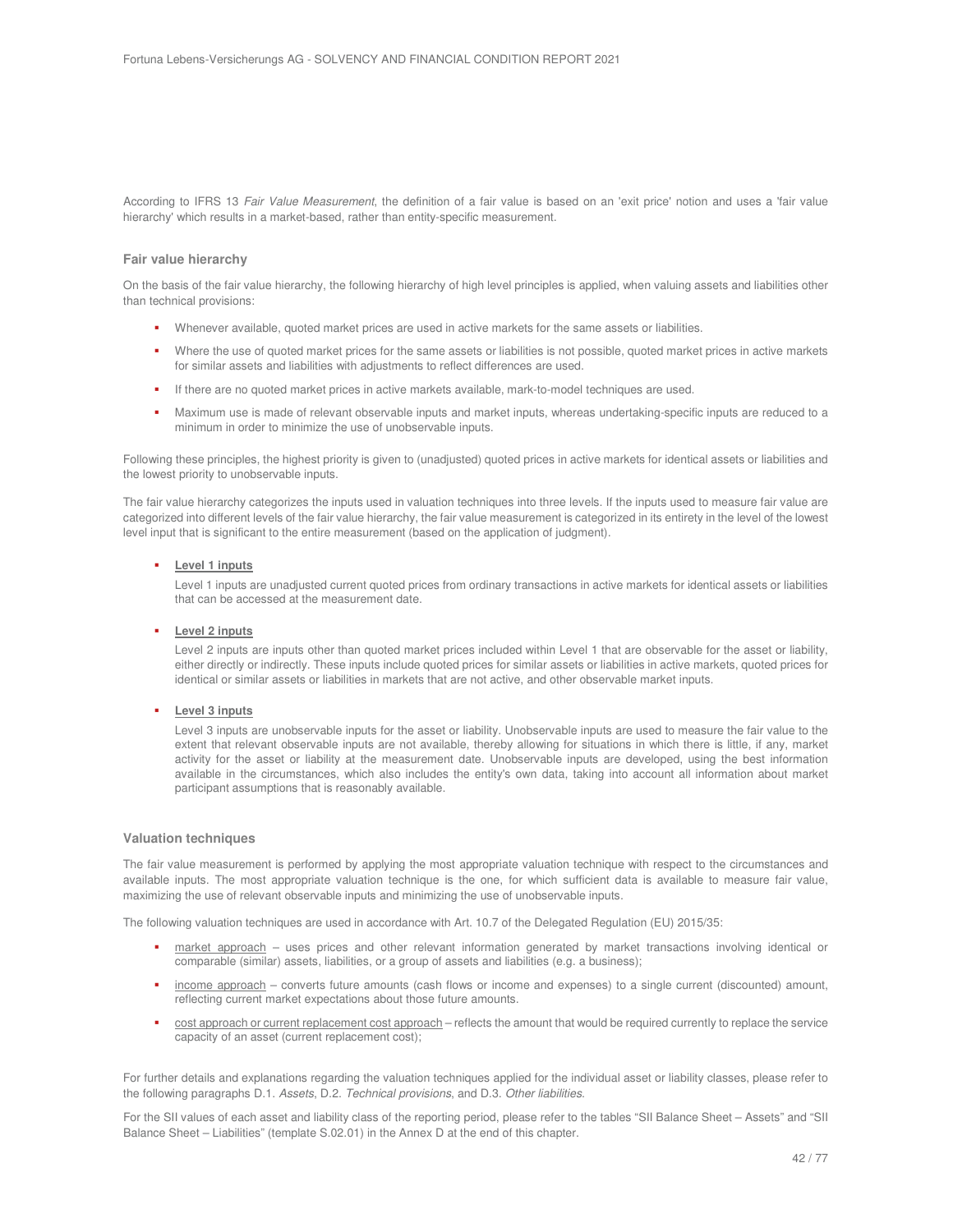According to IFRS 13 *Fair Value Measurement*, the definition of a fair value is based on an 'exit price' notion and uses a 'fair value hierarchy' which results in a market-based, rather than entity-specific measurement.

### Fair value hierarchy

On the basis of the fair value hierarchy, the following hierarchy of high level principles is applied, when valuing assets and liabilities other than technical provisions:

- Whenever available, quoted market prices are used in active markets for the same assets or liabilities.
- Where the use of quoted market prices for the same assets or liabilities is not possible, quoted market prices in active markets for similar assets and liabilities with adjustments to reflect differences are used.
- If there are no quoted market prices in active markets available, mark-to-model techniques are used.
- Maximum use is made of relevant observable inputs and market inputs, whereas undertaking-specific inputs are reduced to a minimum in order to minimize the use of unobservable inputs.

Following these principles, the highest priority is given to (unadjusted) quoted prices in active markets for identical assets or liabilities and the lowest priority to unobservable inputs.

The fair value hierarchy categorizes the inputs used in valuation techniques into three levels. If the inputs used to measure fair value are categorized into different levels of the fair value hierarchy, the fair value measurement is categorized in its entirety in the level of the lowest level input that is significant to the entire measurement (based on the application of judgment).

- **Level 1 inputs**

  Level 1 inputs are unadjusted current quoted prices from ordinary transactions in active markets for identical assets or liabilities that can be accessed at the measurement date.

- **Level 2 inputs**

  Level 2 inputs are inputs other than quoted market prices included within Level 1 that are observable for the asset or liability, either directly or indirectly. These inputs include quoted prices for similar assets or liabilities in active markets, quoted prices for identical or similar assets or liabilities in markets that are not active, and other observable market inputs.

- **Level 3 inputs**

  Level 3 inputs are unobservable inputs for the asset or liability. Unobservable inputs are used to measure the fair value to the extent that relevant observable inputs are not available, thereby allowing for situations in which there is little, if any, market activity for the asset or liability at the measurement date. Unobservable inputs are developed, using the best information available in the circumstances, which also includes the entity's own data, taking into account all information about market participant assumptions that is reasonably available.

### Valuation techniques

The fair value measurement is performed by applying the most appropriate valuation technique with respect to the circumstances and available inputs. The most appropriate valuation technique is the one, for which sufficient data is available to measure fair value, maximizing the use of relevant observable inputs and minimizing the use of unobservable inputs.

The following valuation techniques are used in accordance with Art. 10.7 of the Delegated Regulation (EU) 2015/35:

- market approach – uses prices and other relevant information generated by market transactions involving identical or comparable (similar) assets, liabilities, or a group of assets and liabilities (e.g. a business);
- income approach – converts future amounts (cash flows or income and expenses) to a single current (discounted) amount, reflecting current market expectations about those future amounts.
- cost approach or current replacement cost approach – reflects the amount that would be required currently to replace the service capacity of an asset (current replacement cost);

For further details and explanations regarding the valuation techniques applied for the individual asset or liability classes, please refer to the following paragraphs D.1. *Assets*, D.2. *Technical provisions*, and D.3. *Other liabilities*.

For the SII values of each asset and liability class of the reporting period, please refer to the tables "SII Balance Sheet – Assets" and "SII Balance Sheet – Liabilities" (template S.02.01) in the Annex D at the end of this chapter.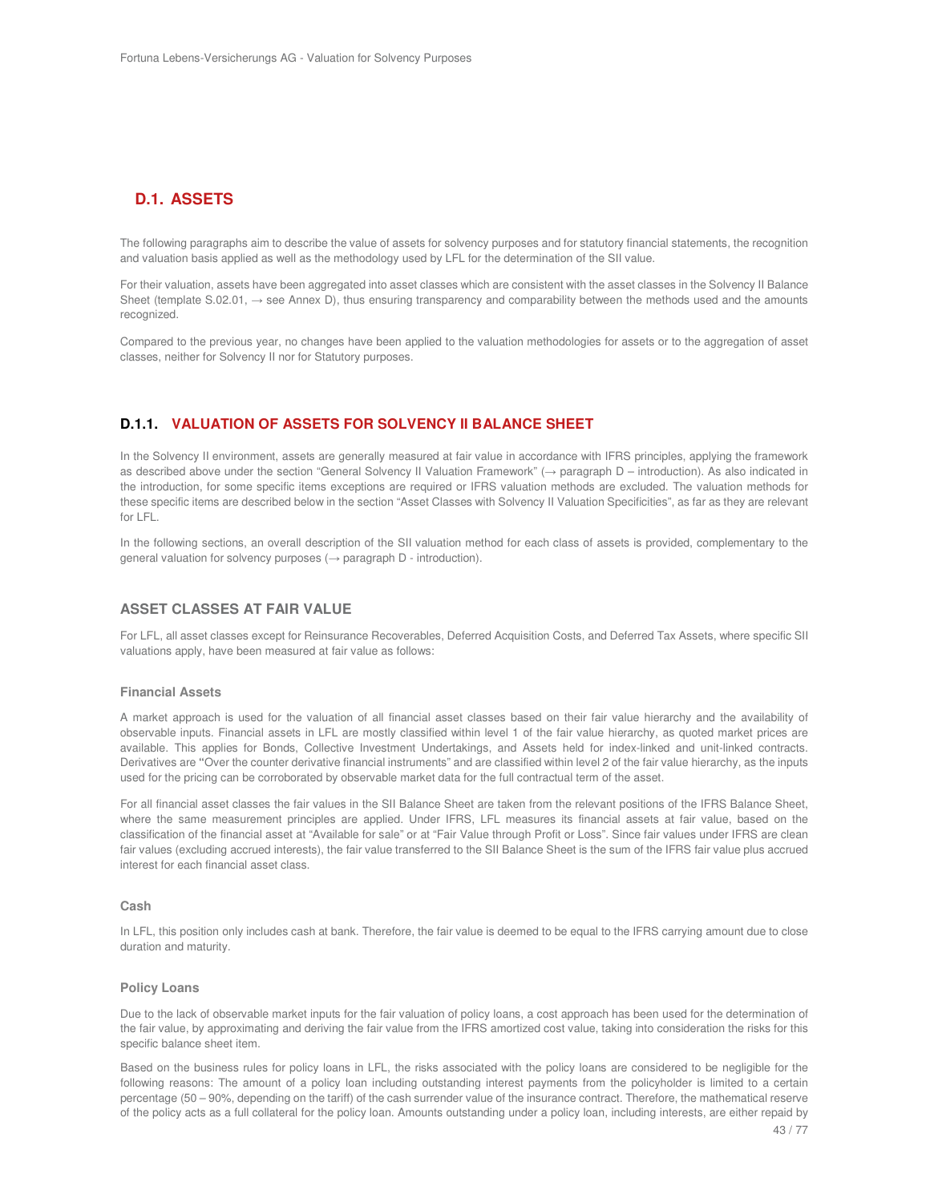## D.1. ASSETS

The following paragraphs aim to describe the value of assets for solvency purposes and for statutory financial statements, the recognition and valuation basis applied as well as the methodology used by LFL for the determination of the SII value.

For their valuation, assets have been aggregated into asset classes which are consistent with the asset classes in the Solvency II Balance Sheet (template S.02.01, → see Annex D), thus ensuring transparency and comparability between the methods used and the amounts recognized.

Compared to the previous year, no changes have been applied to the valuation methodologies for assets or to the aggregation of asset classes, neither for Solvency II nor for Statutory purposes.

### D.1.1. VALUATION OF ASSETS FOR SOLVENCY II BALANCE SHEET

In the Solvency II environment, assets are generally measured at fair value in accordance with IFRS principles, applying the framework as described above under the section "General Solvency II Valuation Framework" (→ paragraph D – introduction). As also indicated in the introduction, for some specific items exceptions are required or IFRS valuation methods are excluded. The valuation methods for these specific items are described below in the section "Asset Classes with Solvency II Valuation Specificities", as far as they are relevant for LFL.

In the following sections, an overall description of the SII valuation method for each class of assets is provided, complementary to the general valuation for solvency purposes (→ paragraph D - introduction).

#### ASSET CLASSES AT FAIR VALUE

For LFL, all asset classes except for Reinsurance Recoverables, Deferred Acquisition Costs, and Deferred Tax Assets, where specific SII valuations apply, have been measured at fair value as follows:

**Financial Assets**

A market approach is used for the valuation of all financial asset classes based on their fair value hierarchy and the availability of observable inputs. Financial assets in LFL are mostly classified within level 1 of the fair value hierarchy, as quoted market prices are available. This applies for Bonds, Collective Investment Undertakings, and Assets held for index-linked and unit-linked contracts. Derivatives are "Over the counter derivative financial instruments" and are classified within level 2 of the fair value hierarchy, as the inputs used for the pricing can be corroborated by observable market data for the full contractual term of the asset.

For all financial asset classes the fair values in the SII Balance Sheet are taken from the relevant positions of the IFRS Balance Sheet, where the same measurement principles are applied. Under IFRS, LFL measures its financial assets at fair value, based on the classification of the financial asset at "Available for sale" or at "Fair Value through Profit or Loss". Since fair values under IFRS are clean fair values (excluding accrued interests), the fair value transferred to the SII Balance Sheet is the sum of the IFRS fair value plus accrued interest for each financial asset class.

**Cash**

In LFL, this position only includes cash at bank. Therefore, the fair value is deemed to be equal to the IFRS carrying amount due to close duration and maturity.

**Policy Loans**

Due to the lack of observable market inputs for the fair valuation of policy loans, a cost approach has been used for the determination of the fair value, by approximating and deriving the fair value from the IFRS amortized cost value, taking into consideration the risks for this specific balance sheet item.

Based on the business rules for policy loans in LFL, the risks associated with the policy loans are considered to be negligible for the following reasons: The amount of a policy loan including outstanding interest payments from the policyholder is limited to a certain percentage (50 – 90%, depending on the tariff) of the cash surrender value of the insurance contract. Therefore, the mathematical reserve of the policy acts as a full collateral for the policy loan. Amounts outstanding under a policy loan, including interests, are either repaid by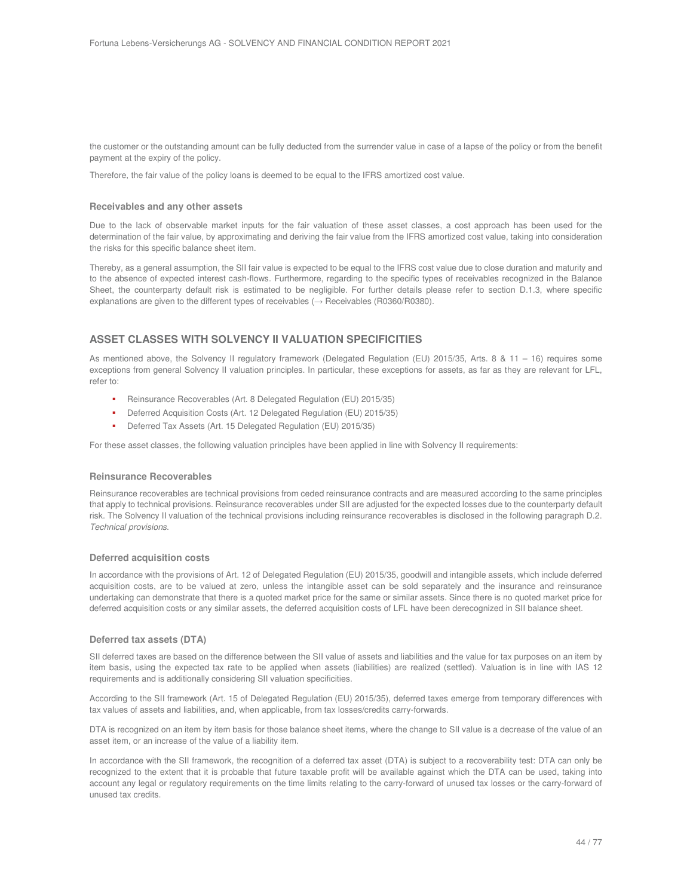the customer or the outstanding amount can be fully deducted from the surrender value in case of a lapse of the policy or from the benefit payment at the expiry of the policy.

Therefore, the fair value of the policy loans is deemed to be equal to the IFRS amortized cost value.

#### Receivables and any other assets

Due to the lack of observable market inputs for the fair valuation of these asset classes, a cost approach has been used for the determination of the fair value, by approximating and deriving the fair value from the IFRS amortized cost value, taking into consideration the risks for this specific balance sheet item.

Thereby, as a general assumption, the SII fair value is expected to be equal to the IFRS cost value due to close duration and maturity and to the absence of expected interest cash-flows. Furthermore, regarding to the specific types of receivables recognized in the Balance Sheet, the counterparty default risk is estimated to be negligible. For further details please refer to section D.1.3, where specific explanations are given to the different types of receivables (→ Receivables (R0360/R0380).

### ASSET CLASSES WITH SOLVENCY II VALUATION SPECIFICITIES

As mentioned above, the Solvency II regulatory framework (Delegated Regulation (EU) 2015/35, Arts. 8 & 11 – 16) requires some exceptions from general Solvency II valuation principles. In particular, these exceptions for assets, as far as they are relevant for LFL, refer to:

- Reinsurance Recoverables (Art. 8 Delegated Regulation (EU) 2015/35)
- Deferred Acquisition Costs (Art. 12 Delegated Regulation (EU) 2015/35)
- Deferred Tax Assets (Art. 15 Delegated Regulation (EU) 2015/35)

For these asset classes, the following valuation principles have been applied in line with Solvency II requirements:

#### Reinsurance Recoverables

Reinsurance recoverables are technical provisions from ceded reinsurance contracts and are measured according to the same principles that apply to technical provisions. Reinsurance recoverables under SII are adjusted for the expected losses due to the counterparty default risk. The Solvency II valuation of the technical provisions including reinsurance recoverables is disclosed in the following paragraph D.2. *Technical provisions*.

#### Deferred acquisition costs

In accordance with the provisions of Art. 12 of Delegated Regulation (EU) 2015/35, goodwill and intangible assets, which include deferred acquisition costs, are to be valued at zero, unless the intangible asset can be sold separately and the insurance and reinsurance undertaking can demonstrate that there is a quoted market price for the same or similar assets. Since there is no quoted market price for deferred acquisition costs or any similar assets, the deferred acquisition costs of LFL have been derecognized in SII balance sheet.

#### Deferred tax assets (DTA)

SII deferred taxes are based on the difference between the SII value of assets and liabilities and the value for tax purposes on an item by item basis, using the expected tax rate to be applied when assets (liabilities) are realized (settled). Valuation is in line with IAS 12 requirements and is additionally considering SII valuation specificities.

According to the SII framework (Art. 15 of Delegated Regulation (EU) 2015/35), deferred taxes emerge from temporary differences with tax values of assets and liabilities, and, when applicable, from tax losses/credits carry-forwards.

DTA is recognized on an item by item basis for those balance sheet items, where the change to SII value is a decrease of the value of an asset item, or an increase of the value of a liability item.

In accordance with the SII framework, the recognition of a deferred tax asset (DTA) is subject to a recoverability test: DTA can only be recognized to the extent that it is probable that future taxable profit will be available against which the DTA can be used, taking into account any legal or regulatory requirements on the time limits relating to the carry-forward of unused tax losses or the carry-forward of unused tax credits.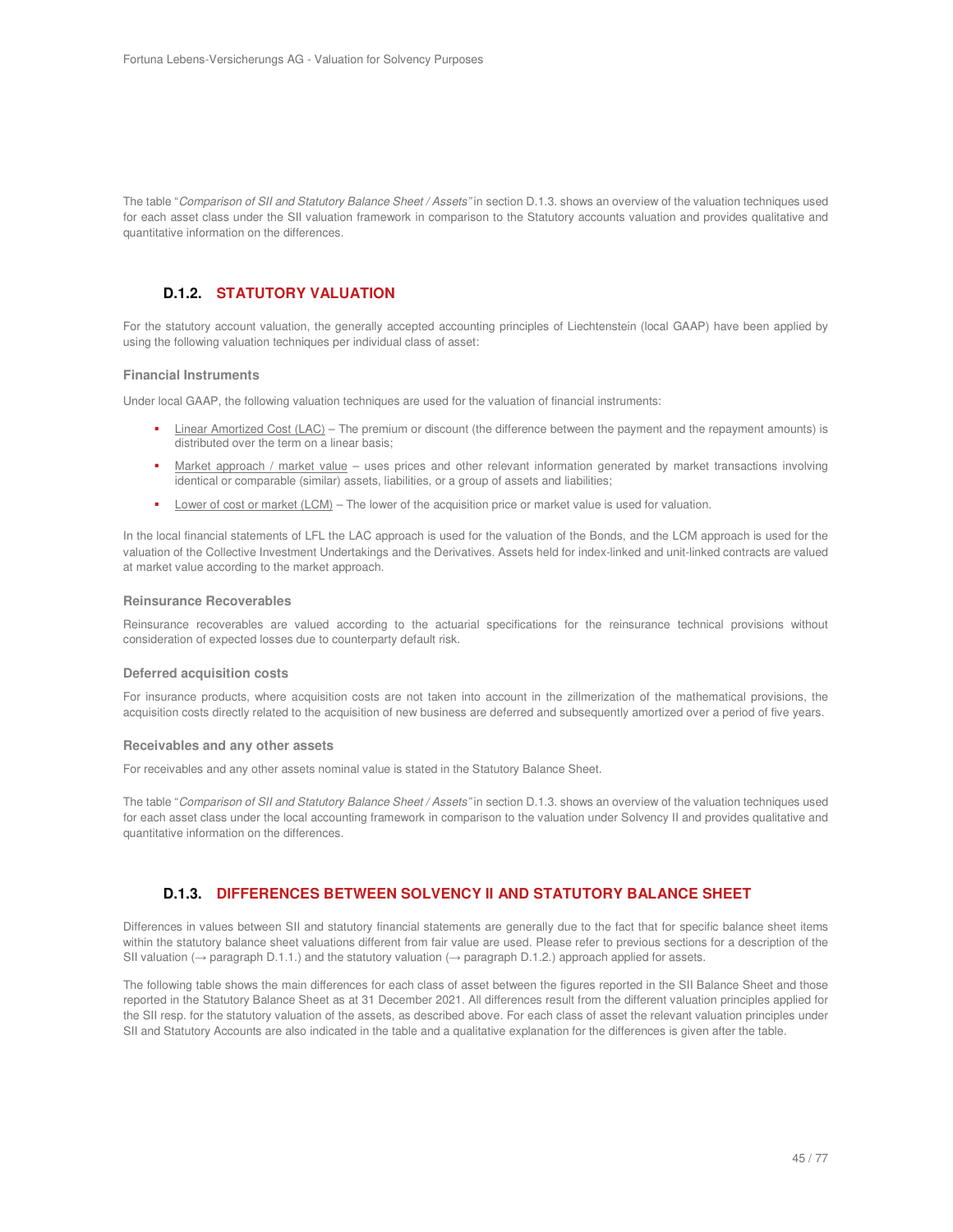The table "*Comparison of SII and Statutory Balance Sheet / Assets*" in section D.1.3. shows an overview of the valuation techniques used for each asset class under the SII valuation framework in comparison to the Statutory accounts valuation and provides qualitative and quantitative information on the differences.

### D.1.2. STATUTORY VALUATION

For the statutory account valuation, the generally accepted accounting principles of Liechtenstein (local GAAP) have been applied by using the following valuation techniques per individual class of asset:

#### Financial Instruments

Under local GAAP, the following valuation techniques are used for the valuation of financial instruments:

- Linear Amortized Cost (LAC) – The premium or discount (the difference between the payment and the repayment amounts) is distributed over the term on a linear basis;
- Market approach / market value – uses prices and other relevant information generated by market transactions involving identical or comparable (similar) assets, liabilities, or a group of assets and liabilities;
- Lower of cost or market (LCM) – The lower of the acquisition price or market value is used for valuation.

In the local financial statements of LFL the LAC approach is used for the valuation of the Bonds, and the LCM approach is used for the valuation of the Collective Investment Undertakings and the Derivatives. Assets held for index-linked and unit-linked contracts are valued at market value according to the market approach.

#### Reinsurance Recoverables

Reinsurance recoverables are valued according to the actuarial specifications for the reinsurance technical provisions without consideration of expected losses due to counterparty default risk.

#### Deferred acquisition costs

For insurance products, where acquisition costs are not taken into account in the zillmerization of the mathematical provisions, the acquisition costs directly related to the acquisition of new business are deferred and subsequently amortized over a period of five years.

#### Receivables and any other assets

For receivables and any other assets nominal value is stated in the Statutory Balance Sheet.

The table "*Comparison of SII and Statutory Balance Sheet / Assets*" in section D.1.3. shows an overview of the valuation techniques used for each asset class under the local accounting framework in comparison to the valuation under Solvency II and provides qualitative and quantitative information on the differences.

### D.1.3. DIFFERENCES BETWEEN SOLVENCY II AND STATUTORY BALANCE SHEET

Differences in values between SII and statutory financial statements are generally due to the fact that for specific balance sheet items within the statutory balance sheet valuations different from fair value are used. Please refer to previous sections for a description of the SII valuation (→ paragraph D.1.1.) and the statutory valuation (→ paragraph D.1.2.) approach applied for assets.

The following table shows the main differences for each class of asset between the figures reported in the SII Balance Sheet and those reported in the Statutory Balance Sheet as at 31 December 2021. All differences result from the different valuation principles applied for the SII resp. for the statutory valuation of the assets, as described above. For each class of asset the relevant valuation principles under SII and Statutory Accounts are also indicated in the table and a qualitative explanation for the differences is given after the table.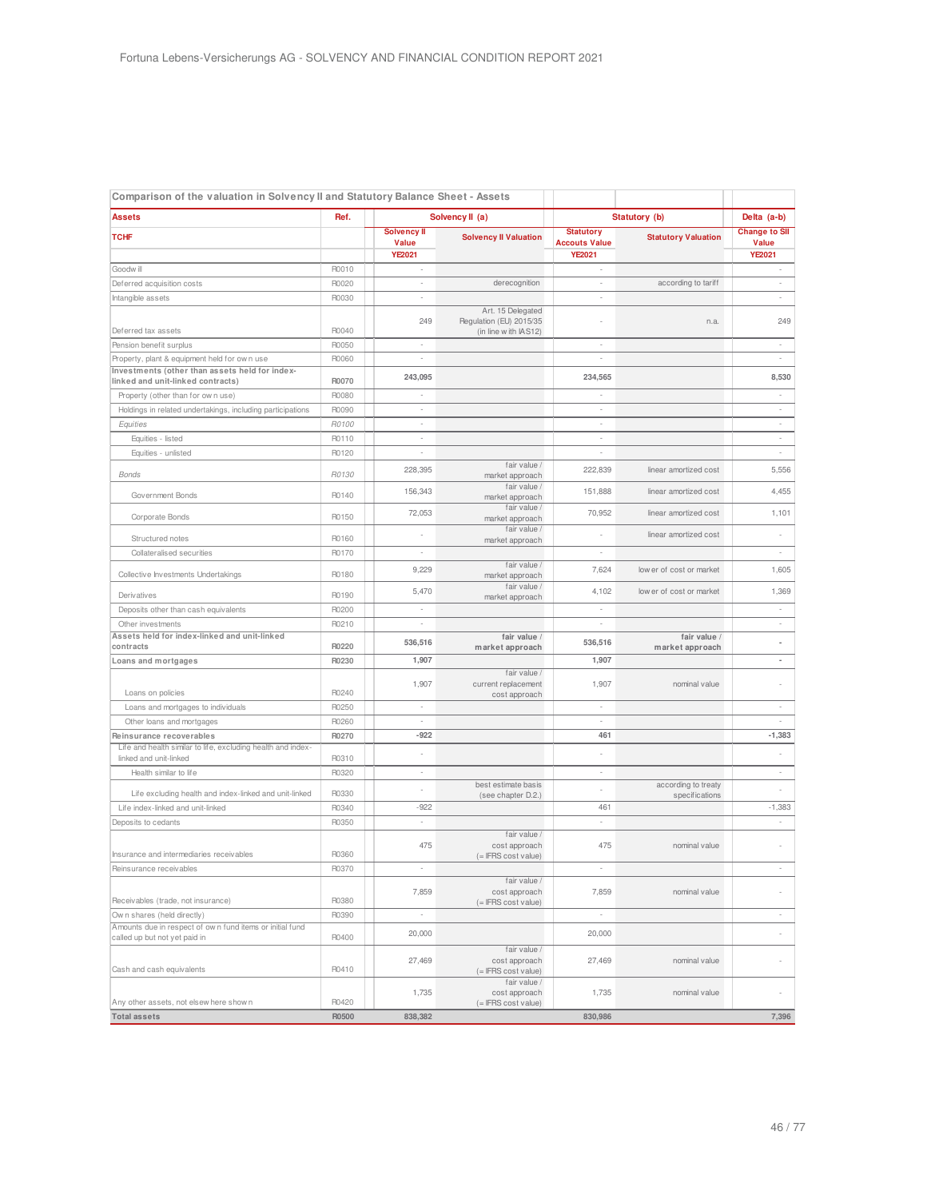| Comparison of the valuation in Solvency II and Statutory Balance Sheet - Assets | | | | | | |
|---|---|---|---|---|---|---|
| **Assets** | **Ref.** | **Solvency II (a)** | | **Statutory (b)** | | **Delta (a-b)** |
| **TCHF** | | **Solvency II Value** | **Solvency II Valuation** | **Statutory Accouts Value** | **Statutory Valuation** | **Change to SII Value** |
| | | **YE2021** | | **YE2021** | | **YE2021** |
| Goodwill | R0010 | - | | - | | - |
| Deferred acquisition costs | R0020 | - | derecognition | - | according to tariff | - |
| Intangible assets | R0030 | - | | - | | - |
| Deferred tax assets | R0040 | 249 | Art. 15 Delegated Regulation (EU) 2015/35 (in line with IAS12) | - | n.a. | 249 |
| Pension benefit surplus | R0050 | - | | - | | - |
| Property, plant & equipment held for own use | R0060 | - | | - | | - |
| **Investments (other than assets held for index-linked and unit-linked contracts)** | **R0070** | **243,095** | | **234,565** | | **8,530** |
| Property (other than for own use) | R0080 | - | | - | | - |
| Holdings in related undertakings, including participations | R0090 | - | | - | | - |
| *Equities* | *R0100* | - | | - | | - |
| Equities - listed | R0110 | - | | - | | - |
| Equities - unlisted | R0120 | - | | - | | - |
| *Bonds* | *R0130* | 228,395 | fair value / market approach | 222,839 | linear amortized cost | 5,556 |
| Government Bonds | R0140 | 156,343 | fair value / market approach | 151,888 | linear amortized cost | 4,455 |
| Corporate Bonds | R0150 | 72,053 | fair value / market approach | 70,952 | linear amortized cost | 1,101 |
| Structured notes | R0160 | - | fair value / market approach | - | linear amortized cost | - |
| Collateralised securities | R0170 | - | | - | | - |
| Collective Investments Undertakings | R0180 | 9,229 | fair value / market approach | 7,624 | lower of cost or market | 1,605 |
| Derivatives | R0190 | 5,470 | fair value / market approach | 4,102 | lower of cost or market | 1,369 |
| Deposits other than cash equivalents | R0200 | - | | - | | - |
| Other investments | R0210 | - | | - | | - |
| **Assets held for index-linked and unit-linked contracts** | **R0220** | **536,516** | **fair value / market approach** | **536,516** | **fair value / market approach** | **-** |
| **Loans and mortgages** | **R0230** | **1,907** | | **1,907** | | **-** |
| Loans on policies | R0240 | 1,907 | fair value / current replacement cost approach | 1,907 | nominal value | - |
| Loans and mortgages to individuals | R0250 | - | | - | | - |
| Other loans and mortgages | R0260 | - | | - | | - |
| **Reinsurance recoverables** | **R0270** | **-922** | | **461** | | **-1,383** |
| Life and health similar to life, excluding health and index-linked and unit-linked | R0310 | - | | - | | - |
| Health similar to life | R0320 | - | | - | | - |
| Life excluding health and index-linked and unit-linked | R0330 | - | best estimate basis (see chapter D.2.) | - | according to treaty specifications | - |
| Life index-linked and unit-linked | R0340 | -922 | | 461 | | -1,383 |
| Deposits to cedants | R0350 | - | | - | | - |
| Insurance and intermediaries receivables | R0360 | 475 | fair value / cost approach (= IFRS cost value) | 475 | nominal value | - |
| Reinsurance receivables | R0370 | - | | - | | - |
| Receivables (trade, not insurance) | R0380 | 7,859 | fair value / cost approach (= IFRS cost value) | 7,859 | nominal value | - |
| Own shares (held directly) | R0390 | - | | - | | - |
| Amounts due in respect of own fund items or initial fund called up but not yet paid in | R0400 | 20,000 | | 20,000 | | - |
| Cash and cash equivalents | R0410 | 27,469 | fair value / cost approach (= IFRS cost value) | 27,469 | nominal value | - |
| Any other assets, not elsewhere shown | R0420 | 1,735 | fair value / cost approach (= IFRS cost value) | 1,735 | nominal value | - |
| **Total assets** | **R0500** | **838,382** | | **830,986** | | **7,396** |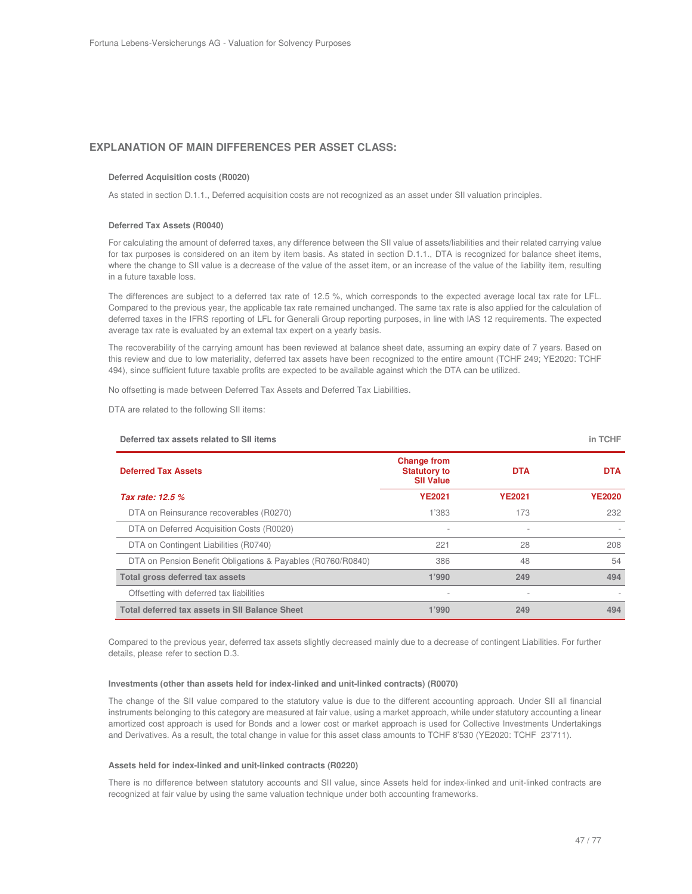## EXPLANATION OF MAIN DIFFERENCES PER ASSET CLASS:

#### Deferred Acquisition costs (R0020)

As stated in section D.1.1., Deferred acquisition costs are not recognized as an asset under SII valuation principles.

#### Deferred Tax Assets (R0040)

For calculating the amount of deferred taxes, any difference between the SII value of assets/liabilities and their related carrying value for tax purposes is considered on an item by item basis. As stated in section D.1.1., DTA is recognized for balance sheet items, where the change to SII value is a decrease of the value of the asset item, or an increase of the value of the liability item, resulting in a future taxable loss.

The differences are subject to a deferred tax rate of 12.5 %, which corresponds to the expected average local tax rate for LFL. Compared to the previous year, the applicable tax rate remained unchanged. The same tax rate is also applied for the calculation of deferred taxes in the IFRS reporting of LFL for Generali Group reporting purposes, in line with IAS 12 requirements. The expected average tax rate is evaluated by an external tax expert on a yearly basis.

The recoverability of the carrying amount has been reviewed at balance sheet date, assuming an expiry date of 7 years. Based on this review and due to low materiality, deferred tax assets have been recognized to the entire amount (TCHF 249; YE2020: TCHF 494), since sufficient future taxable profits are expected to be available against which the DTA can be utilized.

No offsetting is made between Deferred Tax Assets and Deferred Tax Liabilities.

DTA are related to the following SII items:

**Deferred tax assets related to SII items** — in TCHF

| Deferred Tax Assets | Change from Statutory to SII Value | DTA | DTA |
|---|---|---|---|
| *Tax rate: 12.5 %* | YE2021 | YE2021 | YE2020 |
| DTA on Reinsurance recoverables (R0270) | 1'383 | 173 | 232 |
| DTA on Deferred Acquisition Costs (R0020) | - | - | - |
| DTA on Contingent Liabilities (R0740) | 221 | 28 | 208 |
| DTA on Pension Benefit Obligations & Payables (R0760/R0840) | 386 | 48 | 54 |
| **Total gross deferred tax assets** | **1'990** | **249** | **494** |
| Offsetting with deferred tax liabilities | - | - | - |
| **Total deferred tax assets in SII Balance Sheet** | **1'990** | **249** | **494** |

Compared to the previous year, deferred tax assets slightly decreased mainly due to a decrease of contingent Liabilities. For further details, please refer to section D.3.

#### Investments (other than assets held for index-linked and unit-linked contracts) (R0070)

The change of the SII value compared to the statutory value is due to the different accounting approach. Under SII all financial instruments belonging to this category are measured at fair value, using a market approach, while under statutory accounting a linear amortized cost approach is used for Bonds and a lower cost or market approach is used for Collective Investments Undertakings and Derivatives. As a result, the total change in value for this asset class amounts to TCHF 8'530 (YE2020: TCHF 23'711).

#### Assets held for index-linked and unit-linked contracts (R0220)

There is no difference between statutory accounts and SII value, since Assets held for index-linked and unit-linked contracts are recognized at fair value by using the same valuation technique under both accounting frameworks.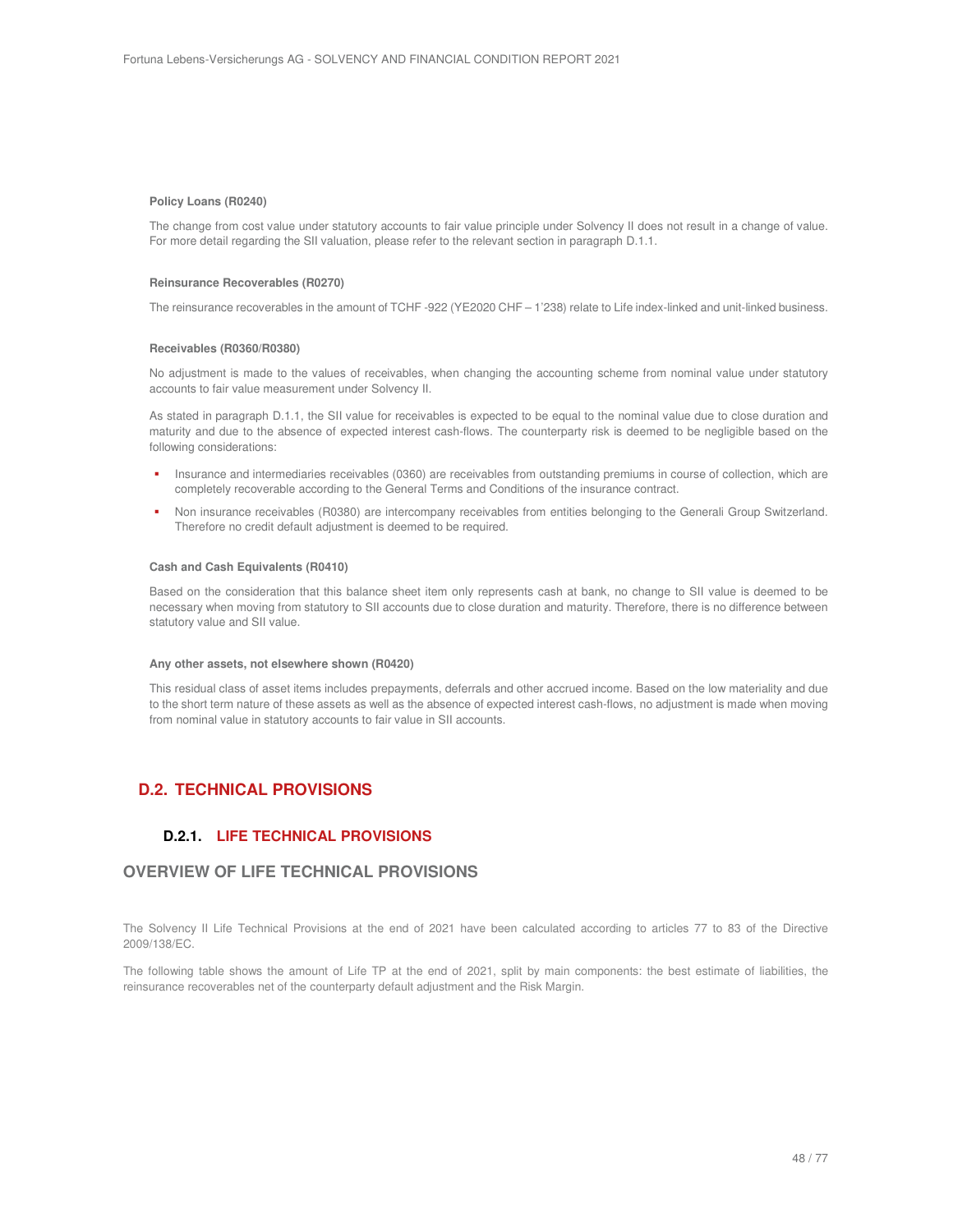**Policy Loans (R0240)**

The change from cost value under statutory accounts to fair value principle under Solvency II does not result in a change of value. For more detail regarding the SII valuation, please refer to the relevant section in paragraph D.1.1.

**Reinsurance Recoverables (R0270)**

The reinsurance recoverables in the amount of TCHF -922 (YE2020 CHF – 1'238) relate to Life index-linked and unit-linked business.

**Receivables (R0360/R0380)**

No adjustment is made to the values of receivables, when changing the accounting scheme from nominal value under statutory accounts to fair value measurement under Solvency II.

As stated in paragraph D.1.1, the SII value for receivables is expected to be equal to the nominal value due to close duration and maturity and due to the absence of expected interest cash-flows. The counterparty risk is deemed to be negligible based on the following considerations:

- Insurance and intermediaries receivables (0360) are receivables from outstanding premiums in course of collection, which are completely recoverable according to the General Terms and Conditions of the insurance contract.
- Non insurance receivables (R0380) are intercompany receivables from entities belonging to the Generali Group Switzerland. Therefore no credit default adjustment is deemed to be required.

**Cash and Cash Equivalents (R0410)**

Based on the consideration that this balance sheet item only represents cash at bank, no change to SII value is deemed to be necessary when moving from statutory to SII accounts due to close duration and maturity. Therefore, there is no difference between statutory value and SII value.

**Any other assets, not elsewhere shown (R0420)**

This residual class of asset items includes prepayments, deferrals and other accrued income. Based on the low materiality and due to the short term nature of these assets as well as the absence of expected interest cash-flows, no adjustment is made when moving from nominal value in statutory accounts to fair value in SII accounts.

## D.2. TECHNICAL PROVISIONS

### D.2.1. LIFE TECHNICAL PROVISIONS

## OVERVIEW OF LIFE TECHNICAL PROVISIONS

The Solvency II Life Technical Provisions at the end of 2021 have been calculated according to articles 77 to 83 of the Directive 2009/138/EC.

The following table shows the amount of Life TP at the end of 2021, split by main components: the best estimate of liabilities, the reinsurance recoverables net of the counterparty default adjustment and the Risk Margin.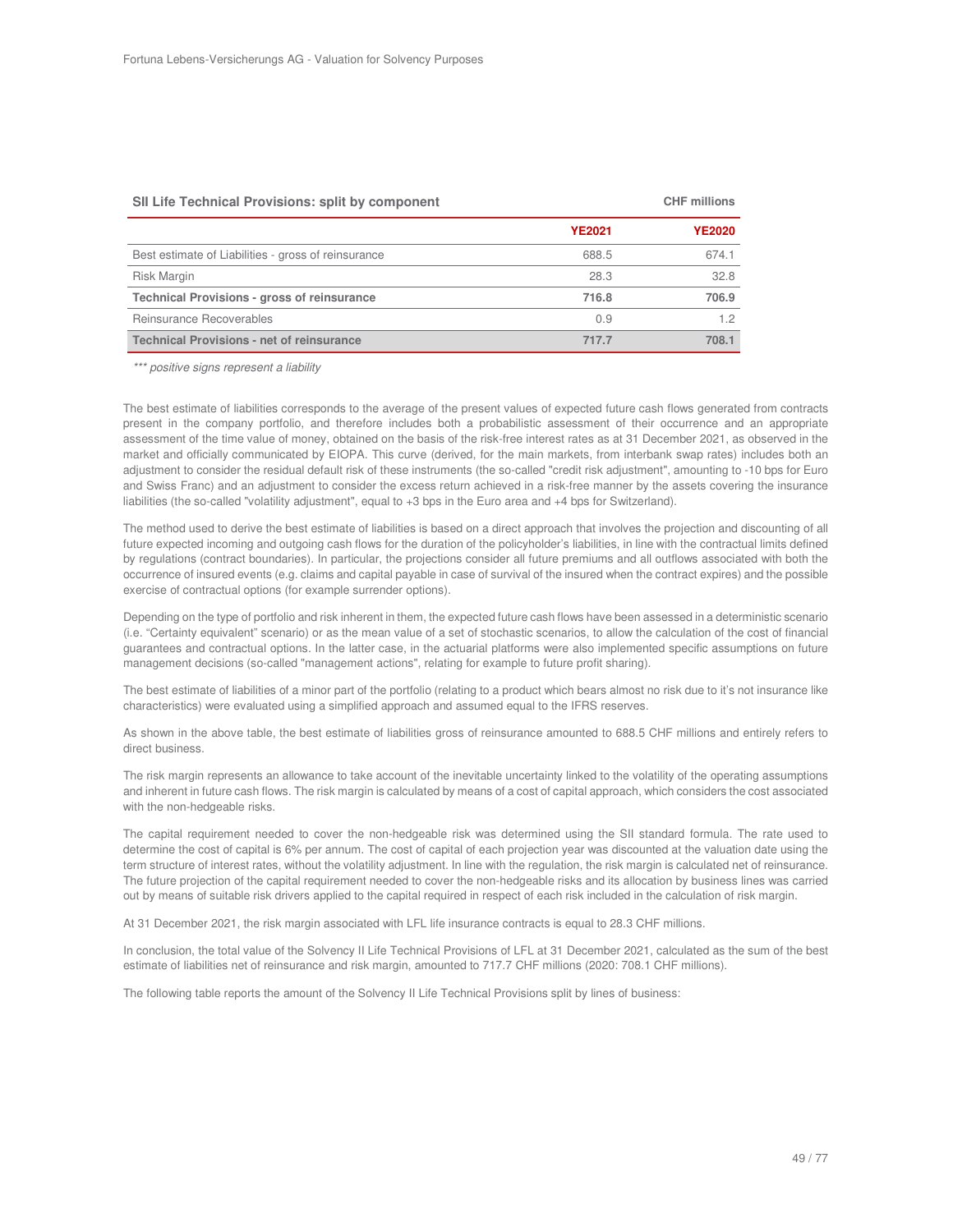**SII Life Technical Provisions: split by component** — CHF millions

| | YE2021 | YE2020 |
|---|---|---|
| Best estimate of Liabilities - gross of reinsurance | 688.5 | 674.1 |
| Risk Margin | 28.3 | 32.8 |
| **Technical Provisions - gross of reinsurance** | **716.8** | **706.9** |
| Reinsurance Recoverables | 0.9 | 1.2 |
| **Technical Provisions - net of reinsurance** | **717.7** | **708.1** |

*\*\*\* positive signs represent a liability*

The best estimate of liabilities corresponds to the average of the present values of expected future cash flows generated from contracts present in the company portfolio, and therefore includes both a probabilistic assessment of their occurrence and an appropriate assessment of the time value of money, obtained on the basis of the risk-free interest rates as at 31 December 2021, as observed in the market and officially communicated by EIOPA. This curve (derived, for the main markets, from interbank swap rates) includes both an adjustment to consider the residual default risk of these instruments (the so-called "credit risk adjustment", amounting to -10 bps for Euro and Swiss Franc) and an adjustment to consider the excess return achieved in a risk-free manner by the assets covering the insurance liabilities (the so-called "volatility adjustment", equal to +3 bps in the Euro area and +4 bps for Switzerland).

The method used to derive the best estimate of liabilities is based on a direct approach that involves the projection and discounting of all future expected incoming and outgoing cash flows for the duration of the policyholder's liabilities, in line with the contractual limits defined by regulations (contract boundaries). In particular, the projections consider all future premiums and all outflows associated with both the occurrence of insured events (e.g. claims and capital payable in case of survival of the insured when the contract expires) and the possible exercise of contractual options (for example surrender options).

Depending on the type of portfolio and risk inherent in them, the expected future cash flows have been assessed in a deterministic scenario (i.e. "Certainty equivalent" scenario) or as the mean value of a set of stochastic scenarios, to allow the calculation of the cost of financial guarantees and contractual options. In the latter case, in the actuarial platforms were also implemented specific assumptions on future management decisions (so-called "management actions", relating for example to future profit sharing).

The best estimate of liabilities of a minor part of the portfolio (relating to a product which bears almost no risk due to it's not insurance like characteristics) were evaluated using a simplified approach and assumed equal to the IFRS reserves.

As shown in the above table, the best estimate of liabilities gross of reinsurance amounted to 688.5 CHF millions and entirely refers to direct business.

The risk margin represents an allowance to take account of the inevitable uncertainty linked to the volatility of the operating assumptions and inherent in future cash flows. The risk margin is calculated by means of a cost of capital approach, which considers the cost associated with the non-hedgeable risks.

The capital requirement needed to cover the non-hedgeable risk was determined using the SII standard formula. The rate used to determine the cost of capital is 6% per annum. The cost of capital of each projection year was discounted at the valuation date using the term structure of interest rates, without the volatility adjustment. In line with the regulation, the risk margin is calculated net of reinsurance. The future projection of the capital requirement needed to cover the non-hedgeable risks and its allocation by business lines was carried out by means of suitable risk drivers applied to the capital required in respect of each risk included in the calculation of risk margin.

At 31 December 2021, the risk margin associated with LFL life insurance contracts is equal to 28.3 CHF millions.

In conclusion, the total value of the Solvency II Life Technical Provisions of LFL at 31 December 2021, calculated as the sum of the best estimate of liabilities net of reinsurance and risk margin, amounted to 717.7 CHF millions (2020: 708.1 CHF millions).

The following table reports the amount of the Solvency II Life Technical Provisions split by lines of business: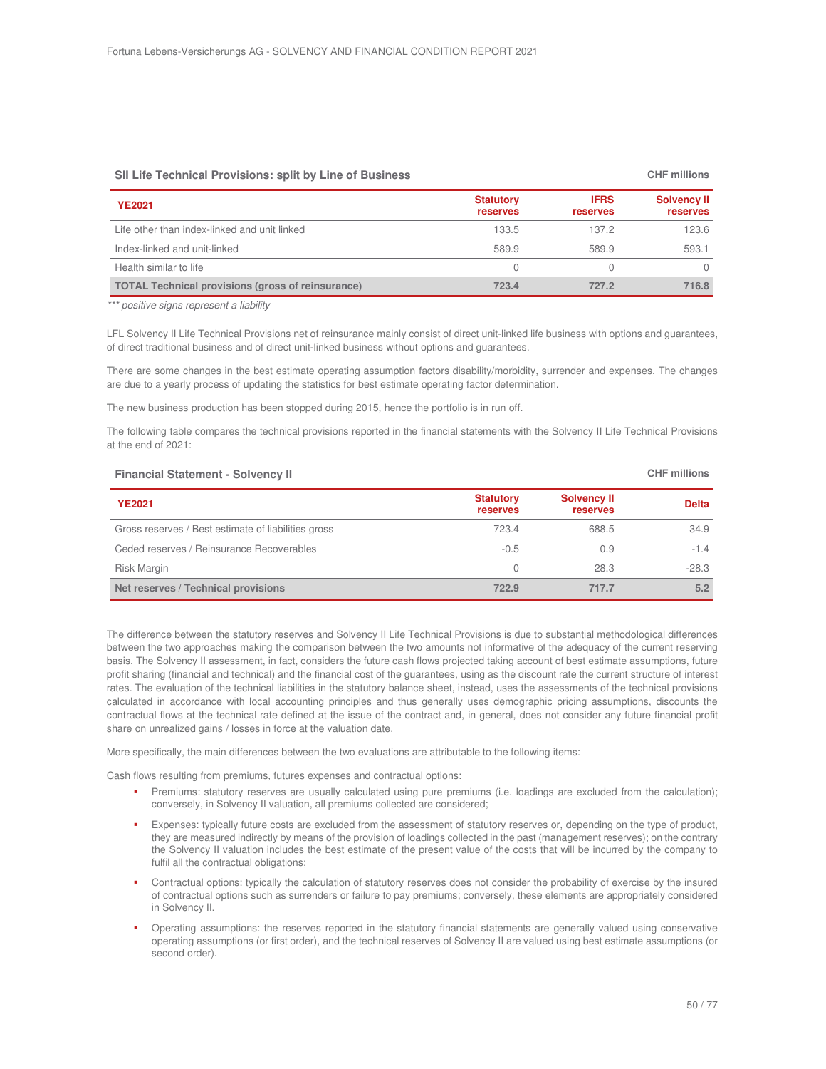**SII Life Technical Provisions: split by Line of Business** CHF millions

| YE2021 | Statutory reserves | IFRS reserves | Solvency II reserves |
|---|---|---|---|
| Life other than index-linked and unit linked | 133.5 | 137.2 | 123.6 |
| Index-linked and unit-linked | 589.9 | 589.9 | 593.1 |
| Health similar to life | 0 | 0 | 0 |
| **TOTAL Technical provisions (gross of reinsurance)** | **723.4** | **727.2** | **716.8** |

*\*\*\* positive signs represent a liability*

LFL Solvency II Life Technical Provisions net of reinsurance mainly consist of direct unit-linked life business with options and guarantees, of direct traditional business and of direct unit-linked business without options and guarantees.

There are some changes in the best estimate operating assumption factors disability/morbidity, surrender and expenses. The changes are due to a yearly process of updating the statistics for best estimate operating factor determination.

The new business production has been stopped during 2015, hence the portfolio is in run off.

The following table compares the technical provisions reported in the financial statements with the Solvency II Life Technical Provisions at the end of 2021:

**Financial Statement - Solvency II** CHF millions

| YE2021 | Statutory reserves | Solvency II reserves | Delta |
|---|---|---|---|
| Gross reserves / Best estimate of liabilities gross | 723.4 | 688.5 | 34.9 |
| Ceded reserves / Reinsurance Recoverables | -0.5 | 0.9 | -1.4 |
| Risk Margin | 0 | 28.3 | -28.3 |
| **Net reserves / Technical provisions** | **722.9** | **717.7** | **5.2** |

The difference between the statutory reserves and Solvency II Life Technical Provisions is due to substantial methodological differences between the two approaches making the comparison between the two amounts not informative of the adequacy of the current reserving basis. The Solvency II assessment, in fact, considers the future cash flows projected taking account of best estimate assumptions, future profit sharing (financial and technical) and the financial cost of the guarantees, using as the discount rate the current structure of interest rates. The evaluation of the technical liabilities in the statutory balance sheet, instead, uses the assessments of the technical provisions calculated in accordance with local accounting principles and thus generally uses demographic pricing assumptions, discounts the contractual flows at the technical rate defined at the issue of the contract and, in general, does not consider any future financial profit share on unrealized gains / losses in force at the valuation date.

More specifically, the main differences between the two evaluations are attributable to the following items:

Cash flows resulting from premiums, futures expenses and contractual options:

- Premiums: statutory reserves are usually calculated using pure premiums (i.e. loadings are excluded from the calculation); conversely, in Solvency II valuation, all premiums collected are considered;
- Expenses: typically future costs are excluded from the assessment of statutory reserves or, depending on the type of product, they are measured indirectly by means of the provision of loadings collected in the past (management reserves); on the contrary the Solvency II valuation includes the best estimate of the present value of the costs that will be incurred by the company to fulfil all the contractual obligations;
- Contractual options: typically the calculation of statutory reserves does not consider the probability of exercise by the insured of contractual options such as surrenders or failure to pay premiums; conversely, these elements are appropriately considered in Solvency II.
- Operating assumptions: the reserves reported in the statutory financial statements are generally valued using conservative operating assumptions (or first order), and the technical reserves of Solvency II are valued using best estimate assumptions (or second order).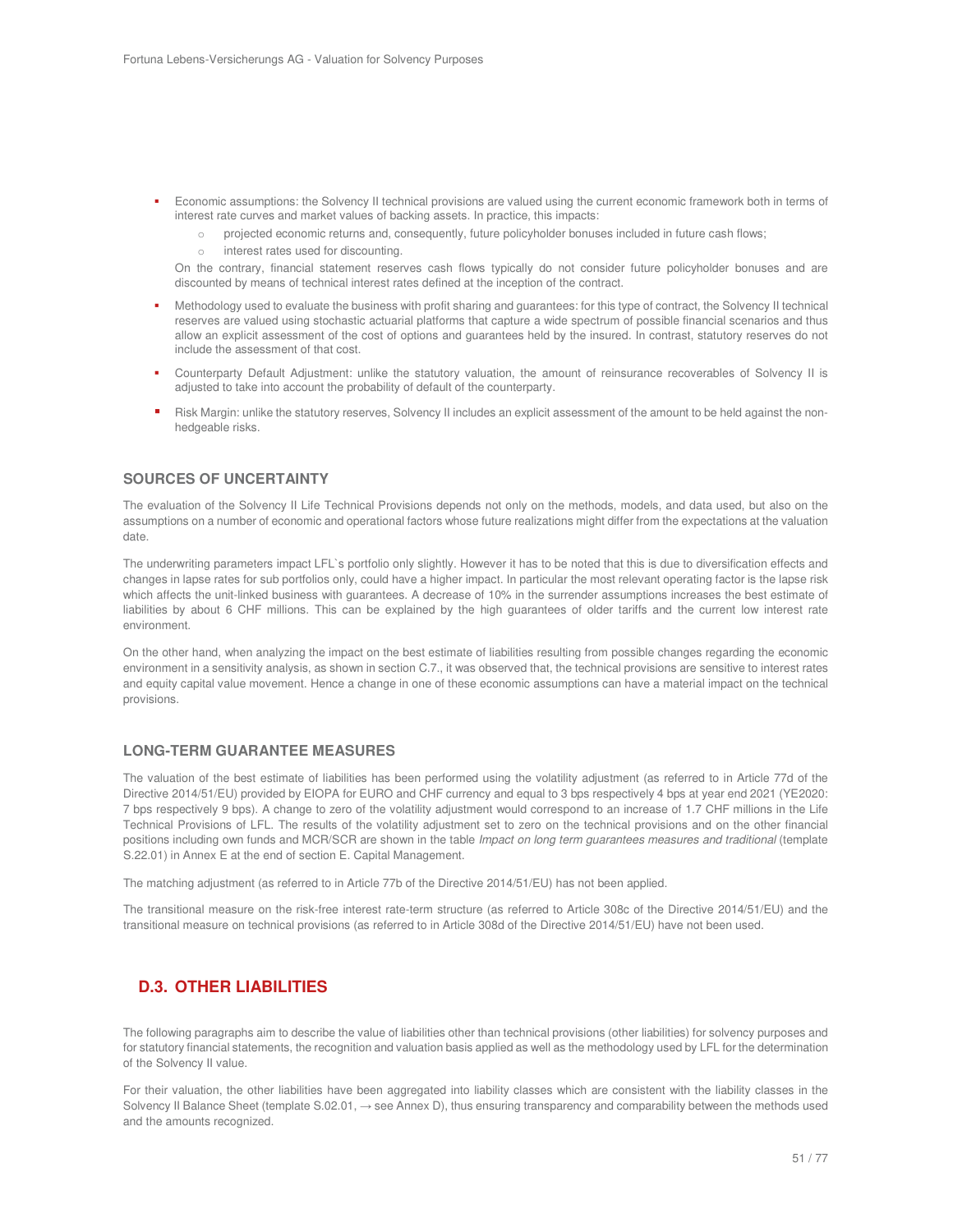- Economic assumptions: the Solvency II technical provisions are valued using the current economic framework both in terms of interest rate curves and market values of backing assets. In practice, this impacts:
  - projected economic returns and, consequently, future policyholder bonuses included in future cash flows;
  - interest rates used for discounting.

  On the contrary, financial statement reserves cash flows typically do not consider future policyholder bonuses and are discounted by means of technical interest rates defined at the inception of the contract.

- Methodology used to evaluate the business with profit sharing and guarantees: for this type of contract, the Solvency II technical reserves are valued using stochastic actuarial platforms that capture a wide spectrum of possible financial scenarios and thus allow an explicit assessment of the cost of options and guarantees held by the insured. In contrast, statutory reserves do not include the assessment of that cost.
- Counterparty Default Adjustment: unlike the statutory valuation, the amount of reinsurance recoverables of Solvency II is adjusted to take into account the probability of default of the counterparty.
- Risk Margin: unlike the statutory reserves, Solvency II includes an explicit assessment of the amount to be held against the non-hedgeable risks.

### SOURCES OF UNCERTAINTY

The evaluation of the Solvency II Life Technical Provisions depends not only on the methods, models, and data used, but also on the assumptions on a number of economic and operational factors whose future realizations might differ from the expectations at the valuation date.

The underwriting parameters impact LFL`s portfolio only slightly. However it has to be noted that this is due to diversification effects and changes in lapse rates for sub portfolios only, could have a higher impact. In particular the most relevant operating factor is the lapse risk which affects the unit-linked business with guarantees. A decrease of 10% in the surrender assumptions increases the best estimate of liabilities by about 6 CHF millions. This can be explained by the high guarantees of older tariffs and the current low interest rate environment.

On the other hand, when analyzing the impact on the best estimate of liabilities resulting from possible changes regarding the economic environment in a sensitivity analysis, as shown in section C.7., it was observed that, the technical provisions are sensitive to interest rates and equity capital value movement. Hence a change in one of these economic assumptions can have a material impact on the technical provisions.

### LONG-TERM GUARANTEE MEASURES

The valuation of the best estimate of liabilities has been performed using the volatility adjustment (as referred to in Article 77d of the Directive 2014/51/EU) provided by EIOPA for EURO and CHF currency and equal to 3 bps respectively 4 bps at year end 2021 (YE2020: 7 bps respectively 9 bps). A change to zero of the volatility adjustment would correspond to an increase of 1.7 CHF millions in the Life Technical Provisions of LFL. The results of the volatility adjustment set to zero on the technical provisions and on the other financial positions including own funds and MCR/SCR are shown in the table *Impact on long term guarantees measures and traditional* (template S.22.01) in Annex E at the end of section E. Capital Management.

The matching adjustment (as referred to in Article 77b of the Directive 2014/51/EU) has not been applied.

The transitional measure on the risk-free interest rate-term structure (as referred to Article 308c of the Directive 2014/51/EU) and the transitional measure on technical provisions (as referred to in Article 308d of the Directive 2014/51/EU) have not been used.

## D.3. OTHER LIABILITIES

The following paragraphs aim to describe the value of liabilities other than technical provisions (other liabilities) for solvency purposes and for statutory financial statements, the recognition and valuation basis applied as well as the methodology used by LFL for the determination of the Solvency II value.

For their valuation, the other liabilities have been aggregated into liability classes which are consistent with the liability classes in the Solvency II Balance Sheet (template S.02.01, → see Annex D), thus ensuring transparency and comparability between the methods used and the amounts recognized.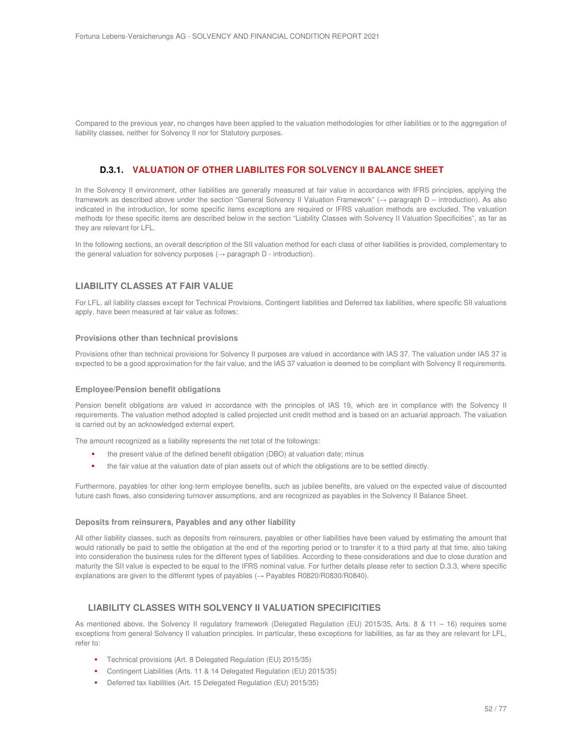Compared to the previous year, no changes have been applied to the valuation methodologies for other liabilities or to the aggregation of liability classes, neither for Solvency II nor for Statutory purposes.

### D.3.1. VALUATION OF OTHER LIABILITES FOR SOLVENCY II BALANCE SHEET

In the Solvency II environment, other liabilities are generally measured at fair value in accordance with IFRS principles, applying the framework as described above under the section "General Solvency II Valuation Framework" (→ paragraph D – introduction). As also indicated in the introduction, for some specific items exceptions are required or IFRS valuation methods are excluded. The valuation methods for these specific items are described below in the section "Liability Classes with Solvency II Valuation Specificities", as far as they are relevant for LFL.

In the following sections, an overall description of the SII valuation method for each class of other liabilities is provided, complementary to the general valuation for solvency purposes (→ paragraph D - introduction).

#### LIABILITY CLASSES AT FAIR VALUE

For LFL, all liability classes except for Technical Provisions, Contingent liabilities and Deferred tax liabilities, where specific SII valuations apply, have been measured at fair value as follows:

**Provisions other than technical provisions**

Provisions other than technical provisions for Solvency II purposes are valued in accordance with IAS 37. The valuation under IAS 37 is expected to be a good approximation for the fair value, and the IAS 37 valuation is deemed to be compliant with Solvency II requirements.

**Employee/Pension benefit obligations**

Pension benefit obligations are valued in accordance with the principles of IAS 19, which are in compliance with the Solvency II requirements. The valuation method adopted is called projected unit credit method and is based on an actuarial approach. The valuation is carried out by an acknowledged external expert.

The amount recognized as a liability represents the net total of the followings:

- the present value of the defined benefit obligation (DBO) at valuation date; minus
- the fair value at the valuation date of plan assets out of which the obligations are to be settled directly.

Furthermore, payables for other long-term employee benefits, such as jubilee benefits, are valued on the expected value of discounted future cash flows, also considering turnover assumptions, and are recognized as payables in the Solvency II Balance Sheet.

**Deposits from reinsurers, Payables and any other liability**

All other liability classes, such as deposits from reinsurers, payables or other liabilities have been valued by estimating the amount that would rationally be paid to settle the obligation at the end of the reporting period or to transfer it to a third party at that time, also taking into consideration the business rules for the different types of liabilities. According to these considerations and due to close duration and maturity the SII value is expected to be equal to the IFRS nominal value. For further details please refer to section D.3.3, where specific explanations are given to the different types of payables (→ Payables R0820/R0830/R0840).

#### LIABILITY CLASSES WITH SOLVENCY II VALUATION SPECIFICITIES

As mentioned above, the Solvency II regulatory framework (Delegated Regulation (EU) 2015/35, Arts. 8 & 11 – 16) requires some exceptions from general Solvency II valuation principles. In particular, these exceptions for liabilities, as far as they are relevant for LFL, refer to:

- Technical provisions (Art. 8 Delegated Regulation (EU) 2015/35)
- Contingent Liabilities (Arts. 11 & 14 Delegated Regulation (EU) 2015/35)
- Deferred tax liabilities (Art. 15 Delegated Regulation (EU) 2015/35)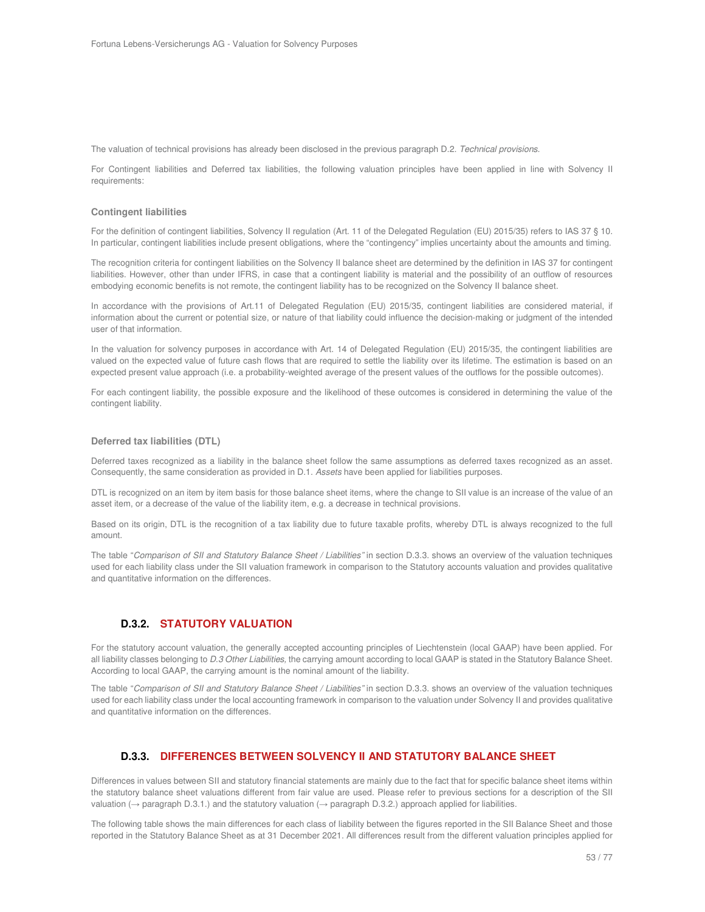The valuation of technical provisions has already been disclosed in the previous paragraph D.2. *Technical provisions.*

For Contingent liabilities and Deferred tax liabilities, the following valuation principles have been applied in line with Solvency II requirements:

**Contingent liabilities**

For the definition of contingent liabilities, Solvency II regulation (Art. 11 of the Delegated Regulation (EU) 2015/35) refers to IAS 37 § 10. In particular, contingent liabilities include present obligations, where the "contingency" implies uncertainty about the amounts and timing.

The recognition criteria for contingent liabilities on the Solvency II balance sheet are determined by the definition in IAS 37 for contingent liabilities. However, other than under IFRS, in case that a contingent liability is material and the possibility of an outflow of resources embodying economic benefits is not remote, the contingent liability has to be recognized on the Solvency II balance sheet.

In accordance with the provisions of Art.11 of Delegated Regulation (EU) 2015/35, contingent liabilities are considered material, if information about the current or potential size, or nature of that liability could influence the decision-making or judgment of the intended user of that information.

In the valuation for solvency purposes in accordance with Art. 14 of Delegated Regulation (EU) 2015/35, the contingent liabilities are valued on the expected value of future cash flows that are required to settle the liability over its lifetime. The estimation is based on an expected present value approach (i.e. a probability-weighted average of the present values of the outflows for the possible outcomes).

For each contingent liability, the possible exposure and the likelihood of these outcomes is considered in determining the value of the contingent liability.

**Deferred tax liabilities (DTL)**

Deferred taxes recognized as a liability in the balance sheet follow the same assumptions as deferred taxes recognized as an asset. Consequently, the same consideration as provided in D.1. *Assets* have been applied for liabilities purposes.

DTL is recognized on an item by item basis for those balance sheet items, where the change to SII value is an increase of the value of an asset item, or a decrease of the value of the liability item, e.g. a decrease in technical provisions.

Based on its origin, DTL is the recognition of a tax liability due to future taxable profits, whereby DTL is always recognized to the full amount.

The table "*Comparison of SII and Statutory Balance Sheet / Liabilities"* in section D.3.3. shows an overview of the valuation techniques used for each liability class under the SII valuation framework in comparison to the Statutory accounts valuation and provides qualitative and quantitative information on the differences.

### D.3.2. STATUTORY VALUATION

For the statutory account valuation, the generally accepted accounting principles of Liechtenstein (local GAAP) have been applied. For all liability classes belonging to *D.3 Other Liabilities,* the carrying amount according to local GAAP is stated in the Statutory Balance Sheet. According to local GAAP, the carrying amount is the nominal amount of the liability.

The table "*Comparison of SII and Statutory Balance Sheet / Liabilities"* in section D.3.3. shows an overview of the valuation techniques used for each liability class under the local accounting framework in comparison to the valuation under Solvency II and provides qualitative and quantitative information on the differences.

### D.3.3. DIFFERENCES BETWEEN SOLVENCY II AND STATUTORY BALANCE SHEET

Differences in values between SII and statutory financial statements are mainly due to the fact that for specific balance sheet items within the statutory balance sheet valuations different from fair value are used. Please refer to previous sections for a description of the SII valuation (→ paragraph D.3.1.) and the statutory valuation (→ paragraph D.3.2.) approach applied for liabilities.

The following table shows the main differences for each class of liability between the figures reported in the SII Balance Sheet and those reported in the Statutory Balance Sheet as at 31 December 2021. All differences result from the different valuation principles applied for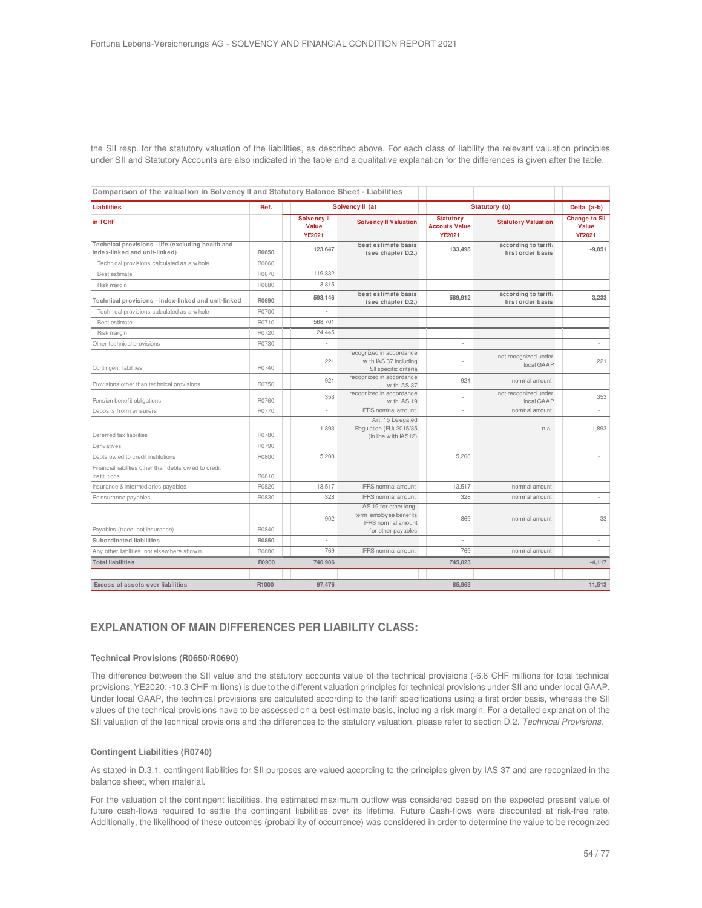the SII resp. for the statutory valuation of the liabilities, as described above. For each class of liability the relevant valuation principles under SII and Statutory Accounts are also indicated in the table and a qualitative explanation for the differences is given after the table.

| Comparison of the valuation in Solvency II and Statutory Balance Sheet - Liabilities | | | | | | |
|---|---|---|---|---|---|---|
| **Liabilities** | **Ref.** | **Solvency II (a)** | | **Statutory (b)** | | **Delta (a-b)** |
| **in TCHF** | | **Solvency II Value YE2021** | **Solvency II Valuation** | **Statutory Accouts Value YE2021** | **Statutory Valuation** | **Change to SII Value YE2021** |
| **Technical provisions - life (excluding health and index-linked and unit-linked)** | **R0650** | **123,647** | **best estimate basis (see chapter D.2.)** | **133,498** | **according to tariff/ first order basis** | **-9,851** |
| Technical provisions calculated as a whole | R0660 | - | | - | | - |
| Best estimate | R0670 | 119,832 | | - | | |
| Risk margin | R0680 | 3,815 | | - | | |
| **Technical provisions - index-linked and unit-linked** | **R0690** | **593,146** | **best estimate basis (see chapter D.2.)** | **589,912** | **according to tariff/ first order basis** | **3,233** |
| Technical provisions calculated as a whole | R0700 | - | | | | |
| Best estimate | R0710 | 568,701 | | | | |
| Risk margin | R0720 | 24,445 | | | | |
| Other technical provisions | R0730 | - | | - | | - |
| Contingent liabilities | R0740 | 221 | recognized in accordance with IAS 37 including SII specific criteria | - | not recognized under local GAAP | 221 |
| Provisions other than technical provisions | R0750 | 921 | recognized in accordance with IAS 37 | 921 | nominal amount | - |
| Pension benefit obligations | R0760 | 353 | recognized in accordance with IAS 19 | - | not recognized under local GAAP | 353 |
| Deposits from reinsurers | R0770 | - | IFRS nominal amount | - | nominal amount | - |
| Deferred tax liabilities | R0780 | 1,893 | Art. 15 Delegated Regulation (EU) 2015/35 (in line with IAS12) | - | n.a. | 1,893 |
| Derivatives | R0790 | - | | - | | - |
| Debts owed to credit institutions | R0800 | 5,208 | | 5,208 | | - |
| Financial liabilities other than debts owed to credit institutions | R0810 | - | | - | | - |
| Insurance & intermediaries payables | R0820 | 13,517 | IFRS nominal amount | 13,517 | nominal amount | - |
| Reinsurance payables | R0830 | 328 | IFRS nominal amount | 328 | nominal amount | - |
| Payables (trade, not insurance) | R0840 | 902 | IAS 19 for other long-term employee benefits IFRS nominal amount for other payables | 869 | nominal amount | 33 |
| **Subordinated liabilities** | **R0850** | - | | - | | - |
| Any other liabilities, not elsewhere shown | R0880 | 769 | IFRS nominal amount | 769 | nominal amount | - |
| **Total liabilities** | **R0900** | **740,906** | | **745,023** | | **-4,117** |
| **Excess of assets over liabilities** | **R1000** | **97,476** | | **85,963** | | **11,513** |

## EXPLANATION OF MAIN DIFFERENCES PER LIABILITY CLASS:

#### Technical Provisions (R0650/R0690)

The difference between the SII value and the statutory accounts value of the technical provisions (-6.6 CHF millions for total technical provisions; YE2020: -10.3 CHF millions) is due to the different valuation principles for technical provisions under SII and under local GAAP. Under local GAAP, the technical provisions are calculated according to the tariff specifications using a first order basis, whereas the SII values of the technical provisions have to be assessed on a best estimate basis, including a risk margin. For a detailed explanation of the SII valuation of the technical provisions and the differences to the statutory valuation, please refer to section D.2. *Technical Provisions*.

#### Contingent Liabilities (R0740)

As stated in D.3.1, contingent liabilities for SII purposes are valued according to the principles given by IAS 37 and are recognized in the balance sheet, when material.

For the valuation of the contingent liabilities, the estimated maximum outflow was considered based on the expected present value of future cash-flows required to settle the contingent liabilities over its lifetime. Future Cash-flows were discounted at risk-free rate. Additionally, the likelihood of these outcomes (probability of occurrence) was considered in order to determine the value to be recognized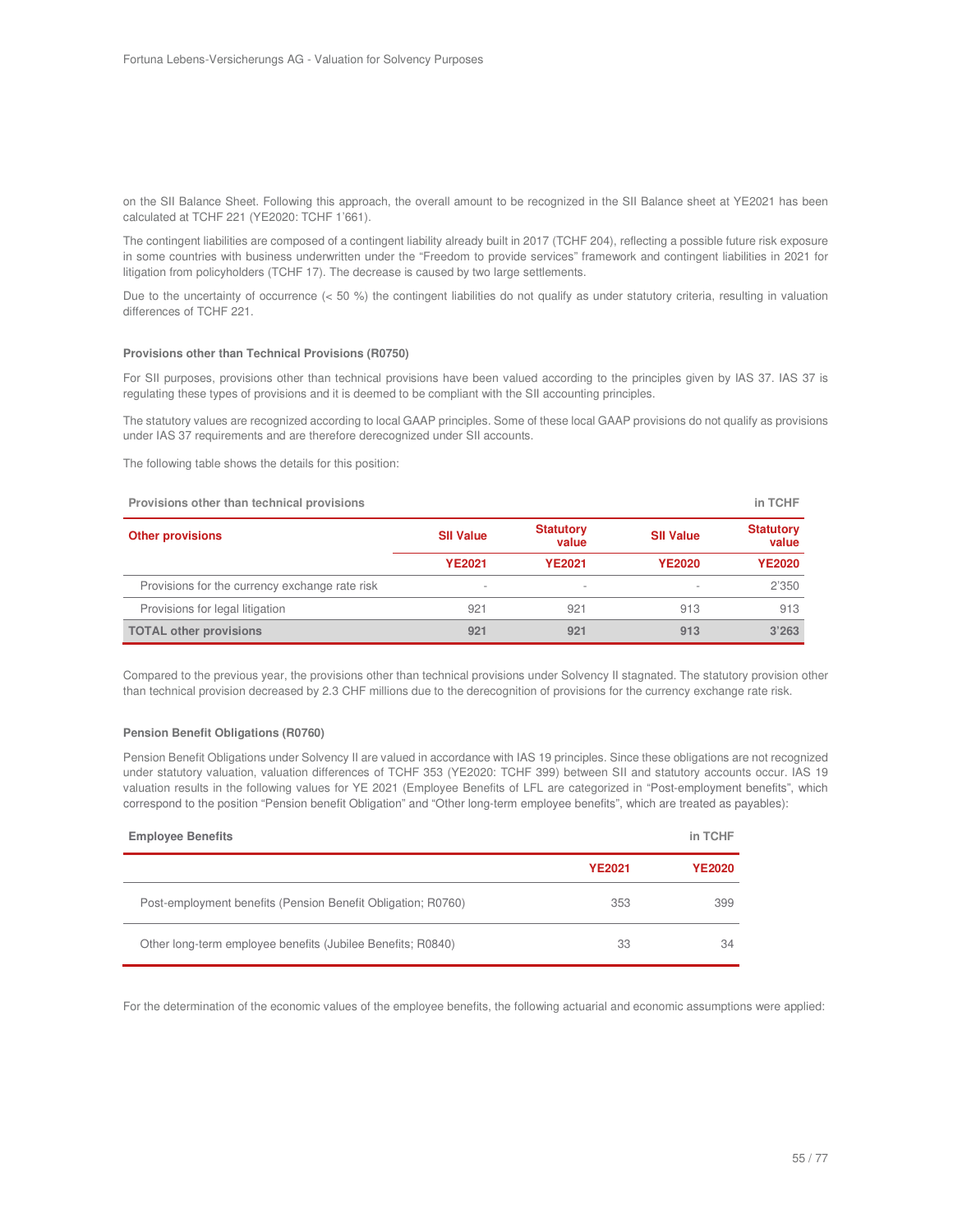on the SII Balance Sheet. Following this approach, the overall amount to be recognized in the SII Balance sheet at YE2021 has been calculated at TCHF 221 (YE2020: TCHF 1'661).

The contingent liabilities are composed of a contingent liability already built in 2017 (TCHF 204), reflecting a possible future risk exposure in some countries with business underwritten under the "Freedom to provide services" framework and contingent liabilities in 2021 for litigation from policyholders (TCHF 17). The decrease is caused by two large settlements.

Due to the uncertainty of occurrence (< 50 %) the contingent liabilities do not qualify as under statutory criteria, resulting in valuation differences of TCHF 221.

#### Provisions other than Technical Provisions (R0750)

For SII purposes, provisions other than technical provisions have been valued according to the principles given by IAS 37. IAS 37 is regulating these types of provisions and it is deemed to be compliant with the SII accounting principles.

The statutory values are recognized according to local GAAP principles. Some of these local GAAP provisions do not qualify as provisions under IAS 37 requirements and are therefore derecognized under SII accounts.

The following table shows the details for this position:

**Provisions other than technical provisions** — in TCHF

| Other provisions | SII Value | Statutory value | SII Value | Statutory value |
|---|---|---|---|---|
| | YE2021 | YE2021 | YE2020 | YE2020 |
| Provisions for the currency exchange rate risk | - | - | - | 2'350 |
| Provisions for legal litigation | 921 | 921 | 913 | 913 |
| **TOTAL other provisions** | **921** | **921** | **913** | **3'263** |

Compared to the previous year, the provisions other than technical provisions under Solvency II stagnated. The statutory provision other than technical provision decreased by 2.3 CHF millions due to the derecognition of provisions for the currency exchange rate risk.

#### Pension Benefit Obligations (R0760)

Pension Benefit Obligations under Solvency II are valued in accordance with IAS 19 principles. Since these obligations are not recognized under statutory valuation, valuation differences of TCHF 353 (YE2020: TCHF 399) between SII and statutory accounts occur. IAS 19 valuation results in the following values for YE 2021 (Employee Benefits of LFL are categorized in "Post-employment benefits", which correspond to the position "Pension benefit Obligation" and "Other long-term employee benefits", which are treated as payables):

**Employee Benefits** — in TCHF

| | YE2021 | YE2020 |
|---|---|---|
| Post-employment benefits (Pension Benefit Obligation; R0760) | 353 | 399 |
| Other long-term employee benefits (Jubilee Benefits; R0840) | 33 | 34 |

For the determination of the economic values of the employee benefits, the following actuarial and economic assumptions were applied: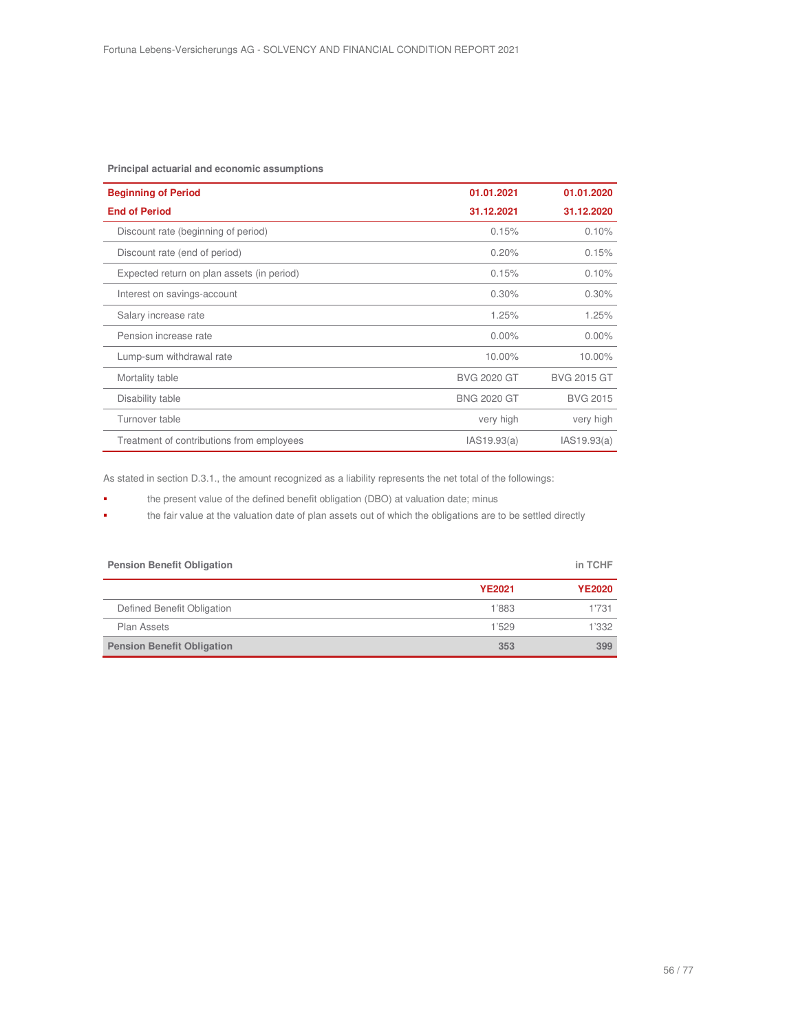**Principal actuarial and economic assumptions**

| **Beginning of Period** | **01.01.2021** | **01.01.2020** |
|---|---|---|
| **End of Period** | **31.12.2021** | **31.12.2020** |
| Discount rate (beginning of period) | 0.15% | 0.10% |
| Discount rate (end of period) | 0.20% | 0.15% |
| Expected return on plan assets (in period) | 0.15% | 0.10% |
| Interest on savings-account | 0.30% | 0.30% |
| Salary increase rate | 1.25% | 1.25% |
| Pension increase rate | 0.00% | 0.00% |
| Lump-sum withdrawal rate | 10.00% | 10.00% |
| Mortality table | BVG 2020 GT | BVG 2015 GT |
| Disability table | BNG 2020 GT | BVG 2015 |
| Turnover table | very high | very high |
| Treatment of contributions from employees | IAS19.93(a) | IAS19.93(a) |

As stated in section D.3.1., the amount recognized as a liability represents the net total of the followings:

- the present value of the defined benefit obligation (DBO) at valuation date; minus
- the fair value at the valuation date of plan assets out of which the obligations are to be settled directly

**Pension Benefit Obligation** in TCHF

| | **YE2021** | **YE2020** |
|---|---|---|
| Defined Benefit Obligation | 1'883 | 1'731 |
| Plan Assets | 1'529 | 1'332 |
| **Pension Benefit Obligation** | **353** | **399** |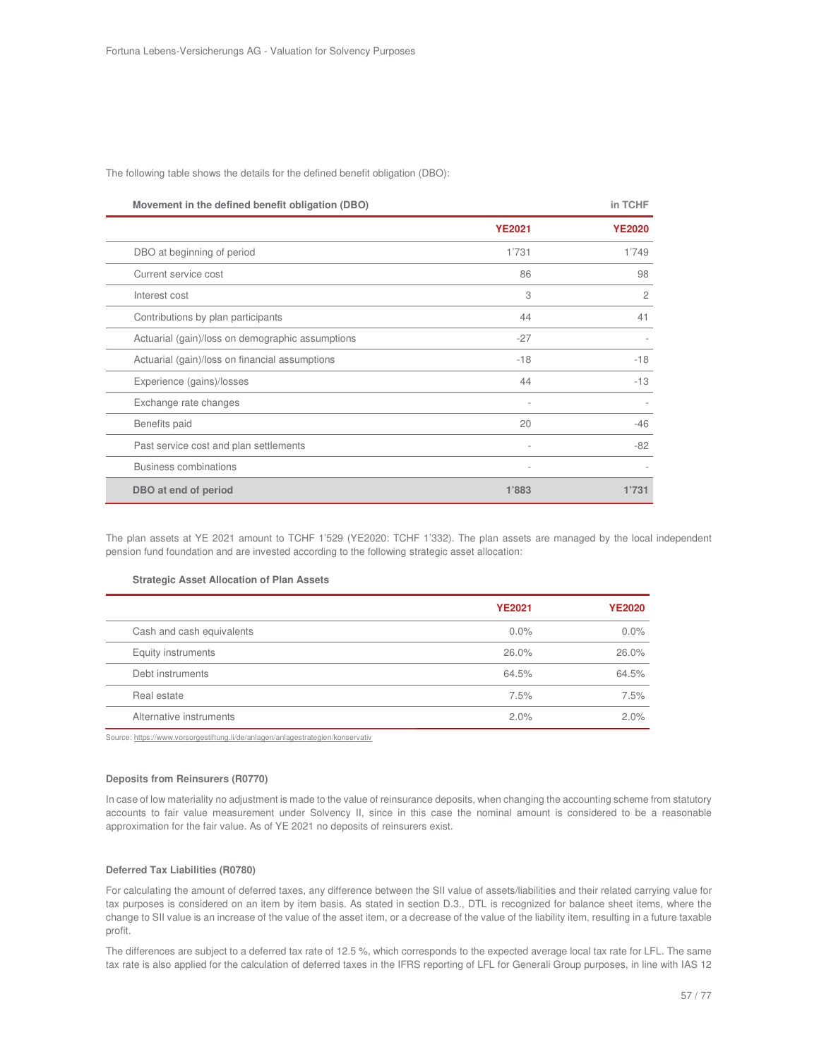The following table shows the details for the defined benefit obligation (DBO):

| Movement in the defined benefit obligation (DBO) | | in TCHF |
|---|---|---|
| | **YE2021** | **YE2020** |
| DBO at beginning of period | 1'731 | 1'749 |
| Current service cost | 86 | 98 |
| Interest cost | 3 | 2 |
| Contributions by plan participants | 44 | 41 |
| Actuarial (gain)/loss on demographic assumptions | -27 | - |
| Actuarial (gain)/loss on financial assumptions | -18 | -18 |
| Experience (gains)/losses | 44 | -13 |
| Exchange rate changes | - | - |
| Benefits paid | 20 | -46 |
| Past service cost and plan settlements | - | -82 |
| Business combinations | - | - |
| **DBO at end of period** | **1'883** | **1'731** |

The plan assets at YE 2021 amount to TCHF 1'529 (YE2020: TCHF 1'332). The plan assets are managed by the local independent pension fund foundation and are invested according to the following strategic asset allocation:

**Strategic Asset Allocation of Plan Assets**

| | **YE2021** | **YE2020** |
|---|---|---|
| Cash and cash equivalents | 0.0% | 0.0% |
| Equity instruments | 26.0% | 26.0% |
| Debt instruments | 64.5% | 64.5% |
| Real estate | 7.5% | 7.5% |
| Alternative instruments | 2.0% | 2.0% |

Source: https://www.vorsorgestiftung.li/de/anlagen/anlagestrategien/konservativ

#### Deposits from Reinsurers (R0770)

In case of low materiality no adjustment is made to the value of reinsurance deposits, when changing the accounting scheme from statutory accounts to fair value measurement under Solvency II, since in this case the nominal amount is considered to be a reasonable approximation for the fair value. As of YE 2021 no deposits of reinsurers exist.

#### Deferred Tax Liabilities (R0780)

For calculating the amount of deferred taxes, any difference between the SII value of assets/liabilities and their related carrying value for tax purposes is considered on an item by item basis. As stated in section D.3., DTL is recognized for balance sheet items, where the change to SII value is an increase of the value of the asset item, or a decrease of the value of the liability item, resulting in a future taxable profit.

The differences are subject to a deferred tax rate of 12.5 %, which corresponds to the expected average local tax rate for LFL. The same tax rate is also applied for the calculation of deferred taxes in the IFRS reporting of LFL for Generali Group purposes, in line with IAS 12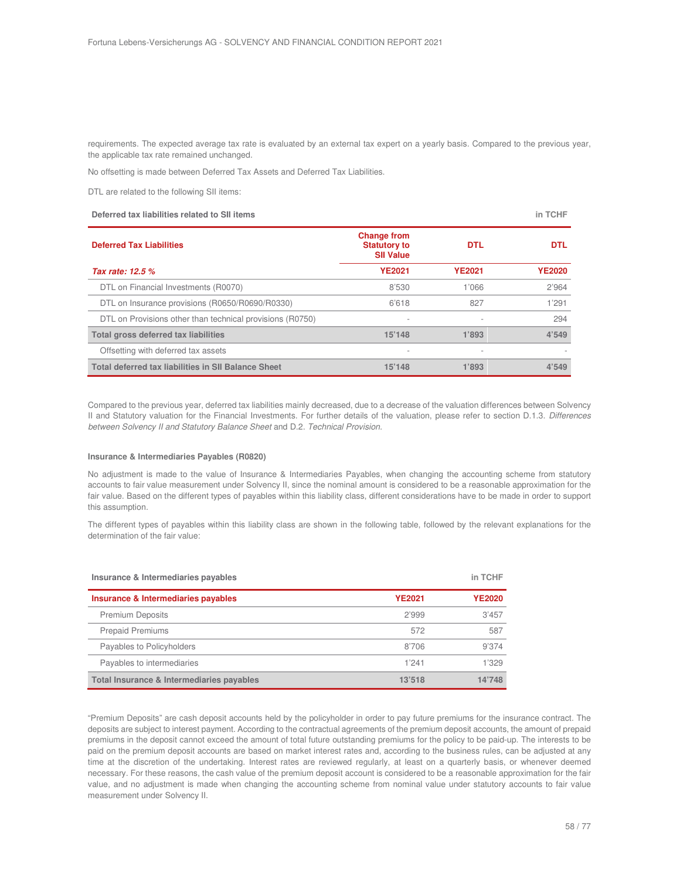requirements. The expected average tax rate is evaluated by an external tax expert on a yearly basis. Compared to the previous year, the applicable tax rate remained unchanged.

No offsetting is made between Deferred Tax Assets and Deferred Tax Liabilities.

DTL are related to the following SII items:

**Deferred tax liabilities related to SII items** — in TCHF

| Deferred Tax Liabilities | Change from Statutory to SII Value | DTL | DTL |
|---|---|---|---|
| *Tax rate: 12.5 %* | YE2021 | YE2021 | YE2020 |
| DTL on Financial Investments (R0070) | 8'530 | 1'066 | 2'964 |
| DTL on Insurance provisions (R0650/R0690/R0330) | 6'618 | 827 | 1'291 |
| DTL on Provisions other than technical provisions (R0750) | - | - | 294 |
| **Total gross deferred tax liabilities** | **15'148** | **1'893** | **4'549** |
| Offsetting with deferred tax assets | - | - | - |
| **Total deferred tax liabilities in SII Balance Sheet** | **15'148** | **1'893** | **4'549** |

Compared to the previous year, deferred tax liabilities mainly decreased, due to a decrease of the valuation differences between Solvency II and Statutory valuation for the Financial Investments. For further details of the valuation, please refer to section D.1.3. *Differences between Solvency II and Statutory Balance Sheet* and D.2. *Technical Provision*.

#### Insurance & Intermediaries Payables (R0820)

No adjustment is made to the value of Insurance & Intermediaries Payables, when changing the accounting scheme from statutory accounts to fair value measurement under Solvency II, since the nominal amount is considered to be a reasonable approximation for the fair value. Based on the different types of payables within this liability class, different considerations have to be made in order to support this assumption.

The different types of payables within this liability class are shown in the following table, followed by the relevant explanations for the determination of the fair value:

**Insurance & Intermediaries payables** — in TCHF

| Insurance & Intermediaries payables | YE2021 | YE2020 |
|---|---|---|
| Premium Deposits | 2'999 | 3'457 |
| Prepaid Premiums | 572 | 587 |
| Payables to Policyholders | 8'706 | 9'374 |
| Payables to intermediaries | 1'241 | 1'329 |
| **Total Insurance & Intermediaries payables** | **13'518** | **14'748** |

"Premium Deposits" are cash deposit accounts held by the policyholder in order to pay future premiums for the insurance contract. The deposits are subject to interest payment. According to the contractual agreements of the premium deposit accounts, the amount of prepaid premiums in the deposit cannot exceed the amount of total future outstanding premiums for the policy to be paid-up. The interests to be paid on the premium deposit accounts are based on market interest rates and, according to the business rules, can be adjusted at any time at the discretion of the undertaking. Interest rates are reviewed regularly, at least on a quarterly basis, or whenever deemed necessary. For these reasons, the cash value of the premium deposit account is considered to be a reasonable approximation for the fair value, and no adjustment is made when changing the accounting scheme from nominal value under statutory accounts to fair value measurement under Solvency II.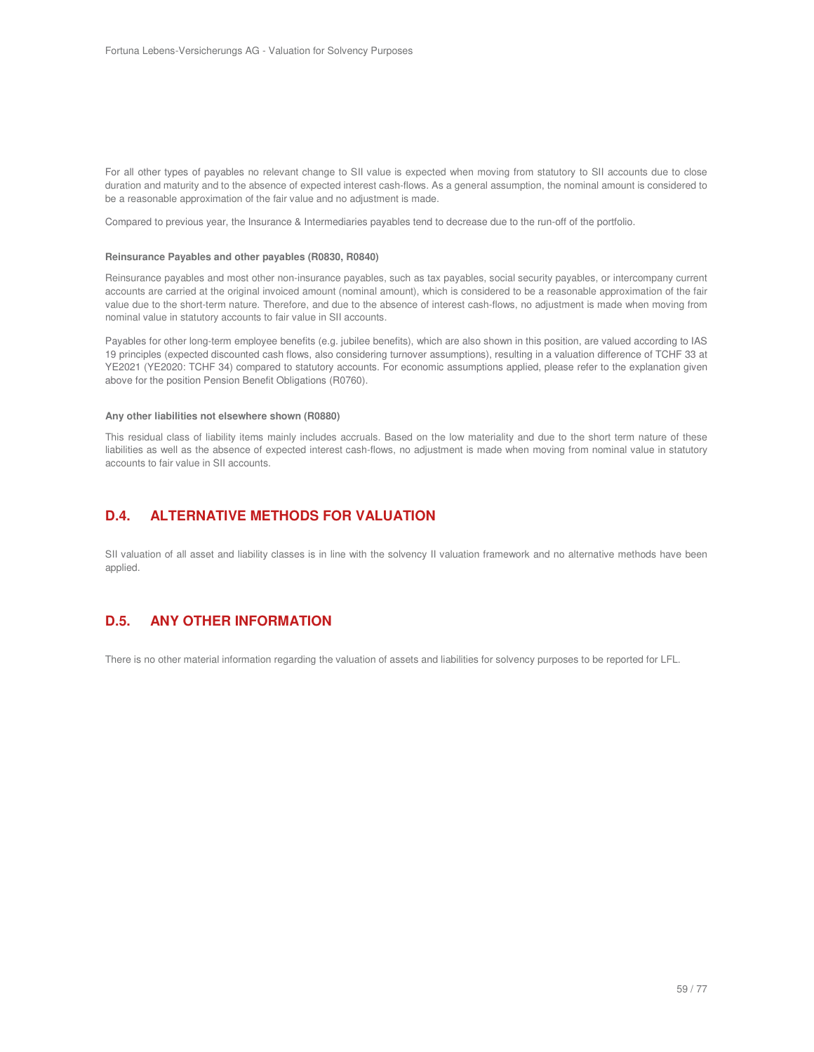For all other types of payables no relevant change to SII value is expected when moving from statutory to SII accounts due to close duration and maturity and to the absence of expected interest cash-flows. As a general assumption, the nominal amount is considered to be a reasonable approximation of the fair value and no adjustment is made.

Compared to previous year, the Insurance & Intermediaries payables tend to decrease due to the run-off of the portfolio.

**Reinsurance Payables and other payables (R0830, R0840)**

Reinsurance payables and most other non-insurance payables, such as tax payables, social security payables, or intercompany current accounts are carried at the original invoiced amount (nominal amount), which is considered to be a reasonable approximation of the fair value due to the short-term nature. Therefore, and due to the absence of interest cash-flows, no adjustment is made when moving from nominal value in statutory accounts to fair value in SII accounts.

Payables for other long-term employee benefits (e.g. jubilee benefits), which are also shown in this position, are valued according to IAS 19 principles (expected discounted cash flows, also considering turnover assumptions), resulting in a valuation difference of TCHF 33 at YE2021 (YE2020: TCHF 34) compared to statutory accounts. For economic assumptions applied, please refer to the explanation given above for the position Pension Benefit Obligations (R0760).

**Any other liabilities not elsewhere shown (R0880)**

This residual class of liability items mainly includes accruals. Based on the low materiality and due to the short term nature of these liabilities as well as the absence of expected interest cash-flows, no adjustment is made when moving from nominal value in statutory accounts to fair value in SII accounts.

## D.4. ALTERNATIVE METHODS FOR VALUATION

SII valuation of all asset and liability classes is in line with the solvency II valuation framework and no alternative methods have been applied.

## D.5. ANY OTHER INFORMATION

There is no other material information regarding the valuation of assets and liabilities for solvency purposes to be reported for LFL.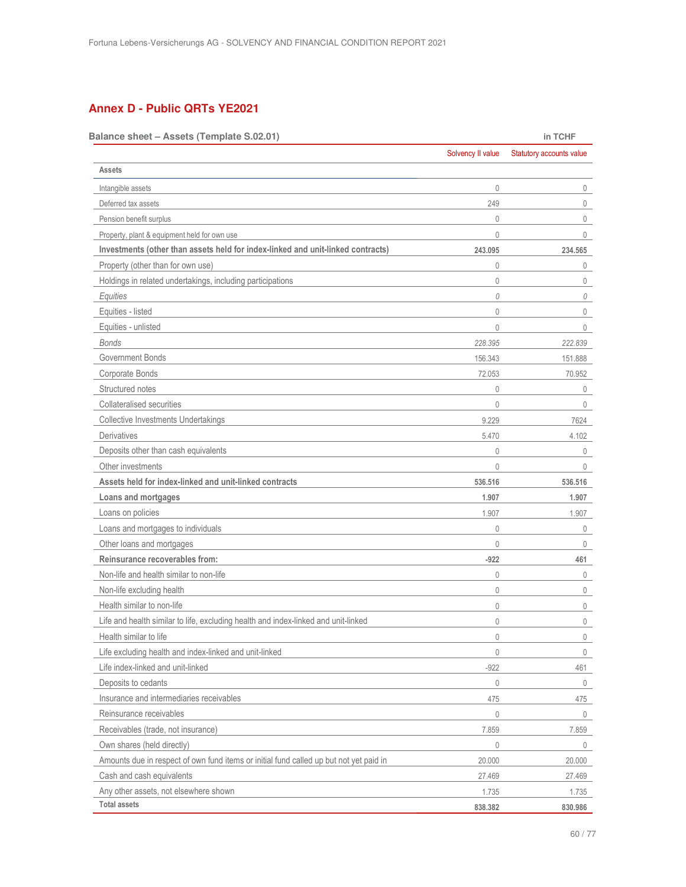## Annex D - Public QRTs YE2021

**Balance sheet – Assets (Template S.02.01)** in TCHF

| | Solvency II value | Statutory accounts value |
|---|---|---|
| **Assets** | | |
| Intangible assets | 0 | 0 |
| Deferred tax assets | 249 | 0 |
| Pension benefit surplus | 0 | 0 |
| Property, plant & equipment held for own use | 0 | 0 |
| **Investments (other than assets held for index-linked and unit-linked contracts)** | **243.095** | **234.565** |
| Property (other than for own use) | 0 | 0 |
| Holdings in related undertakings, including participations | 0 | 0 |
| *Equities* | *0* | *0* |
| Equities - listed | 0 | 0 |
| Equities - unlisted | 0 | 0 |
| *Bonds* | *228.395* | *222.839* |
| Government Bonds | 156.343 | 151.888 |
| Corporate Bonds | 72.053 | 70.952 |
| Structured notes | 0 | 0 |
| Collateralised securities | 0 | 0 |
| Collective Investments Undertakings | 9.229 | 7624 |
| Derivatives | 5.470 | 4.102 |
| Deposits other than cash equivalents | 0 | 0 |
| Other investments | 0 | 0 |
| **Assets held for index-linked and unit-linked contracts** | **536.516** | **536.516** |
| **Loans and mortgages** | **1.907** | **1.907** |
| Loans on policies | 1.907 | 1.907 |
| Loans and mortgages to individuals | 0 | 0 |
| Other loans and mortgages | 0 | 0 |
| **Reinsurance recoverables from:** | **-922** | **461** |
| Non-life and health similar to non-life | 0 | 0 |
| Non-life excluding health | 0 | 0 |
| Health similar to non-life | 0 | 0 |
| Life and health similar to life, excluding health and index-linked and unit-linked | 0 | 0 |
| Health similar to life | 0 | 0 |
| Life excluding health and index-linked and unit-linked | 0 | 0 |
| Life index-linked and unit-linked | -922 | 461 |
| Deposits to cedants | 0 | 0 |
| Insurance and intermediaries receivables | 475 | 475 |
| Reinsurance receivables | 0 | 0 |
| Receivables (trade, not insurance) | 7.859 | 7.859 |
| Own shares (held directly) | 0 | 0 |
| Amounts due in respect of own fund items or initial fund called up but not yet paid in | 20.000 | 20.000 |
| Cash and cash equivalents | 27.469 | 27.469 |
| Any other assets, not elsewhere shown | 1.735 | 1.735 |
| **Total assets** | **838.382** | **830.986** |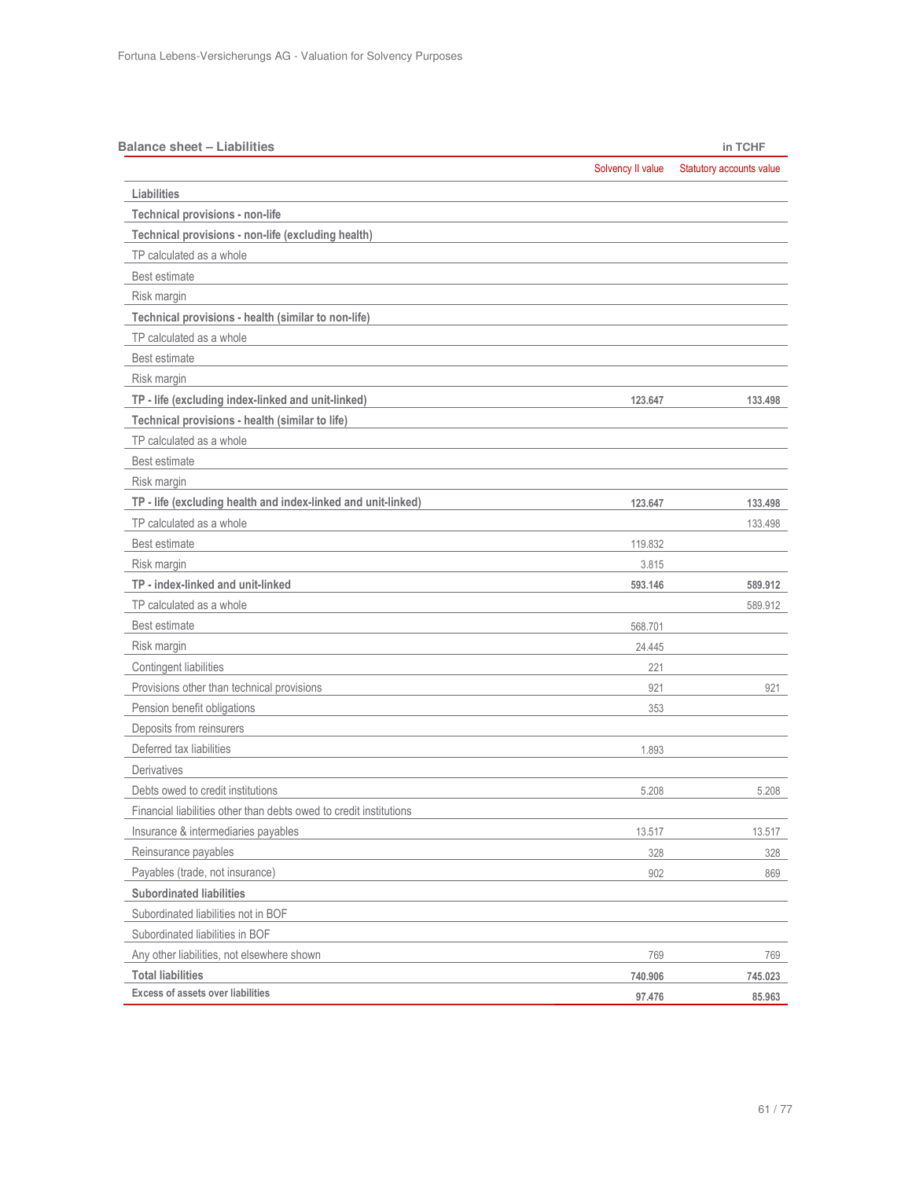**Balance sheet – Liabilities** in TCHF

| | Solvency II value | Statutory accounts value |
|---|---|---|
| **Liabilities** | | |
| **Technical provisions - non-life** | | |
| **Technical provisions - non-life (excluding health)** | | |
| TP calculated as a whole | | |
| Best estimate | | |
| Risk margin | | |
| **Technical provisions - health (similar to non-life)** | | |
| TP calculated as a whole | | |
| Best estimate | | |
| Risk margin | | |
| **TP - life (excluding index-linked and unit-linked)** | **123.647** | **133.498** |
| **Technical provisions - health (similar to life)** | | |
| TP calculated as a whole | | |
| Best estimate | | |
| Risk margin | | |
| **TP - life (excluding health and index-linked and unit-linked)** | **123.647** | **133.498** |
| TP calculated as a whole | | 133.498 |
| Best estimate | 119.832 | |
| Risk margin | 3.815 | |
| **TP - index-linked and unit-linked** | **593.146** | **589.912** |
| TP calculated as a whole | | 589.912 |
| Best estimate | 568.701 | |
| Risk margin | 24.445 | |
| Contingent liabilities | 221 | |
| Provisions other than technical provisions | 921 | 921 |
| Pension benefit obligations | 353 | |
| Deposits from reinsurers | | |
| Deferred tax liabilities | 1.893 | |
| Derivatives | | |
| Debts owed to credit institutions | 5.208 | 5.208 |
| Financial liabilities other than debts owed to credit institutions | | |
| Insurance & intermediaries payables | 13.517 | 13.517 |
| Reinsurance payables | 328 | 328 |
| Payables (trade, not insurance) | 902 | 869 |
| **Subordinated liabilities** | | |
| Subordinated liabilities not in BOF | | |
| Subordinated liabilities in BOF | | |
| Any other liabilities, not elsewhere shown | 769 | 769 |
| **Total liabilities** | **740.906** | **745.023** |
| **Excess of assets over liabilities** | **97.476** | **85.963** |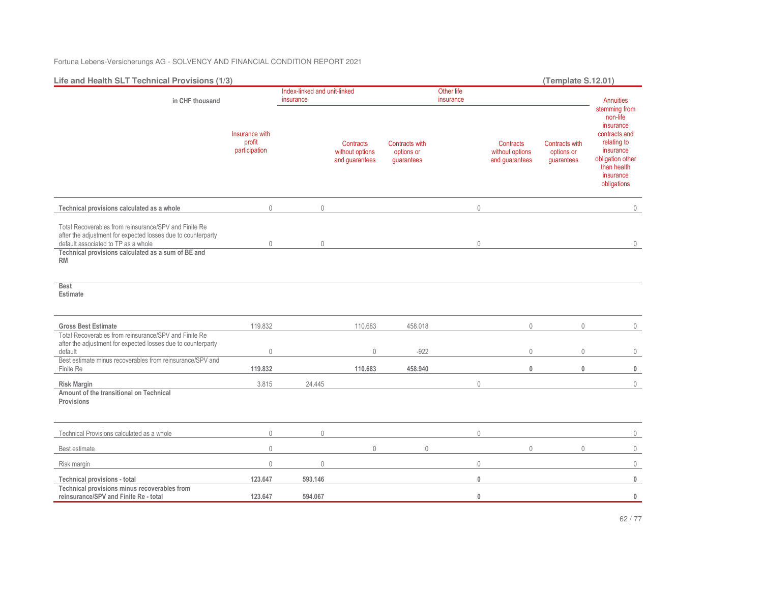Fortuna Lebens-Versicherungs AG - SOLVENCY AND FINANCIAL CONDITION REPORT 2021

## Life and Health SLT Technical Provisions (1/3)

**(Template S.12.01)**

| in CHF thousand | Insurance with profit participation | Index-linked and unit-linked insurance | | | Other life insurance | | | Annuities stemming from non-life insurance contracts and relating to insurance obligation other than health insurance obligations |
|---|---|---|---|---|---|---|---|---|
| | | | Contracts without options and guarantees | Contracts with options or guarantees | | Contracts without options and guarantees | Contracts with options or guarantees | |
| **Technical provisions calculated as a whole** | 0 | 0 | | | 0 | | | 0 |
| Total Recoverables from reinsurance/SPV and Finite Re after the adjustment for expected losses due to counterparty default associated to TP as a whole | 0 | 0 | | | 0 | | | 0 |
| **Technical provisions calculated as a sum of BE and RM** | | | | | | | | |
| **Best Estimate** | | | | | | | | |
| **Gross Best Estimate** | 119.832 | | 110.683 | 458.018 | | 0 | 0 | 0 |
| Total Recoverables from reinsurance/SPV and Finite Re after the adjustment for expected losses due to counterparty default | 0 | | 0 | -922 | | 0 | 0 | 0 |
| Best estimate minus recoverables from reinsurance/SPV and Finite Re | **119.832** | | **110.683** | **458.940** | | **0** | **0** | **0** |
| **Risk Margin** | 3.815 | 24.445 | | | 0 | | | 0 |
| **Amount of the transitional on Technical Provisions** | | | | | | | | |
| Technical Provisions calculated as a whole | 0 | 0 | | | 0 | | | 0 |
| Best estimate | 0 | | 0 | 0 | | 0 | 0 | 0 |
| Risk margin | 0 | 0 | | | 0 | | | 0 |
| **Technical provisions - total** | **123.647** | **593.146** | | | **0** | | | **0** |
| **Technical provisions minus recoverables from reinsurance/SPV and Finite Re - total** | **123.647** | **594.067** | | | **0** | | | **0** |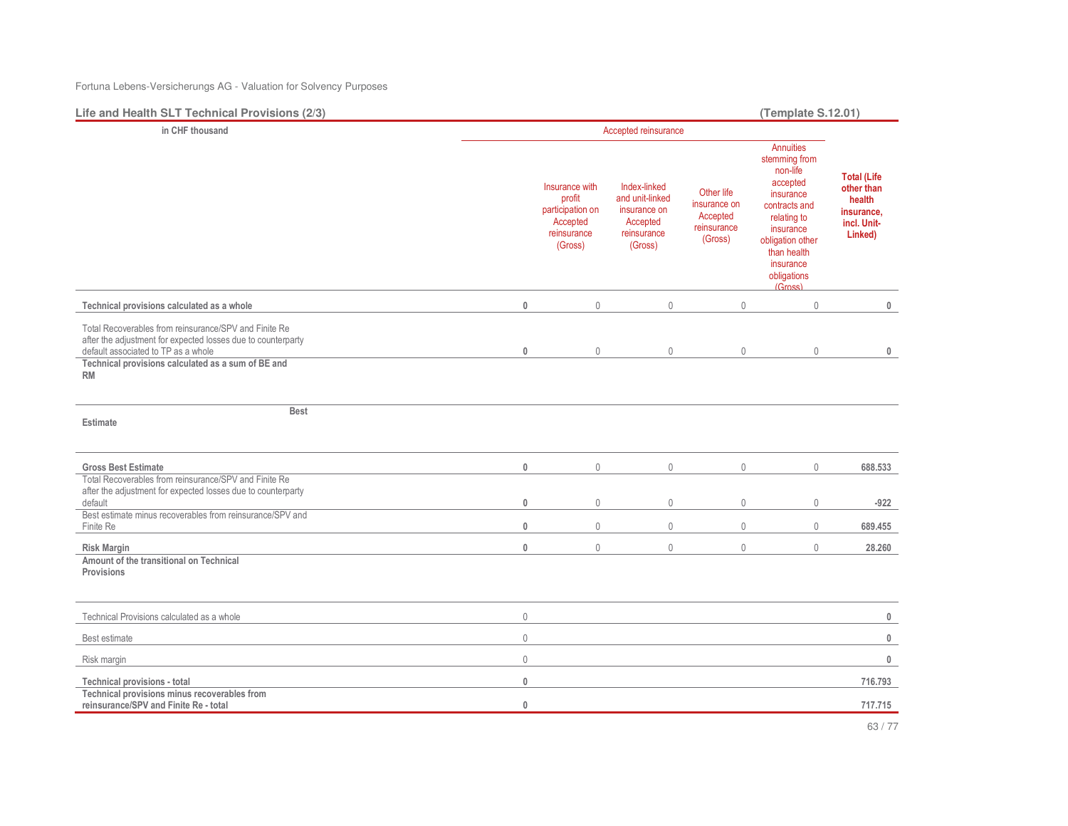## Life and Health SLT Technical Provisions (2/3)

**(Template S.12.01)**

| in CHF thousand | | Accepted reinsurance | | | | |
|---|---|---|---|---|---|---|
| | | Insurance with profit participation on Accepted reinsurance (Gross) | Index-linked and unit-linked insurance on Accepted reinsurance (Gross) | Other life insurance on Accepted reinsurance (Gross) | Annuities stemming from non-life accepted insurance contracts and relating to insurance obligation other than health insurance obligations (Gross) | **Total (Life other than health insurance, incl. Unit-Linked)** |
| **Technical provisions calculated as a whole** | **0** | 0 | 0 | 0 | 0 | **0** |
| Total Recoverables from reinsurance/SPV and Finite Re after the adjustment for expected losses due to counterparty default associated to TP as a whole | **0** | 0 | 0 | 0 | 0 | **0** |
| **Technical provisions calculated as a sum of BE and RM** | | | | | | |
| **Best Estimate** | | | | | | |
| **Gross Best Estimate** | **0** | 0 | 0 | 0 | 0 | **688.533** |
| Total Recoverables from reinsurance/SPV and Finite Re after the adjustment for expected losses due to counterparty default | **0** | 0 | 0 | 0 | 0 | **-922** |
| Best estimate minus recoverables from reinsurance/SPV and Finite Re | **0** | 0 | 0 | 0 | 0 | **689.455** |
| **Risk Margin** | **0** | 0 | 0 | 0 | 0 | **28.260** |
| **Amount of the transitional on Technical Provisions** | | | | | | |
| Technical Provisions calculated as a whole | 0 | | | | | **0** |
| Best estimate | 0 | | | | | **0** |
| Risk margin | 0 | | | | | **0** |
| **Technical provisions - total** | **0** | | | | | **716.793** |
| **Technical provisions minus recoverables from reinsurance/SPV and Finite Re - total** | **0** | | | | | **717.715** |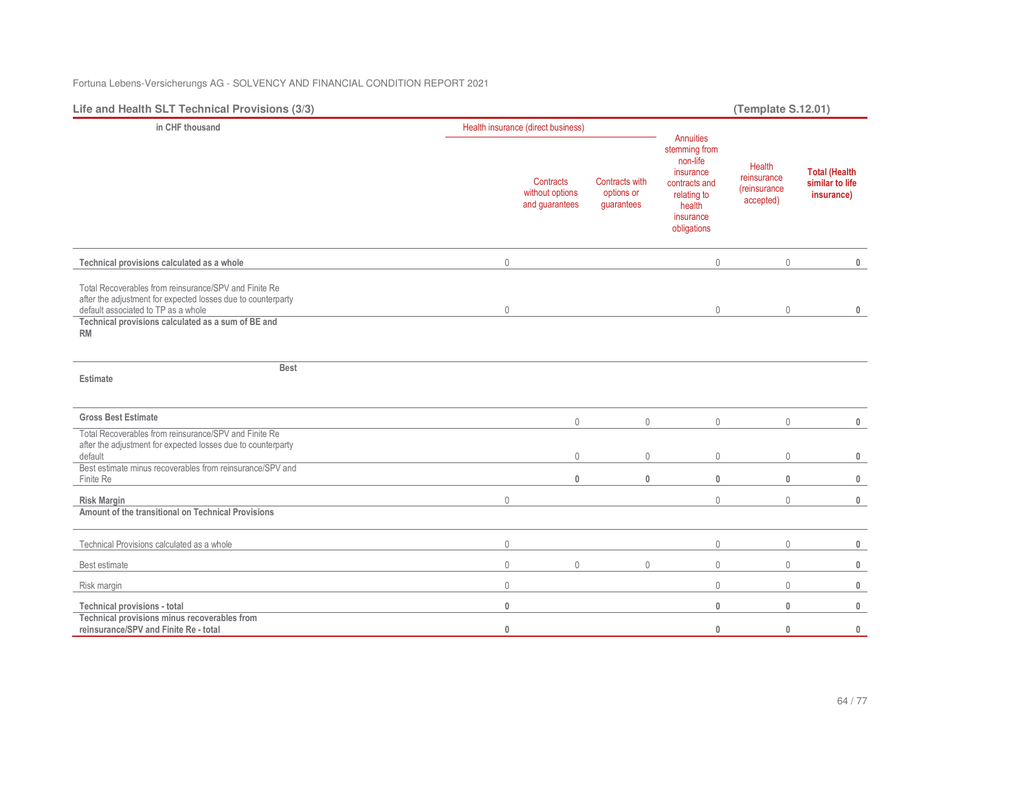## Life and Health SLT Technical Provisions (3/3)

**(Template S.12.01)**

| in CHF thousand | Health insurance (direct business) | | | Annuities stemming from non-life insurance contracts and relating to health insurance obligations | Health reinsurance (reinsurance accepted) | Total (Health similar to life insurance) |
|---|---|---|---|---|---|---|
| | | Contracts without options and guarantees | Contracts with options or guarantees | | | |
| **Technical provisions calculated as a whole** | 0 | | | 0 | 0 | **0** |
| Total Recoverables from reinsurance/SPV and Finite Re after the adjustment for expected losses due to counterparty default associated to TP as a whole | 0 | | | 0 | 0 | **0** |
| **Technical provisions calculated as a sum of BE and RM** | | | | | | |
| **Best Estimate** | | | | | | |
| **Gross Best Estimate** | | 0 | 0 | 0 | 0 | **0** |
| Total Recoverables from reinsurance/SPV and Finite Re after the adjustment for expected losses due to counterparty default | | 0 | 0 | 0 | 0 | **0** |
| Best estimate minus recoverables from reinsurance/SPV and Finite Re | | **0** | **0** | **0** | **0** | **0** |
| **Risk Margin** | 0 | | | 0 | 0 | **0** |
| **Amount of the transitional on Technical Provisions** | | | | | | |
| Technical Provisions calculated as a whole | 0 | | | 0 | 0 | **0** |
| Best estimate | 0 | 0 | 0 | 0 | 0 | **0** |
| Risk margin | 0 | | | 0 | 0 | **0** |
| **Technical provisions - total** | **0** | | | **0** | **0** | **0** |
| **Technical provisions minus recoverables from reinsurance/SPV and Finite Re - total** | **0** | | | **0** | **0** | **0** |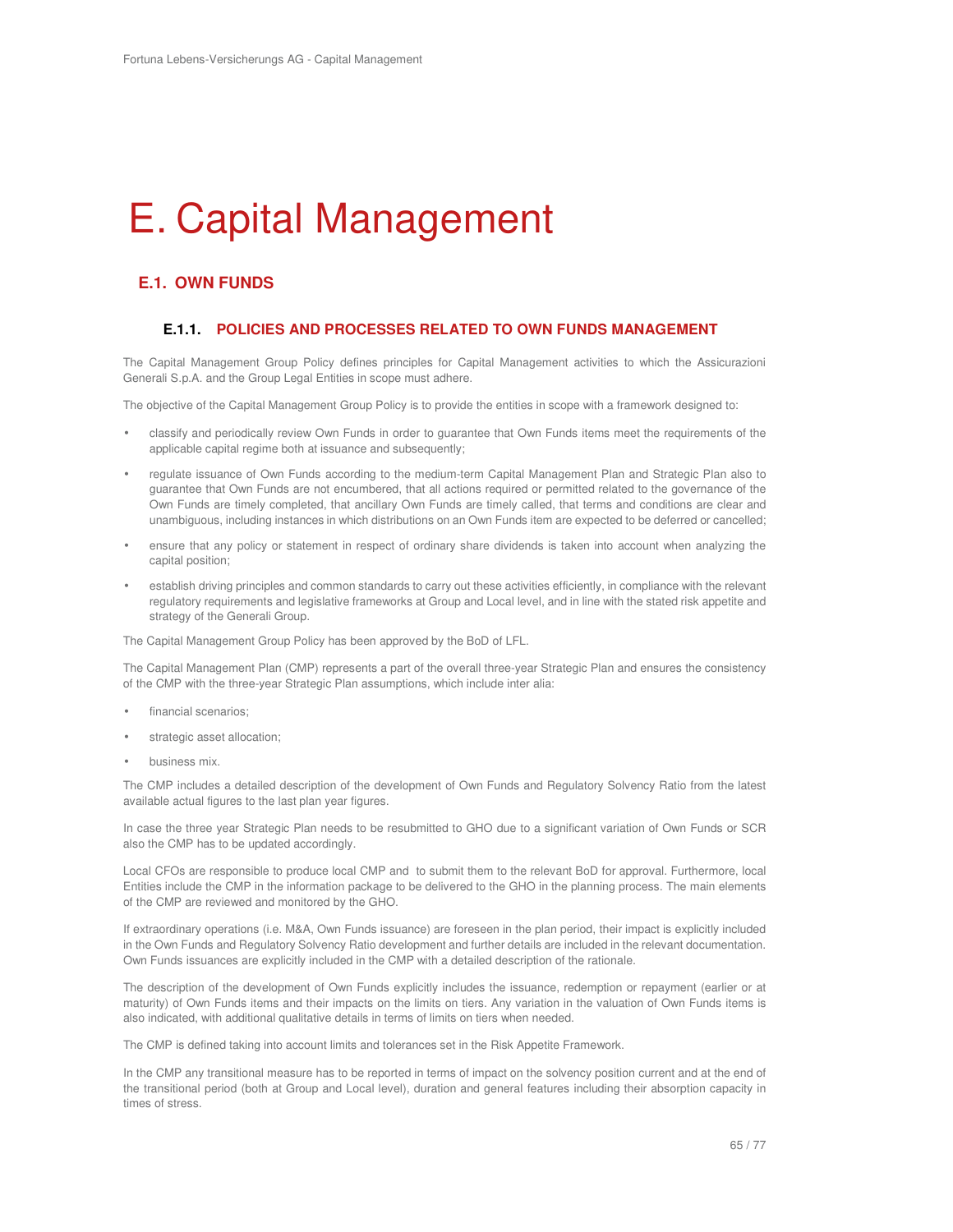# E. Capital Management

## E.1. OWN FUNDS

### E.1.1. POLICIES AND PROCESSES RELATED TO OWN FUNDS MANAGEMENT

The Capital Management Group Policy defines principles for Capital Management activities to which the Assicurazioni Generali S.p.A. and the Group Legal Entities in scope must adhere.

The objective of the Capital Management Group Policy is to provide the entities in scope with a framework designed to:

- classify and periodically review Own Funds in order to guarantee that Own Funds items meet the requirements of the applicable capital regime both at issuance and subsequently;
- regulate issuance of Own Funds according to the medium-term Capital Management Plan and Strategic Plan also to guarantee that Own Funds are not encumbered, that all actions required or permitted related to the governance of the Own Funds are timely completed, that ancillary Own Funds are timely called, that terms and conditions are clear and unambiguous, including instances in which distributions on an Own Funds item are expected to be deferred or cancelled;
- ensure that any policy or statement in respect of ordinary share dividends is taken into account when analyzing the capital position;
- establish driving principles and common standards to carry out these activities efficiently, in compliance with the relevant regulatory requirements and legislative frameworks at Group and Local level, and in line with the stated risk appetite and strategy of the Generali Group.

The Capital Management Group Policy has been approved by the BoD of LFL.

The Capital Management Plan (CMP) represents a part of the overall three-year Strategic Plan and ensures the consistency of the CMP with the three-year Strategic Plan assumptions, which include inter alia:

- financial scenarios;
- strategic asset allocation;
- business mix.

The CMP includes a detailed description of the development of Own Funds and Regulatory Solvency Ratio from the latest available actual figures to the last plan year figures.

In case the three year Strategic Plan needs to be resubmitted to GHO due to a significant variation of Own Funds or SCR also the CMP has to be updated accordingly.

Local CFOs are responsible to produce local CMP and to submit them to the relevant BoD for approval. Furthermore, local Entities include the CMP in the information package to be delivered to the GHO in the planning process. The main elements of the CMP are reviewed and monitored by the GHO.

If extraordinary operations (i.e. M&A, Own Funds issuance) are foreseen in the plan period, their impact is explicitly included in the Own Funds and Regulatory Solvency Ratio development and further details are included in the relevant documentation. Own Funds issuances are explicitly included in the CMP with a detailed description of the rationale.

The description of the development of Own Funds explicitly includes the issuance, redemption or repayment (earlier or at maturity) of Own Funds items and their impacts on the limits on tiers. Any variation in the valuation of Own Funds items is also indicated, with additional qualitative details in terms of limits on tiers when needed.

The CMP is defined taking into account limits and tolerances set in the Risk Appetite Framework.

In the CMP any transitional measure has to be reported in terms of impact on the solvency position current and at the end of the transitional period (both at Group and Local level), duration and general features including their absorption capacity in times of stress.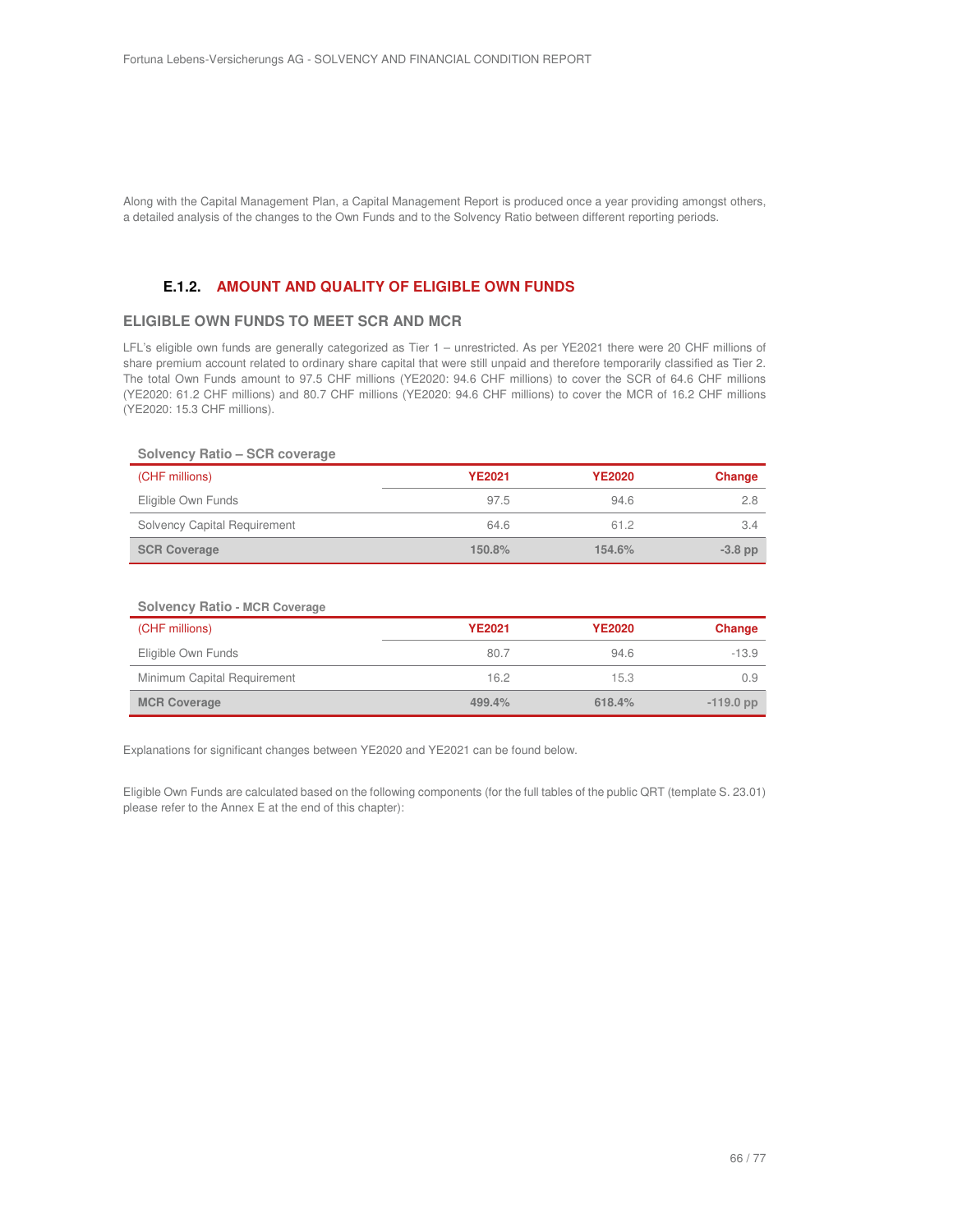Along with the Capital Management Plan, a Capital Management Report is produced once a year providing amongst others, a detailed analysis of the changes to the Own Funds and to the Solvency Ratio between different reporting periods.

### E.1.2. AMOUNT AND QUALITY OF ELIGIBLE OWN FUNDS

#### ELIGIBLE OWN FUNDS TO MEET SCR AND MCR

LFL's eligible own funds are generally categorized as Tier 1 – unrestricted. As per YE2021 there were 20 CHF millions of share premium account related to ordinary share capital that were still unpaid and therefore temporarily classified as Tier 2. The total Own Funds amount to 97.5 CHF millions (YE2020: 94.6 CHF millions) to cover the SCR of 64.6 CHF millions (YE2020: 61.2 CHF millions) and 80.7 CHF millions (YE2020: 94.6 CHF millions) to cover the MCR of 16.2 CHF millions (YE2020: 15.3 CHF millions).

**Solvency Ratio – SCR coverage**

| (CHF millions) | YE2021 | YE2020 | Change |
|---|---|---|---|
| Eligible Own Funds | 97.5 | 94.6 | 2.8 |
| Solvency Capital Requirement | 64.6 | 61.2 | 3.4 |
| **SCR Coverage** | **150.8%** | **154.6%** | **-3.8 pp** |

**Solvency Ratio - MCR Coverage**

| (CHF millions) | YE2021 | YE2020 | Change |
|---|---|---|---|
| Eligible Own Funds | 80.7 | 94.6 | -13.9 |
| Minimum Capital Requirement | 16.2 | 15.3 | 0.9 |
| **MCR Coverage** | **499.4%** | **618.4%** | **-119.0 pp** |

Explanations for significant changes between YE2020 and YE2021 can be found below.

Eligible Own Funds are calculated based on the following components (for the full tables of the public QRT (template S. 23.01) please refer to the Annex E at the end of this chapter):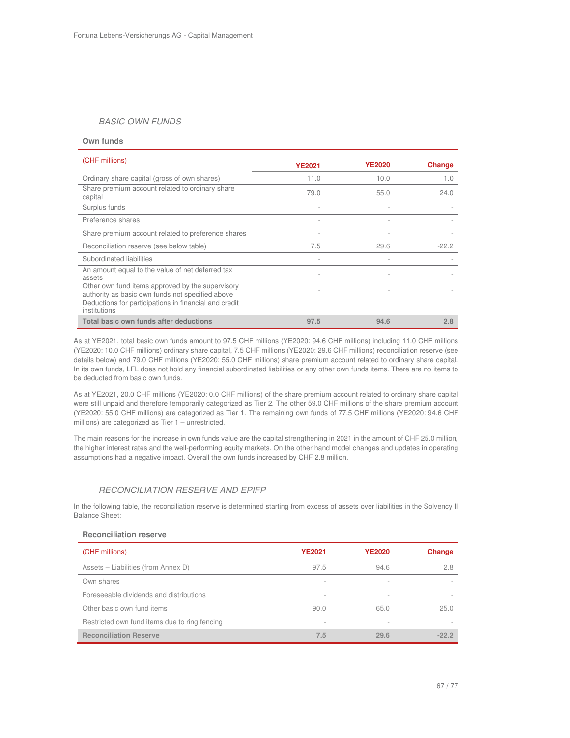### *BASIC OWN FUNDS*

**Own funds**

| (CHF millions) | YE2021 | YE2020 | Change |
|---|---|---|---|
| Ordinary share capital (gross of own shares) | 11.0 | 10.0 | 1.0 |
| Share premium account related to ordinary share capital | 79.0 | 55.0 | 24.0 |
| Surplus funds | - | - | - |
| Preference shares | - | - | - |
| Share premium account related to preference shares | - | - | - |
| Reconciliation reserve (see below table) | 7.5 | 29.6 | -22.2 |
| Subordinated liabilities | - | - | - |
| An amount equal to the value of net deferred tax assets | - | - | - |
| Other own fund items approved by the supervisory authority as basic own funds not specified above | - | - | - |
| Deductions for participations in financial and credit institutions | - | - | - |
| **Total basic own funds after deductions** | **97.5** | **94.6** | **2.8** |

As at YE2021, total basic own funds amount to 97.5 CHF millions (YE2020: 94.6 CHF millions) including 11.0 CHF millions (YE2020: 10.0 CHF millions) ordinary share capital, 7.5 CHF millions (YE2020: 29.6 CHF millions) reconciliation reserve (see details below) and 79.0 CHF millions (YE2020: 55.0 CHF millions) share premium account related to ordinary share capital. In its own funds, LFL does not hold any financial subordinated liabilities or any other own funds items. There are no items to be deducted from basic own funds.

As at YE2021, 20.0 CHF millions (YE2020: 0.0 CHF millions) of the share premium account related to ordinary share capital were still unpaid and therefore temporarily categorized as Tier 2. The other 59.0 CHF millions of the share premium account (YE2020: 55.0 CHF millions) are categorized as Tier 1. The remaining own funds of 77.5 CHF millions (YE2020: 94.6 CHF millions) are categorized as Tier 1 – unrestricted.

The main reasons for the increase in own funds value are the capital strengthening in 2021 in the amount of CHF 25.0 million, the higher interest rates and the well-performing equity markets. On the other hand model changes and updates in operating assumptions had a negative impact. Overall the own funds increased by CHF 2.8 million.

### *RECONCILIATION RESERVE AND EPIFP*

In the following table, the reconciliation reserve is determined starting from excess of assets over liabilities in the Solvency II Balance Sheet:

**Reconciliation reserve**

| (CHF millions) | YE2021 | YE2020 | Change |
|---|---|---|---|
| Assets – Liabilities (from Annex D) | 97.5 | 94.6 | 2.8 |
| Own shares | - | - | - |
| Foreseeable dividends and distributions | - | - | - |
| Other basic own fund items | 90.0 | 65.0 | 25.0 |
| Restricted own fund items due to ring fencing | - | - | - |
| **Reconciliation Reserve** | **7.5** | **29.6** | **-22.2** |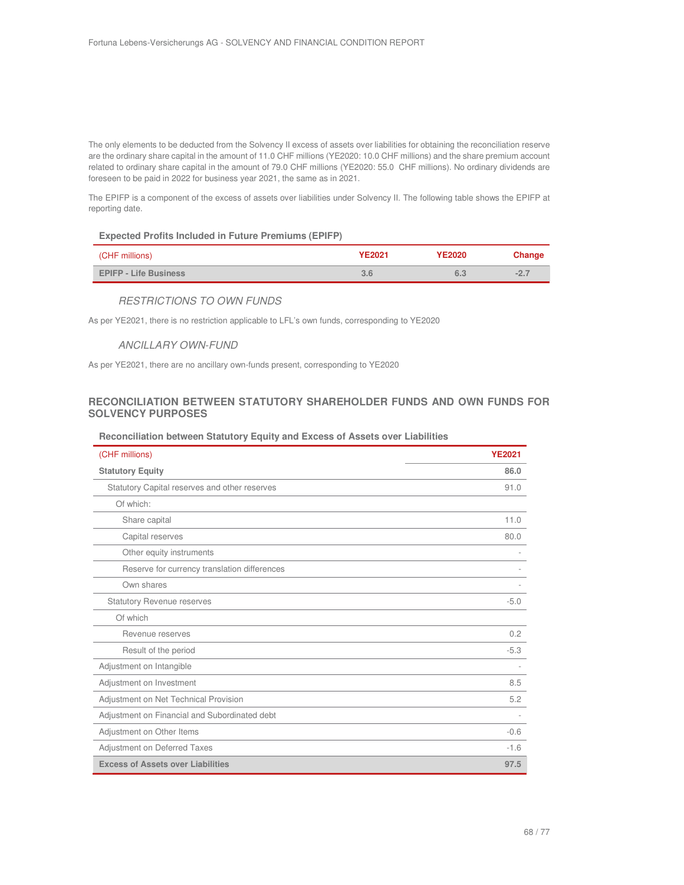The only elements to be deducted from the Solvency II excess of assets over liabilities for obtaining the reconciliation reserve are the ordinary share capital in the amount of 11.0 CHF millions (YE2020: 10.0 CHF millions) and the share premium account related to ordinary share capital in the amount of 79.0 CHF millions (YE2020: 55.0 CHF millions). No ordinary dividends are foreseen to be paid in 2022 for business year 2021, the same as in 2021.

The EPIFP is a component of the excess of assets over liabilities under Solvency II. The following table shows the EPIFP at reporting date.

**Expected Profits Included in Future Premiums (EPIFP)**

| (CHF millions) | YE2021 | YE2020 | Change |
|---|---|---|---|
| **EPIFP - Life Business** | **3.6** | **6.3** | **-2.7** |

### *RESTRICTIONS TO OWN FUNDS*

As per YE2021, there is no restriction applicable to LFL's own funds, corresponding to YE2020

### *ANCILLARY OWN-FUND*

As per YE2021, there are no ancillary own-funds present, corresponding to YE2020

## RECONCILIATION BETWEEN STATUTORY SHAREHOLDER FUNDS AND OWN FUNDS FOR SOLVENCY PURPOSES

**Reconciliation between Statutory Equity and Excess of Assets over Liabilities**

| (CHF millions) | YE2021 |
|---|---|
| **Statutory Equity** | **86.0** |
| Statutory Capital reserves and other reserves | 91.0 |
| Of which: | |
| Share capital | 11.0 |
| Capital reserves | 80.0 |
| Other equity instruments | - |
| Reserve for currency translation differences | - |
| Own shares | - |
| Statutory Revenue reserves | -5.0 |
| Of which | |
| Revenue reserves | 0.2 |
| Result of the period | -5.3 |
| Adjustment on Intangible | - |
| Adjustment on Investment | 8.5 |
| Adjustment on Net Technical Provision | 5.2 |
| Adjustment on Financial and Subordinated debt | - |
| Adjustment on Other Items | -0.6 |
| Adjustment on Deferred Taxes | -1.6 |
| **Excess of Assets over Liabilities** | **97.5** |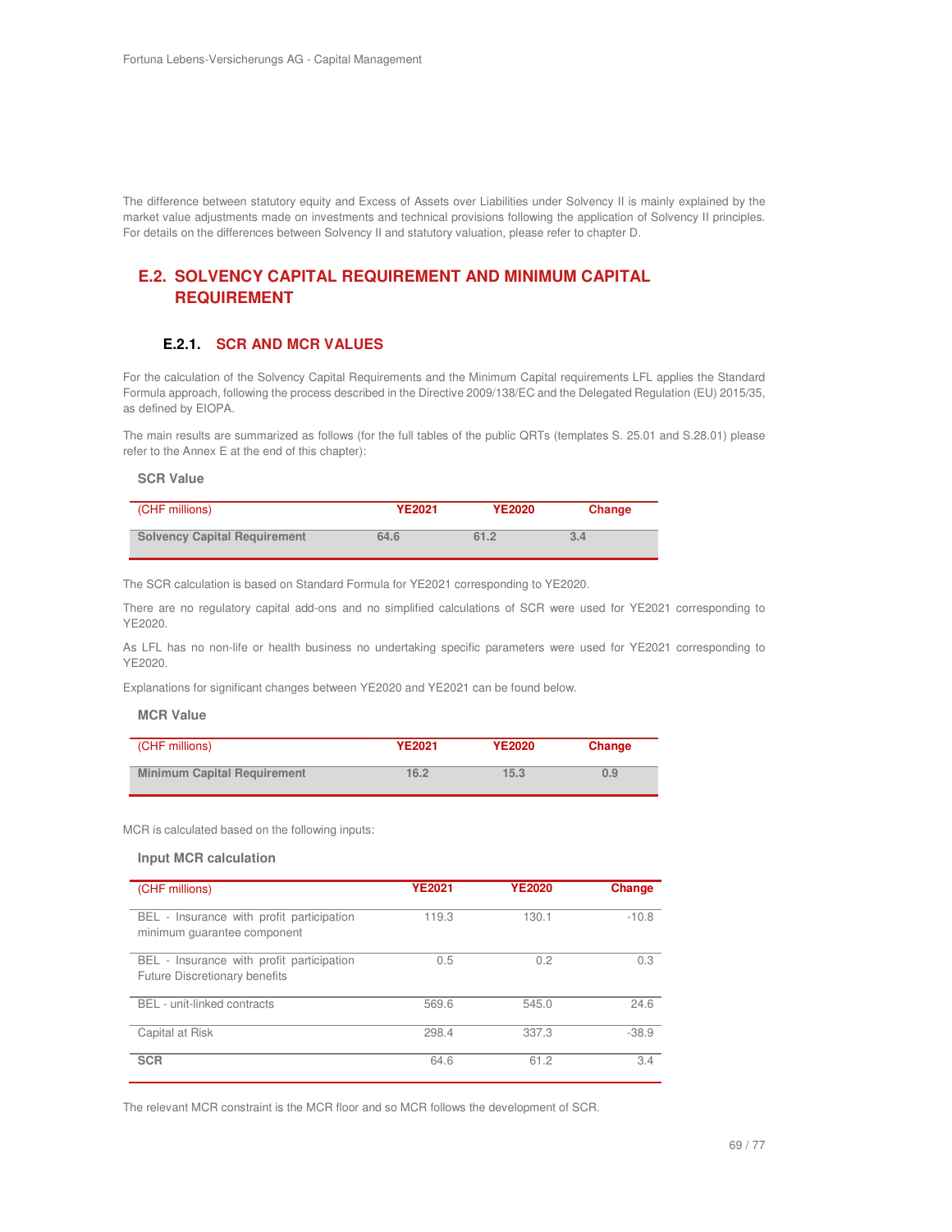The difference between statutory equity and Excess of Assets over Liabilities under Solvency II is mainly explained by the market value adjustments made on investments and technical provisions following the application of Solvency II principles. For details on the differences between Solvency II and statutory valuation, please refer to chapter D.

## E.2. SOLVENCY CAPITAL REQUIREMENT AND MINIMUM CAPITAL REQUIREMENT

### E.2.1. SCR AND MCR VALUES

For the calculation of the Solvency Capital Requirements and the Minimum Capital requirements LFL applies the Standard Formula approach, following the process described in the Directive 2009/138/EC and the Delegated Regulation (EU) 2015/35, as defined by EIOPA.

The main results are summarized as follows (for the full tables of the public QRTs (templates S. 25.01 and S.28.01) please refer to the Annex E at the end of this chapter):

**SCR Value**

| (CHF millions) | YE2021 | YE2020 | Change |
|---|---|---|---|
| **Solvency Capital Requirement** | 64.6 | 61.2 | 3.4 |

The SCR calculation is based on Standard Formula for YE2021 corresponding to YE2020.

There are no regulatory capital add-ons and no simplified calculations of SCR were used for YE2021 corresponding to YE2020.

As LFL has no non-life or health business no undertaking specific parameters were used for YE2021 corresponding to YE2020.

Explanations for significant changes between YE2020 and YE2021 can be found below.

**MCR Value**

| (CHF millions) | YE2021 | YE2020 | Change |
|---|---|---|---|
| **Minimum Capital Requirement** | 16.2 | 15.3 | 0.9 |

MCR is calculated based on the following inputs:

**Input MCR calculation**

| (CHF millions) | YE2021 | YE2020 | Change |
|---|---|---|---|
| BEL - Insurance with profit participation minimum guarantee component | 119.3 | 130.1 | -10.8 |
| BEL - Insurance with profit participation Future Discretionary benefits | 0.5 | 0.2 | 0.3 |
| BEL - unit-linked contracts | 569.6 | 545.0 | 24.6 |
| Capital at Risk | 298.4 | 337.3 | -38.9 |
| **SCR** | 64.6 | 61.2 | 3.4 |

The relevant MCR constraint is the MCR floor and so MCR follows the development of SCR.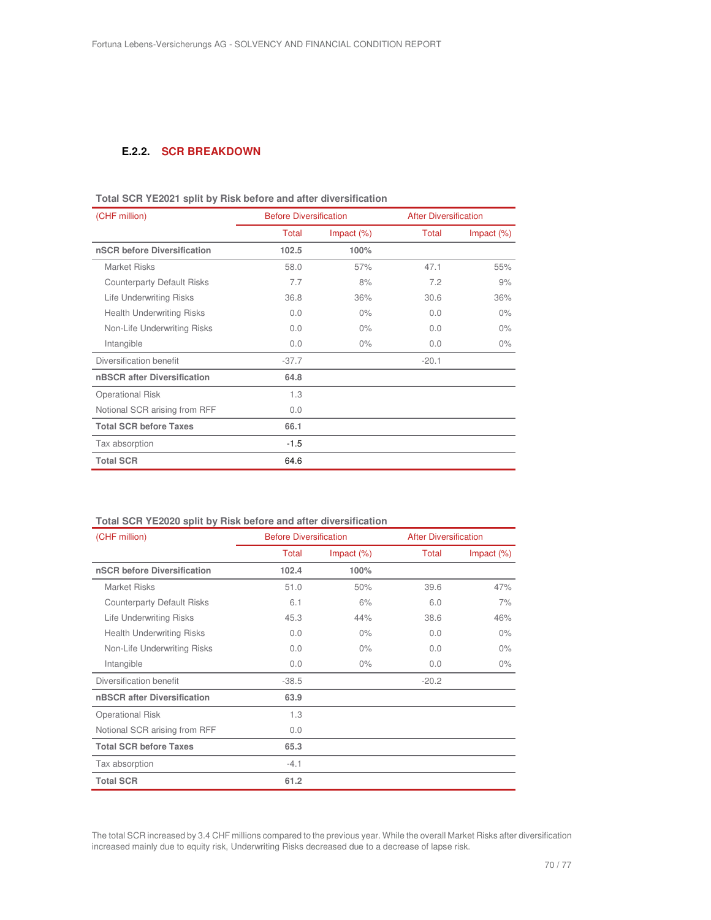### E.2.2. SCR BREAKDOWN

**Total SCR YE2021 split by Risk before and after diversification**

| (CHF million) | Before Diversification | | After Diversification | |
|---|---|---|---|---|
| | Total | Impact (%) | Total | Impact (%) |
| **nSCR before Diversification** | **102.5** | **100%** | | |
| Market Risks | 58.0 | 57% | 47.1 | 55% |
| Counterparty Default Risks | 7.7 | 8% | 7.2 | 9% |
| Life Underwriting Risks | 36.8 | 36% | 30.6 | 36% |
| Health Underwriting Risks | 0.0 | 0% | 0.0 | 0% |
| Non-Life Underwriting Risks | 0.0 | 0% | 0.0 | 0% |
| Intangible | 0.0 | 0% | 0.0 | 0% |
| Diversification benefit | -37.7 | | -20.1 | |
| **nBSCR after Diversification** | **64.8** | | | |
| Operational Risk | 1.3 | | | |
| Notional SCR arising from RFF | 0.0 | | | |
| **Total SCR before Taxes** | **66.1** | | | |
| Tax absorption | -1.5 | | | |
| **Total SCR** | 64.6 | | | |

**Total SCR YE2020 split by Risk before and after diversification**

| (CHF million) | Before Diversification | | After Diversification | |
|---|---|---|---|---|
| | Total | Impact (%) | Total | Impact (%) |
| **nSCR before Diversification** | **102.4** | **100%** | | |
| Market Risks | 51.0 | 50% | 39.6 | 47% |
| Counterparty Default Risks | 6.1 | 6% | 6.0 | 7% |
| Life Underwriting Risks | 45.3 | 44% | 38.6 | 46% |
| Health Underwriting Risks | 0.0 | 0% | 0.0 | 0% |
| Non-Life Underwriting Risks | 0.0 | 0% | 0.0 | 0% |
| Intangible | 0.0 | 0% | 0.0 | 0% |
| Diversification benefit | -38.5 | | -20.2 | |
| **nBSCR after Diversification** | **63.9** | | | |
| Operational Risk | 1.3 | | | |
| Notional SCR arising from RFF | 0.0 | | | |
| **Total SCR before Taxes** | **65.3** | | | |
| Tax absorption | -4.1 | | | |
| **Total SCR** | **61.2** | | | |

The total SCR increased by 3.4 CHF millions compared to the previous year. While the overall Market Risks after diversification increased mainly due to equity risk, Underwriting Risks decreased due to a decrease of lapse risk.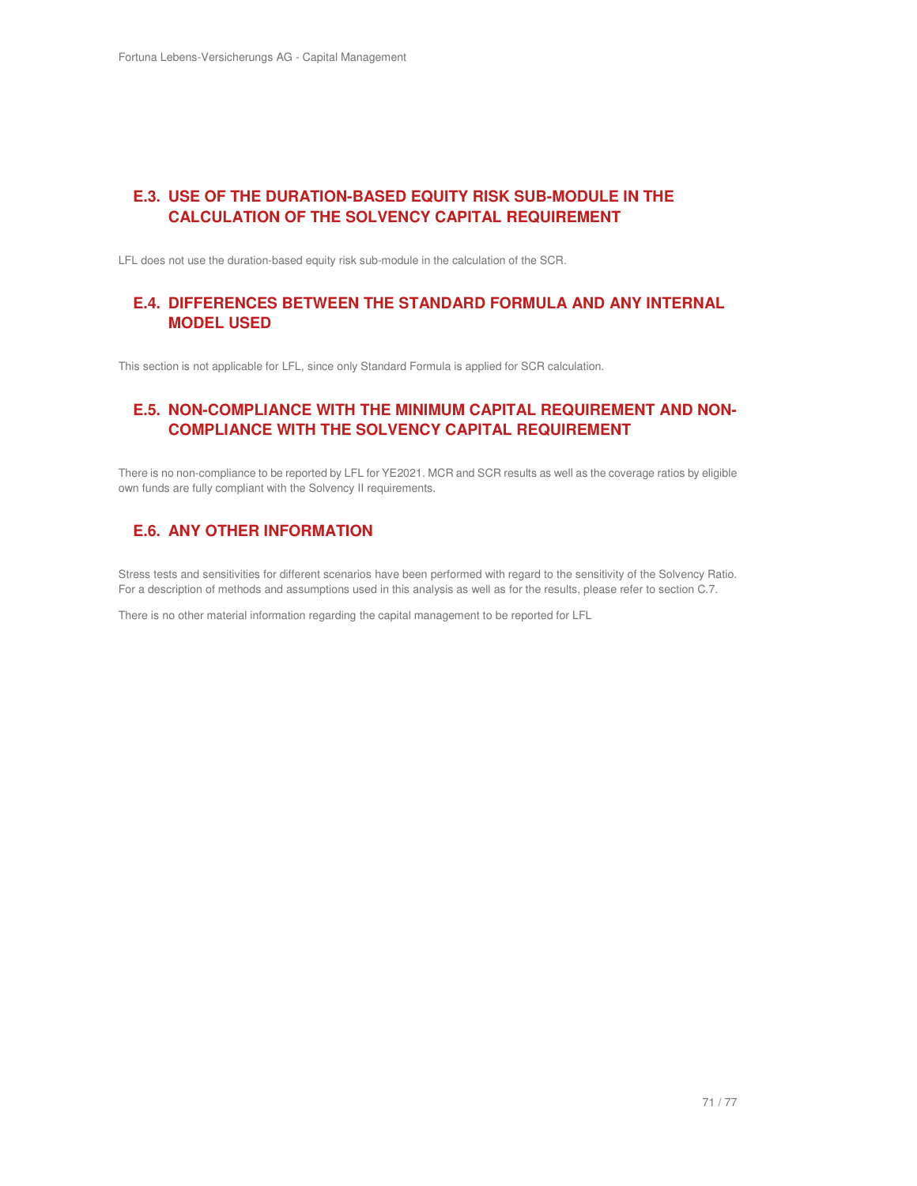## E.3. USE OF THE DURATION-BASED EQUITY RISK SUB-MODULE IN THE CALCULATION OF THE SOLVENCY CAPITAL REQUIREMENT

LFL does not use the duration-based equity risk sub-module in the calculation of the SCR.

## E.4. DIFFERENCES BETWEEN THE STANDARD FORMULA AND ANY INTERNAL MODEL USED

This section is not applicable for LFL, since only Standard Formula is applied for SCR calculation.

## E.5. NON-COMPLIANCE WITH THE MINIMUM CAPITAL REQUIREMENT AND NON-COMPLIANCE WITH THE SOLVENCY CAPITAL REQUIREMENT

There is no non-compliance to be reported by LFL for YE2021. MCR and SCR results as well as the coverage ratios by eligible own funds are fully compliant with the Solvency II requirements.

## E.6. ANY OTHER INFORMATION

Stress tests and sensitivities for different scenarios have been performed with regard to the sensitivity of the Solvency Ratio. For a description of methods and assumptions used in this analysis as well as for the results, please refer to section C.7.

There is no other material information regarding the capital management to be reported for LFL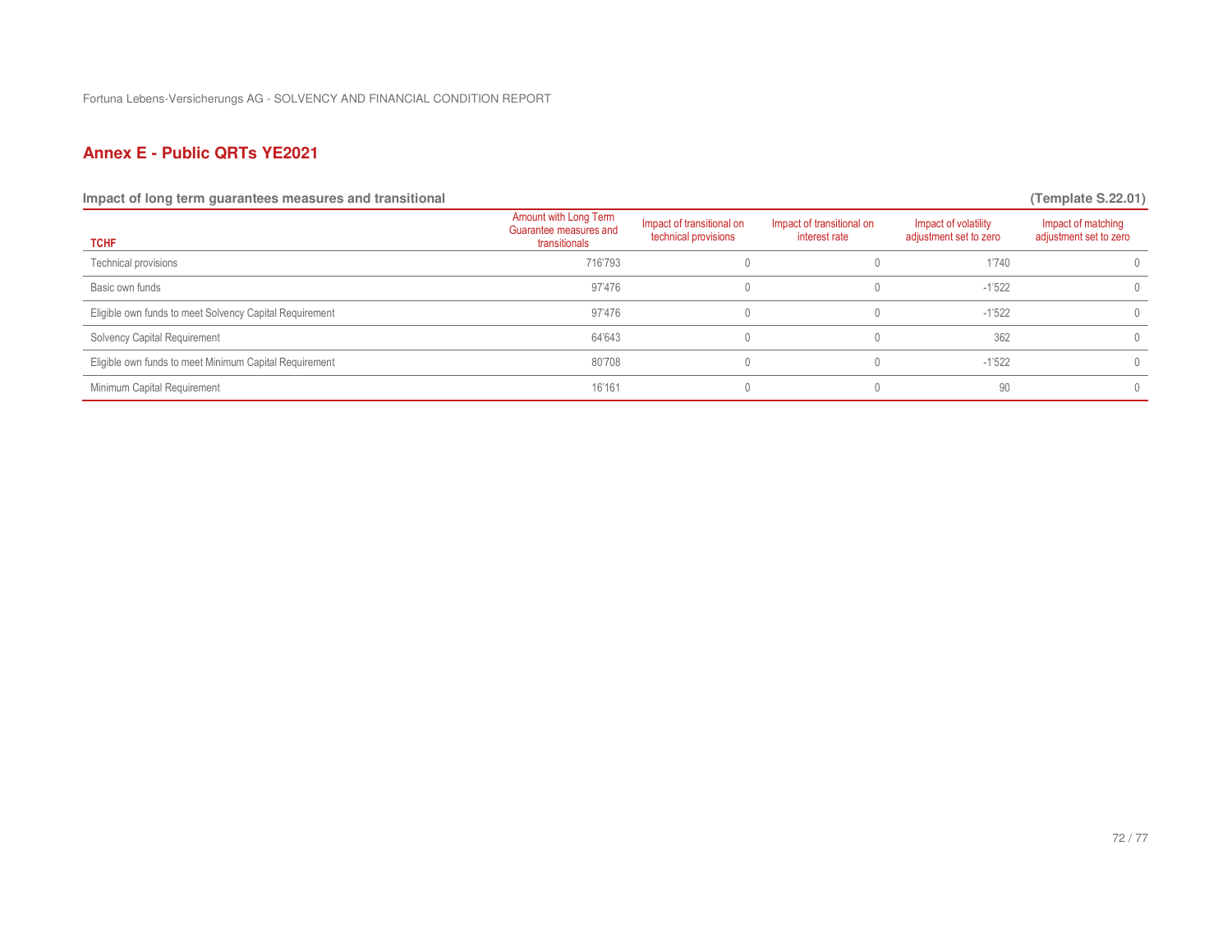## Annex E - Public QRTs YE2021

**Impact of long term guarantees measures and transitional** **(Template S.22.01)**

| TCHF | Amount with Long Term Guarantee measures and transitionals | Impact of transitional on technical provisions | Impact of transitional on interest rate | Impact of volatility adjustment set to zero | Impact of matching adjustment set to zero |
|---|---|---|---|---|---|
| Technical provisions | 716'793 | 0 | 0 | 1'740 | 0 |
| Basic own funds | 97'476 | 0 | 0 | -1'522 | 0 |
| Eligible own funds to meet Solvency Capital Requirement | 97'476 | 0 | 0 | -1'522 | 0 |
| Solvency Capital Requirement | 64'643 | 0 | 0 | 362 | 0 |
| Eligible own funds to meet Minimum Capital Requirement | 80'708 | 0 | 0 | -1'522 | 0 |
| Minimum Capital Requirement | 16'161 | 0 | 0 | 90 | 0 |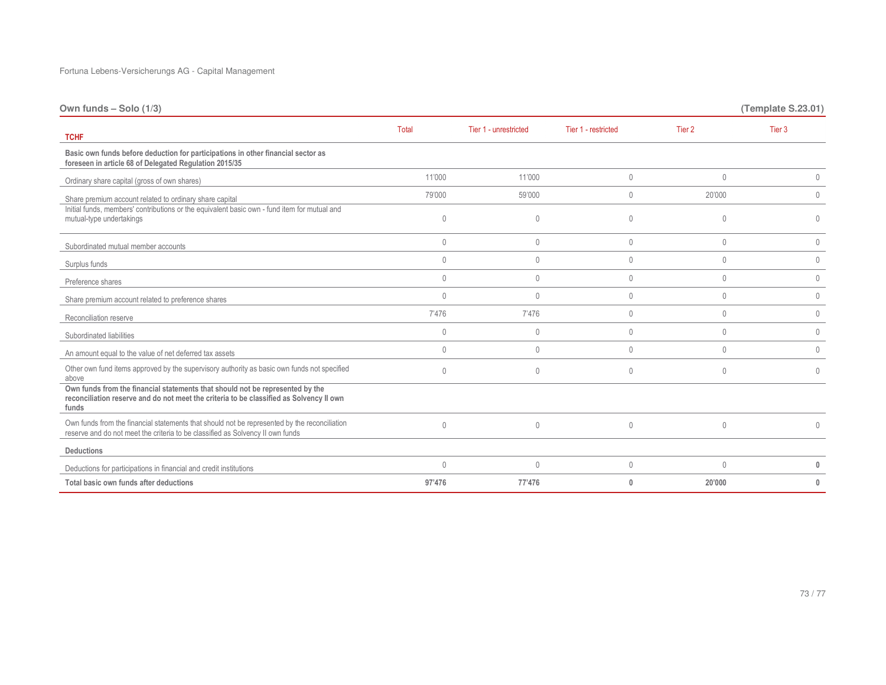Fortuna Lebens-Versicherungs AG - Capital Management

## Own funds – Solo (1/3) (Template S.23.01)

| TCHF | Total | Tier 1 - unrestricted | Tier 1 - restricted | Tier 2 | Tier 3 |
|---|---|---|---|---|---|
| **Basic own funds before deduction for participations in other financial sector as foreseen in article 68 of Delegated Regulation 2015/35** | | | | | |
| Ordinary share capital (gross of own shares) | 11'000 | 11'000 | 0 | 0 | 0 |
| Share premium account related to ordinary share capital | 79'000 | 59'000 | 0 | 20'000 | 0 |
| Initial funds, members' contributions or the equivalent basic own - fund item for mutual and mutual-type undertakings | 0 | 0 | 0 | 0 | 0 |
| Subordinated mutual member accounts | 0 | 0 | 0 | 0 | 0 |
| Surplus funds | 0 | 0 | 0 | 0 | 0 |
| Preference shares | 0 | 0 | 0 | 0 | 0 |
| Share premium account related to preference shares | 0 | 0 | 0 | 0 | 0 |
| Reconciliation reserve | 7'476 | 7'476 | 0 | 0 | 0 |
| Subordinated liabilities | 0 | 0 | 0 | 0 | 0 |
| An amount equal to the value of net deferred tax assets | 0 | 0 | 0 | 0 | 0 |
| Other own fund items approved by the supervisory authority as basic own funds not specified above | 0 | 0 | 0 | 0 | 0 |
| **Own funds from the financial statements that should not be represented by the reconciliation reserve and do not meet the criteria to be classified as Solvency II own funds** | | | | | |
| Own funds from the financial statements that should not be represented by the reconciliation reserve and do not meet the criteria to be classified as Solvency II own funds | 0 | 0 | 0 | 0 | 0 |
| **Deductions** | | | | | |
| Deductions for participations in financial and credit institutions | 0 | 0 | 0 | 0 | **0** |
| **Total basic own funds after deductions** | **97'476** | **77'476** | **0** | **20'000** | **0** |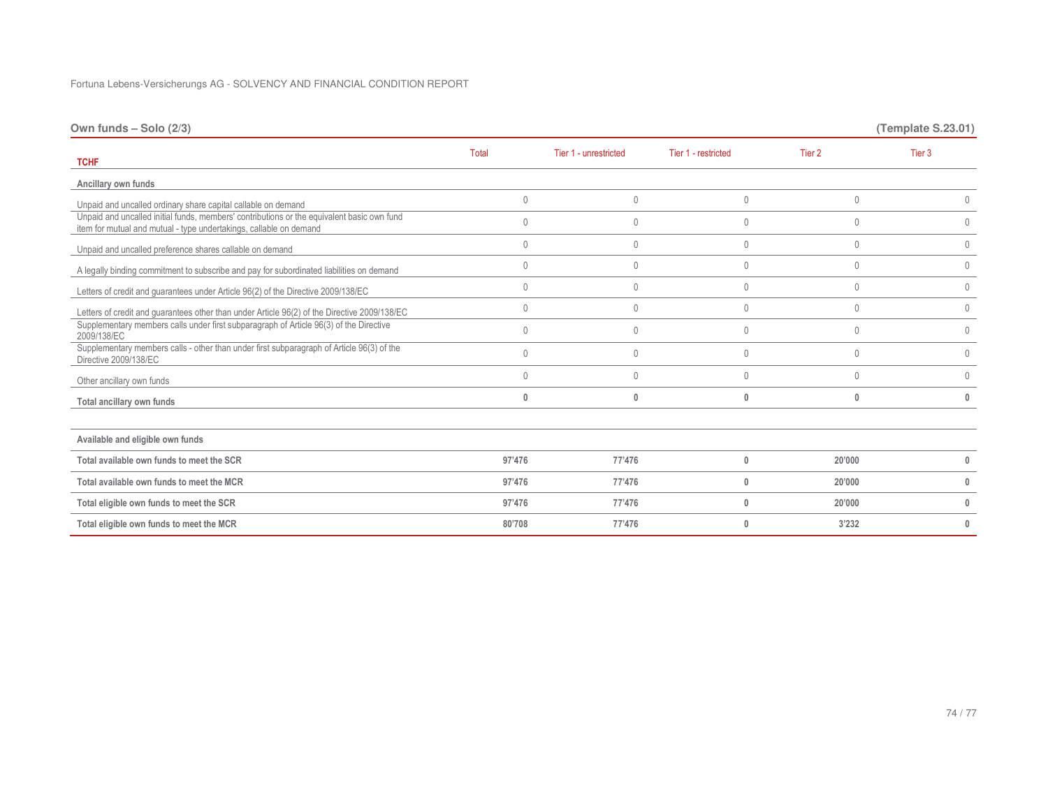## Own funds – Solo (2/3)

**(Template S.23.01)**

| TCHF | Total | Tier 1 - unrestricted | Tier 1 - restricted | Tier 2 | Tier 3 |
|---|---|---|---|---|---|
| **Ancillary own funds** | | | | | |
| Unpaid and uncalled ordinary share capital callable on demand | 0 | 0 | 0 | 0 | 0 |
| Unpaid and uncalled initial funds, members' contributions or the equivalent basic own fund item for mutual and mutual - type undertakings, callable on demand | 0 | 0 | 0 | 0 | 0 |
| Unpaid and uncalled preference shares callable on demand | 0 | 0 | 0 | 0 | 0 |
| A legally binding commitment to subscribe and pay for subordinated liabilities on demand | 0 | 0 | 0 | 0 | 0 |
| Letters of credit and guarantees under Article 96(2) of the Directive 2009/138/EC | 0 | 0 | 0 | 0 | 0 |
| Letters of credit and guarantees other than under Article 96(2) of the Directive 2009/138/EC | 0 | 0 | 0 | 0 | 0 |
| Supplementary members calls under first subparagraph of Article 96(3) of the Directive 2009/138/EC | 0 | 0 | 0 | 0 | 0 |
| Supplementary members calls - other than under first subparagraph of Article 96(3) of the Directive 2009/138/EC | 0 | 0 | 0 | 0 | 0 |
| Other ancillary own funds | 0 | 0 | 0 | 0 | 0 |
| **Total ancillary own funds** | **0** | **0** | **0** | **0** | **0** |
| | | | | | |
| **Available and eligible own funds** | | | | | |
| **Total available own funds to meet the SCR** | **97'476** | **77'476** | **0** | **20'000** | **0** |
| **Total available own funds to meet the MCR** | **97'476** | **77'476** | **0** | **20'000** | **0** |
| **Total eligible own funds to meet the SCR** | **97'476** | **77'476** | **0** | **20'000** | **0** |
| **Total eligible own funds to meet the MCR** | **80'708** | **77'476** | **0** | **3'232** | **0** |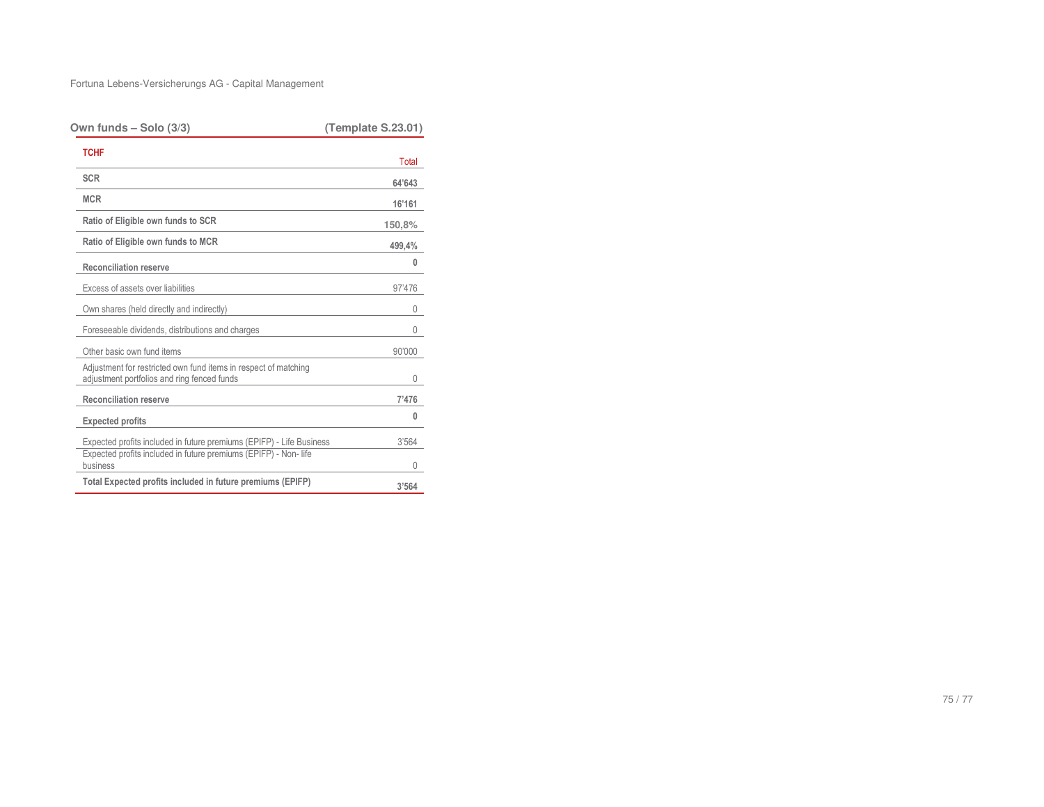## Own funds – Solo (3/3) (Template S.23.01)

| TCHF | Total |
|---|---|
| **SCR** | **64'643** |
| **MCR** | **16'161** |
| **Ratio of Eligible own funds to SCR** | **150,8%** |
| **Ratio of Eligible own funds to MCR** | **499,4%** |
| **Reconciliation reserve** | **0** |
| Excess of assets over liabilities | 97'476 |
| Own shares (held directly and indirectly) | 0 |
| Foreseeable dividends, distributions and charges | 0 |
| Other basic own fund items | 90'000 |
| Adjustment for restricted own fund items in respect of matching adjustment portfolios and ring fenced funds | 0 |
| **Reconciliation reserve** | **7'476** |
| **Expected profits** | **0** |
| Expected profits included in future premiums (EPIFP) - Life Business | 3'564 |
| Expected profits included in future premiums (EPIFP) - Non- life business | 0 |
| **Total Expected profits included in future premiums (EPIFP)** | **3'564** |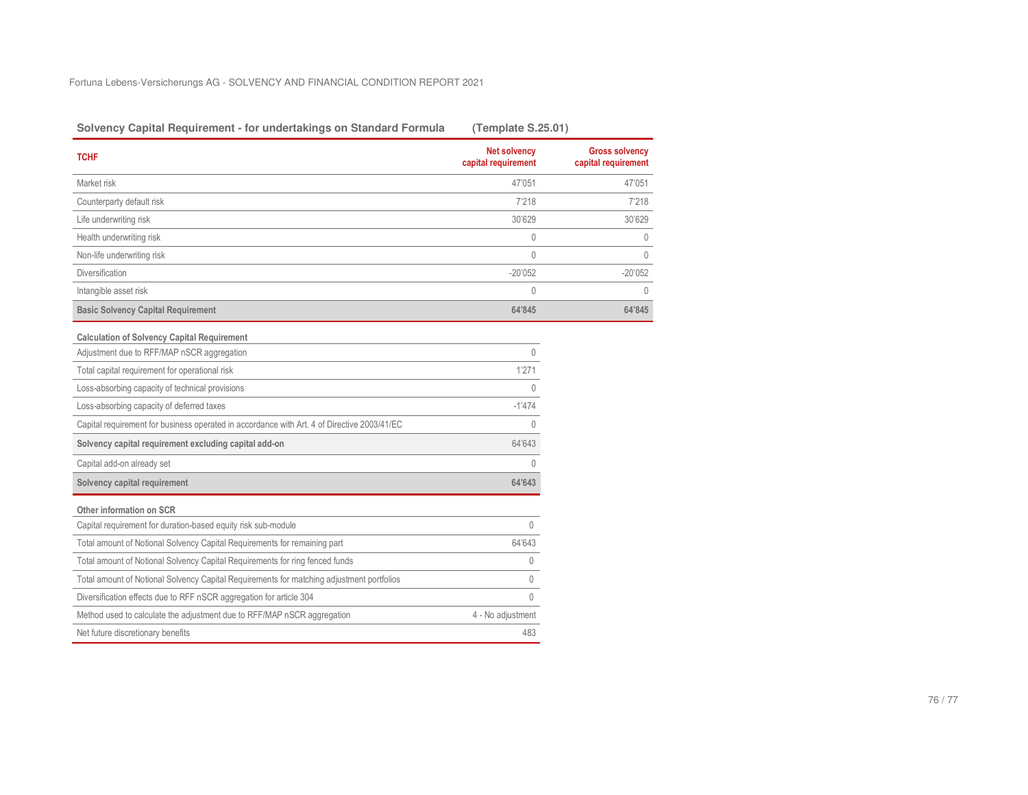## Solvency Capital Requirement - for undertakings on Standard Formula (Template S.25.01)

| TCHF | Net solvency capital requirement | Gross solvency capital requirement |
|---|---|---|
| Market risk | 47'051 | 47'051 |
| Counterparty default risk | 7'218 | 7'218 |
| Life underwriting risk | 30'629 | 30'629 |
| Health underwriting risk | 0 | 0 |
| Non-life underwriting risk | 0 | 0 |
| Diversification | -20'052 | -20'052 |
| Intangible asset risk | 0 | 0 |
| **Basic Solvency Capital Requirement** | **64'845** | **64'845** |

| **Calculation of Solvency Capital Requirement** | |
|---|---|
| Adjustment due to RFF/MAP nSCR aggregation | 0 |
| Total capital requirement for operational risk | 1'271 |
| Loss-absorbing capacity of technical provisions | 0 |
| Loss-absorbing capacity of deferred taxes | -1'474 |
| Capital requirement for business operated in accordance with Art. 4 of Directive 2003/41/EC | 0 |
| **Solvency capital requirement excluding capital add-on** | 64'643 |
| Capital add-on already set | 0 |
| **Solvency capital requirement** | **64'643** |

| **Other information on SCR** | |
|---|---|
| Capital requirement for duration-based equity risk sub-module | 0 |
| Total amount of Notional Solvency Capital Requirements for remaining part | 64'643 |
| Total amount of Notional Solvency Capital Requirements for ring fenced funds | 0 |
| Total amount of Notional Solvency Capital Requirements for matching adjustment portfolios | 0 |
| Diversification effects due to RFF nSCR aggregation for article 304 | 0 |
| Method used to calculate the adjustment due to RFF/MAP nSCR aggregation | 4 - No adjustment |
| Net future discretionary benefits | 483 |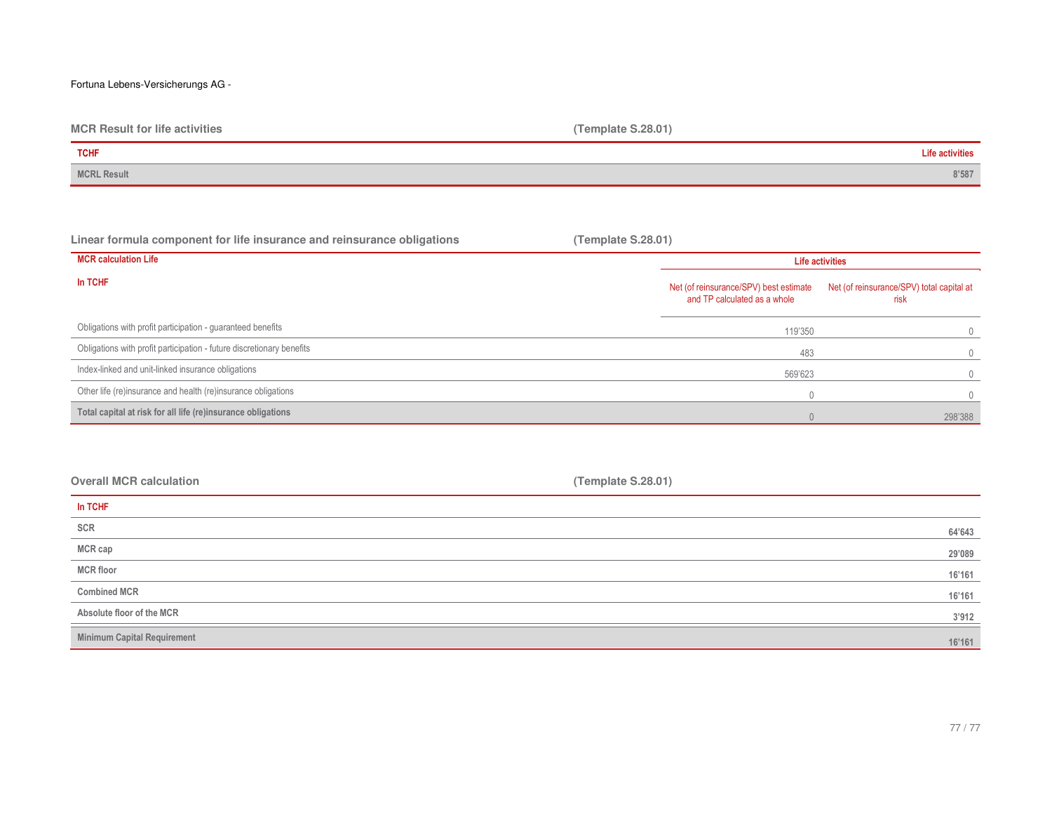Fortuna Lebens-Versicherungs AG -

## MCR Result for life activities (Template S.28.01)

| TCHF | Life activities |
|---|---|
| **MCRL Result** | **8'587** |

## Linear formula component for life insurance and reinsurance obligations (Template S.28.01)

| MCR calculation Life<br>In TCHF | Life activities | |
|---|---|---|
| | Net (of reinsurance/SPV) best estimate and TP calculated as a whole | Net (of reinsurance/SPV) total capital at risk |
| Obligations with profit participation - guaranteed benefits | 119'350 | 0 |
| Obligations with profit participation - future discretionary benefits | 483 | 0 |
| Index-linked and unit-linked insurance obligations | 569'623 | 0 |
| Other life (re)insurance and health (re)insurance obligations | 0 | 0 |
| **Total capital at risk for all life (re)insurance obligations** | 0 | 298'388 |

## Overall MCR calculation (Template S.28.01)

| In TCHF | |
|---|---|
| **SCR** | **64'643** |
| **MCR cap** | **29'089** |
| **MCR floor** | **16'161** |
| **Combined MCR** | **16'161** |
| **Absolute floor of the MCR** | **3'912** |
| **Minimum Capital Requirement** | **16'161** |